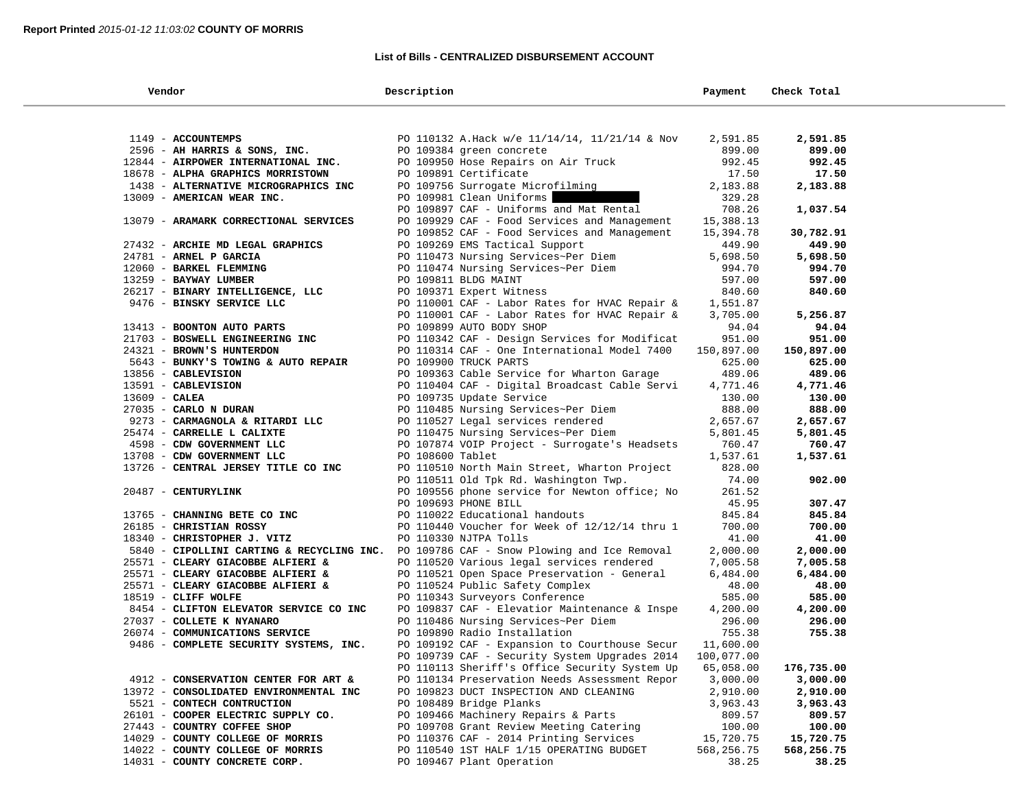**Report Printed** *2015-01-12 11:03:02* **COUNTY OF MORRIS**

### List of Bills - CENTRALIZED DISBURSEMENT ACCOUNT

| Vendor | Description | Payment | Check Total |
|---|---|---|---|
| 1149 - **ACCOUNTEMPS** | PO 110132 A.Hack w/e 11/14/14, 11/21/14 & Nov | 2,591.85 | **2,591.85** |
| 2596 - **AH HARRIS & SONS, INC.** | PO 109384 green concrete | 899.00 | **899.00** |
| 12844 - **AIRPOWER INTERNATIONAL INC.** | PO 109950 Hose Repairs on Air Truck | 992.45 | **992.45** |
| 18678 - **ALPHA GRAPHICS MORRISTOWN** | PO 109891 Certificate | 17.50 | **17.50** |
| 1438 - **ALTERNATIVE MICROGRAPHICS INC** | PO 109756 Surrogate Microfilming | 2,183.88 | **2,183.88** |
| 13009 - **AMERICAN WEAR INC.** | PO 109981 Clean Uniforms | 329.28 | |
| | PO 109897 CAF - Uniforms and Mat Rental | 708.26 | **1,037.54** |
| 13079 - **ARAMARK CORRECTIONAL SERVICES** | PO 109929 CAF - Food Services and Management | 15,388.13 | |
| | PO 109852 CAF - Food Services and Management | 15,394.78 | **30,782.91** |
| 27432 - **ARCHIE MD LEGAL GRAPHICS** | PO 109269 EMS Tactical Support | 449.90 | **449.90** |
| 24781 - **ARNEL P GARCIA** | PO 110473 Nursing Services~Per Diem | 5,698.50 | **5,698.50** |
| 12060 - **BARKEL FLEMMING** | PO 110474 Nursing Services~Per Diem | 994.70 | **994.70** |
| 13259 - **BAYWAY LUMBER** | PO 109811 BLDG MAINT | 597.00 | **597.00** |
| 26217 - **BINARY INTELLIGENCE, LLC** | PO 109371 Expert Witness | 840.60 | **840.60** |
| 9476 - **BINSKY SERVICE LLC** | PO 110001 CAF - Labor Rates for HVAC Repair & | 1,551.87 | |
| | PO 110001 CAF - Labor Rates for HVAC Repair & | 3,705.00 | **5,256.87** |
| 13413 - **BOONTON AUTO PARTS** | PO 109899 AUTO BODY SHOP | 94.04 | **94.04** |
| 21703 - **BOSWELL ENGINEERING INC** | PO 110342 CAF - Design Services for Modificat | 951.00 | **951.00** |
| 24321 - **BROWN'S HUNTERDON** | PO 110314 CAF - One International Model 7400 | 150,897.00 | **150,897.00** |
| 5643 - **BUNKY'S TOWING & AUTO REPAIR** | PO 109900 TRUCK PARTS | 625.00 | **625.00** |
| 13856 - **CABLEVISION** | PO 109363 Cable Service for Wharton Garage | 489.06 | **489.06** |
| 13591 - **CABLEVISION** | PO 110404 CAF - Digital Broadcast Cable Servi | 4,771.46 | **4,771.46** |
| 13609 - **CALEA** | PO 109735 Update Service | 130.00 | **130.00** |
| 27035 - **CARLO N DURAN** | PO 110485 Nursing Services~Per Diem | 888.00 | **888.00** |
| 9273 - **CARMAGNOLA & RITARDI LLC** | PO 110527 Legal services rendered | 2,657.67 | **2,657.67** |
| 25474 - **CARRELLE L CALIXTE** | PO 110475 Nursing Services~Per Diem | 5,801.45 | **5,801.45** |
| 4598 - **CDW GOVERNMENT LLC** | PO 107874 VOIP Project - Surrogate's Headsets | 760.47 | **760.47** |
| 13708 - **CDW GOVERNMENT LLC** | PO 108600 Tablet | 1,537.61 | **1,537.61** |
| 13726 - **CENTRAL JERSEY TITLE CO INC** | PO 110510 North Main Street, Wharton Project | 828.00 | |
| | PO 110511 Old Tpk Rd. Washington Twp. | 74.00 | **902.00** |
| 20487 - **CENTURYLINK** | PO 109556 phone service for Newton office; No | 261.52 | |
| | PO 109693 PHONE BILL | 45.95 | **307.47** |
| 13765 - **CHANNING BETE CO INC** | PO 110022 Educational handouts | 845.84 | **845.84** |
| 26185 - **CHRISTIAN ROSSY** | PO 110440 Voucher for Week of 12/12/14 thru 1 | 700.00 | **700.00** |
| 18340 - **CHRISTOPHER J. VITZ** | PO 110330 NJTPA Tolls | 41.00 | **41.00** |
| 5840 - **CIPOLLINI CARTING & RECYCLING INC.** | PO 109786 CAF - Snow Plowing and Ice Removal | 2,000.00 | **2,000.00** |
| 25571 - **CLEARY GIACOBBE ALFIERI &** | PO 110520 Various legal services rendered | 7,005.58 | **7,005.58** |
| 25571 - **CLEARY GIACOBBE ALFIERI &** | PO 110521 Open Space Preservation - General | 6,484.00 | **6,484.00** |
| 25571 - **CLEARY GIACOBBE ALFIERI &** | PO 110524 Public Safety Complex | 48.00 | **48.00** |
| 18519 - **CLIFF WOLFE** | PO 110343 Surveyors Conference | 585.00 | **585.00** |
| 8454 - **CLIFTON ELEVATOR SERVICE CO INC** | PO 109837 CAF - Elevatior Maintenance & Inspe | 4,200.00 | **4,200.00** |
| 27037 - **COLLETE K NYANARO** | PO 110486 Nursing Services~Per Diem | 296.00 | **296.00** |
| 26074 - **COMMUNICATIONS SERVICE** | PO 109890 Radio Installation | 755.38 | **755.38** |
| 9486 - **COMPLETE SECURITY SYSTEMS, INC.** | PO 109192 CAF - Expansion to Courthouse Secur | 11,600.00 | |
| | PO 109739 CAF - Security System Upgrades 2014 | 100,077.00 | |
| | PO 110113 Sheriff's Office Security System Up | 65,058.00 | **176,735.00** |
| 4912 - **CONSERVATION CENTER FOR ART &** | PO 110134 Preservation Needs Assessment Repor | 3,000.00 | **3,000.00** |
| 13972 - **CONSOLIDATED ENVIRONMENTAL INC** | PO 109823 DUCT INSPECTION AND CLEANING | 2,910.00 | **2,910.00** |
| 5521 - **CONTECH CONTRUCTION** | PO 108489 Bridge Planks | 3,963.43 | **3,963.43** |
| 26101 - **COOPER ELECTRIC SUPPLY CO.** | PO 109466 Machinery Repairs & Parts | 809.57 | **809.57** |
| 27443 - **COUNTRY COFFEE SHOP** | PO 109708 Grant Review Meeting Catering | 100.00 | **100.00** |
| 14029 - **COUNTY COLLEGE OF MORRIS** | PO 110376 CAF - 2014 Printing Services | 15,720.75 | **15,720.75** |
| 14022 - **COUNTY COLLEGE OF MORRIS** | PO 110540 1ST HALF 1/15 OPERATING BUDGET | 568,256.75 | **568,256.75** |
| 14031 - **COUNTY CONCRETE CORP.** | PO 109467 Plant Operation | 38.25 | **38.25** |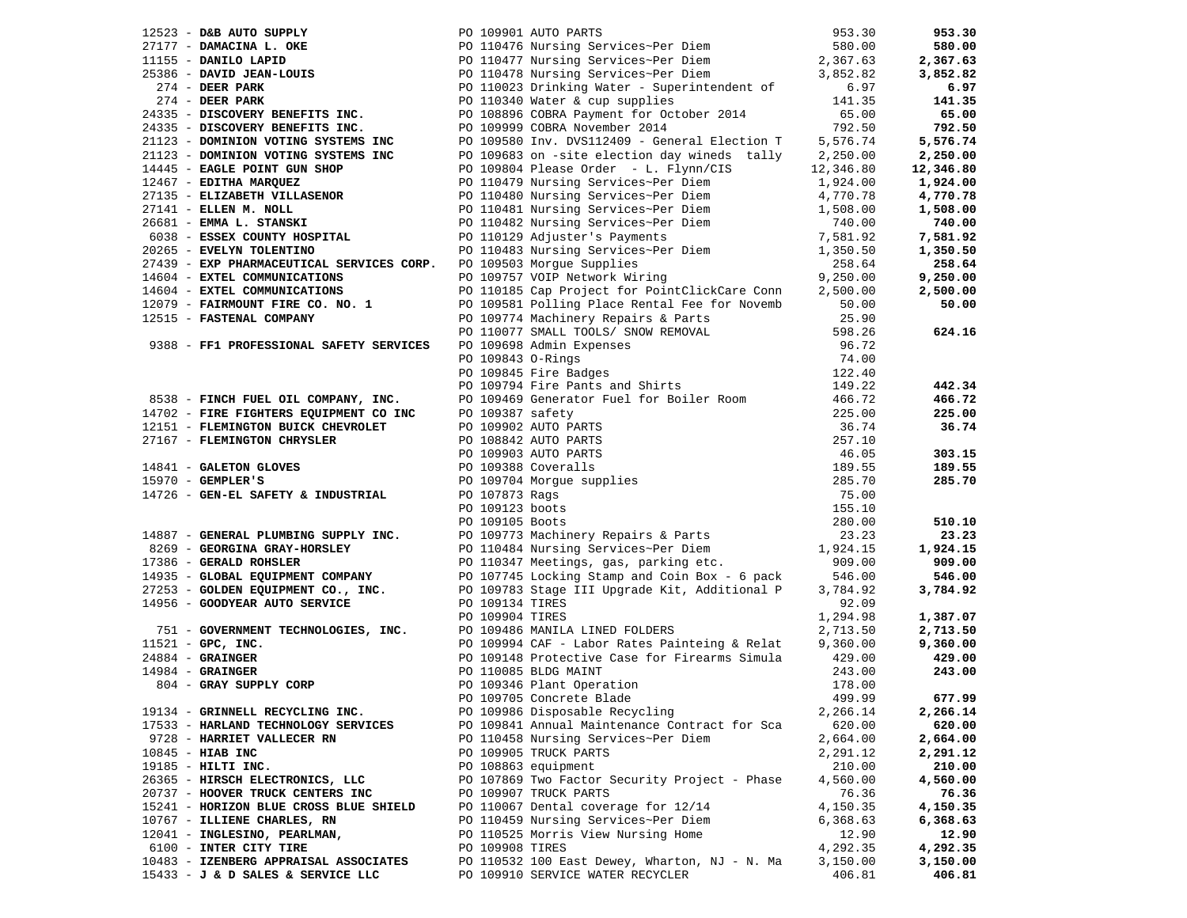| Vendor | PO / Description | Amount | Total |
|---|---|---|---|
| 12523 - **D&B AUTO SUPPLY** | PO 109901 AUTO PARTS | 953.30 | **953.30** |
| 27177 - **DAMACINA L. OKE** | PO 110476 Nursing Services~Per Diem | 580.00 | **580.00** |
| 11155 - **DANILO LAPID** | PO 110477 Nursing Services~Per Diem | 2,367.63 | **2,367.63** |
| 25386 - **DAVID JEAN-LOUIS** | PO 110478 Nursing Services~Per Diem | 3,852.82 | **3,852.82** |
| 274 - **DEER PARK** | PO 110023 Drinking Water - Superintendent of | 6.97 | **6.97** |
| 274 - **DEER PARK** | PO 110340 Water & cup supplies | 141.35 | **141.35** |
| 24335 - **DISCOVERY BENEFITS INC.** | PO 108896 COBRA Payment for October 2014 | 65.00 | **65.00** |
| 24335 - **DISCOVERY BENEFITS INC.** | PO 109999 COBRA November 2014 | 792.50 | **792.50** |
| 21123 - **DOMINION VOTING SYSTEMS INC** | PO 109580 Inv. DVS112409 - General Election T | 5,576.74 | **5,576.74** |
| 21123 - **DOMINION VOTING SYSTEMS INC** | PO 109683 on -site election day wineds tally | 2,250.00 | **2,250.00** |
| 14445 - **EAGLE POINT GUN SHOP** | PO 109804 Please Order - L. Flynn/CIS | 12,346.80 | **12,346.80** |
| 12467 - **EDITHA MARQUEZ** | PO 110479 Nursing Services~Per Diem | 1,924.00 | **1,924.00** |
| 27135 - **ELIZABETH VILLASENOR** | PO 110480 Nursing Services~Per Diem | 4,770.78 | **4,770.78** |
| 27141 - **ELLEN M. NOLL** | PO 110481 Nursing Services~Per Diem | 1,508.00 | **1,508.00** |
| 26681 - **EMMA L. STANSKI** | PO 110482 Nursing Services~Per Diem | 740.00 | **740.00** |
| 6038 - **ESSEX COUNTY HOSPITAL** | PO 110129 Adjuster's Payments | 7,581.92 | **7,581.92** |
| 20265 - **EVELYN TOLENTINO** | PO 110483 Nursing Services~Per Diem | 1,350.50 | **1,350.50** |
| 27439 - **EXP PHARMACEUTICAL SERVICES CORP.** | PO 109503 Morgue Supplies | 258.64 | **258.64** |
| 14604 - **EXTEL COMMUNICATIONS** | PO 109757 VOIP Network Wiring | 9,250.00 | **9,250.00** |
| 14604 - **EXTEL COMMUNICATIONS** | PO 110185 Cap Project for PointClickCare Conn | 2,500.00 | **2,500.00** |
| 12079 - **FAIRMOUNT FIRE CO. NO. 1** | PO 109581 Polling Place Rental Fee for Novemb | 50.00 | **50.00** |
| 12515 - **FASTENAL COMPANY** | PO 109774 Machinery Repairs & Parts | 25.90 | |
| | PO 110077 SMALL TOOLS/ SNOW REMOVAL | 598.26 | **624.16** |
| 9388 - **FF1 PROFESSIONAL SAFETY SERVICES** | PO 109698 Admin Expenses | 96.72 | |
| | PO 109843 O-Rings | 74.00 | |
| | PO 109845 Fire Badges | 122.40 | |
| | PO 109794 Fire Pants and Shirts | 149.22 | **442.34** |
| 8538 - **FINCH FUEL OIL COMPANY, INC.** | PO 109469 Generator Fuel for Boiler Room | 466.72 | **466.72** |
| 14702 - **FIRE FIGHTERS EQUIPMENT CO INC** | PO 109387 safety | 225.00 | **225.00** |
| 12151 - **FLEMINGTON BUICK CHEVROLET** | PO 109902 AUTO PARTS | 36.74 | **36.74** |
| 27167 - **FLEMINGTON CHRYSLER** | PO 108842 AUTO PARTS | 257.10 | |
| | PO 109903 AUTO PARTS | 46.05 | **303.15** |
| 14841 - **GALETON GLOVES** | PO 109388 Coveralls | 189.55 | **189.55** |
| 15970 - **GEMPLER'S** | PO 109704 Morgue supplies | 285.70 | **285.70** |
| 14726 - **GEN-EL SAFETY & INDUSTRIAL** | PO 107873 Rags | 75.00 | |
| | PO 109123 boots | 155.10 | |
| | PO 109105 Boots | 280.00 | **510.10** |
| 14887 - **GENERAL PLUMBING SUPPLY INC.** | PO 109773 Machinery Repairs & Parts | 23.23 | **23.23** |
| 8269 - **GEORGINA GRAY-HORSLEY** | PO 110484 Nursing Services~Per Diem | 1,924.15 | **1,924.15** |
| 17386 - **GERALD ROHSLER** | PO 110347 Meetings, gas, parking etc. | 909.00 | **909.00** |
| 14935 - **GLOBAL EQUIPMENT COMPANY** | PO 107745 Locking Stamp and Coin Box - 6 pack | 546.00 | **546.00** |
| 27253 - **GOLDEN EQUIPMENT CO., INC.** | PO 109783 Stage III Upgrade Kit, Additional P | 3,784.92 | **3,784.92** |
| 14956 - **GOODYEAR AUTO SERVICE** | PO 109134 TIRES | 92.09 | |
| | PO 109904 TIRES | 1,294.98 | **1,387.07** |
| 751 - **GOVERNMENT TECHNOLOGIES, INC.** | PO 109486 MANILA LINED FOLDERS | 2,713.50 | **2,713.50** |
| 11521 - **GPC, INC.** | PO 109994 CAF - Labor Rates Painteing & Relat | 9,360.00 | **9,360.00** |
| 24884 - **GRAINGER** | PO 109148 Protective Case for Firearms Simula | 429.00 | **429.00** |
| 14984 - **GRAINGER** | PO 110085 BLDG MAINT | 243.00 | **243.00** |
| 804 - **GRAY SUPPLY CORP** | PO 109346 Plant Operation | 178.00 | |
| | PO 109705 Concrete Blade | 499.99 | **677.99** |
| 19134 - **GRINNELL RECYCLING INC.** | PO 109986 Disposable Recycling | 2,266.14 | **2,266.14** |
| 17533 - **HARLAND TECHNOLOGY SERVICES** | PO 109841 Annual Maintenance Contract for Sca | 620.00 | **620.00** |
| 9728 - **HARRIET VALLECER RN** | PO 110458 Nursing Services~Per Diem | 2,664.00 | **2,664.00** |
| 10845 - **HIAB INC** | PO 109905 TRUCK PARTS | 2,291.12 | **2,291.12** |
| 19185 - **HILTI INC.** | PO 108863 equipment | 210.00 | **210.00** |
| 26365 - **HIRSCH ELECTRONICS, LLC** | PO 107869 Two Factor Security Project - Phase | 4,560.00 | **4,560.00** |
| 20737 - **HOOVER TRUCK CENTERS INC** | PO 109907 TRUCK PARTS | 76.36 | **76.36** |
| 15241 - **HORIZON BLUE CROSS BLUE SHIELD** | PO 110067 Dental coverage for 12/14 | 4,150.35 | **4,150.35** |
| 10767 - **ILLIENE CHARLES, RN** | PO 110459 Nursing Services~Per Diem | 6,368.63 | **6,368.63** |
| 12041 - **INGLESINO, PEARLMAN,** | PO 110525 Morris View Nursing Home | 12.90 | **12.90** |
| 6100 - **INTER CITY TIRE** | PO 109908 TIRES | 4,292.35 | **4,292.35** |
| 10483 - **IZENBERG APPRAISAL ASSOCIATES** | PO 110532 100 East Dewey, Wharton, NJ - N. Ma | 3,150.00 | **3,150.00** |
| 15433 - **J & D SALES & SERVICE LLC** | PO 109910 SERVICE WATER RECYCLER | 406.81 | **406.81** |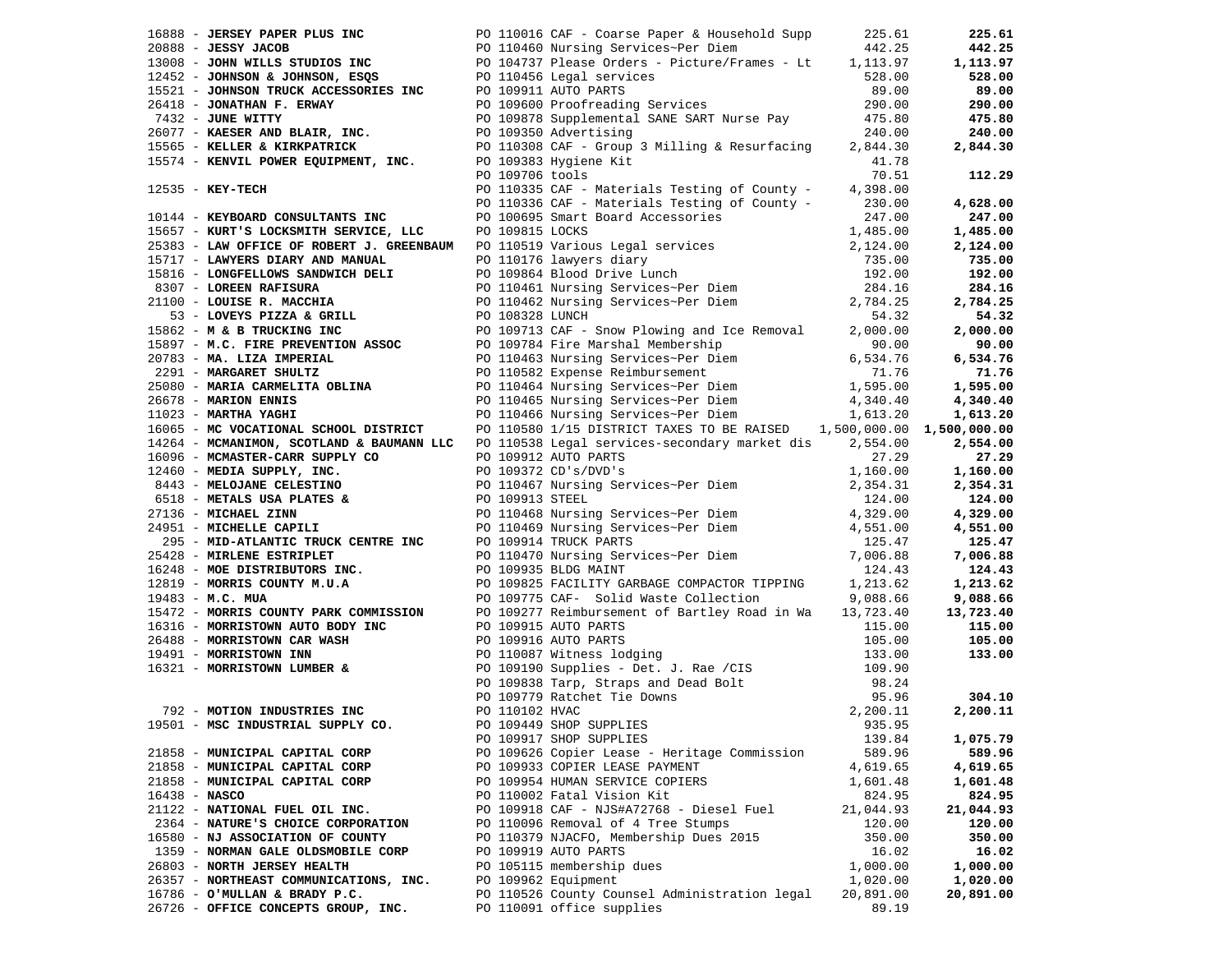| Vendor | PO / Description | Amount | Total |
|---|---|---|---|
| 16888 - **JERSEY PAPER PLUS INC** | PO 110016 CAF - Coarse Paper & Household Supp | 225.61 | **225.61** |
| 20888 - **JESSY JACOB** | PO 110460 Nursing Services~Per Diem | 442.25 | **442.25** |
| 13008 - **JOHN WILLS STUDIOS INC** | PO 104737 Please Orders - Picture/Frames - Lt | 1,113.97 | **1,113.97** |
| 12452 - **JOHNSON & JOHNSON, ESQS** | PO 110456 Legal services | 528.00 | **528.00** |
| 15521 - **JOHNSON TRUCK ACCESSORIES INC** | PO 109911 AUTO PARTS | 89.00 | **89.00** |
| 26418 - **JONATHAN F. ERWAY** | PO 109600 Proofreading Services | 290.00 | **290.00** |
| 7432 - **JUNE WITTY** | PO 109878 Supplemental SANE SART Nurse Pay | 475.80 | **475.80** |
| 26077 - **KAESER AND BLAIR, INC.** | PO 109350 Advertising | 240.00 | **240.00** |
| 15565 - **KELLER & KIRKPATRICK** | PO 110308 CAF - Group 3 Milling & Resurfacing | 2,844.30 | **2,844.30** |
| 15574 - **KENVIL POWER EQUIPMENT, INC.** | PO 109383 Hygiene Kit | 41.78 | |
| | PO 109706 tools | 70.51 | **112.29** |
| 12535 - **KEY-TECH** | PO 110335 CAF - Materials Testing of County - | 4,398.00 | |
| | PO 110336 CAF - Materials Testing of County - | 230.00 | **4,628.00** |
| 10144 - **KEYBOARD CONSULTANTS INC** | PO 100695 Smart Board Accessories | 247.00 | **247.00** |
| 15657 - **KURT'S LOCKSMITH SERVICE, LLC** | PO 109815 LOCKS | 1,485.00 | **1,485.00** |
| 25383 - **LAW OFFICE OF ROBERT J. GREENBAUM** | PO 110519 Various Legal services | 2,124.00 | **2,124.00** |
| 15717 - **LAWYERS DIARY AND MANUAL** | PO 110176 lawyers diary | 735.00 | **735.00** |
| 15816 - **LONGFELLOWS SANDWICH DELI** | PO 109864 Blood Drive Lunch | 192.00 | **192.00** |
| 8307 - **LOREEN RAFISURA** | PO 110461 Nursing Services~Per Diem | 284.16 | **284.16** |
| 21100 - **LOUISE R. MACCHIA** | PO 110462 Nursing Services~Per Diem | 2,784.25 | **2,784.25** |
| 53 - **LOVEYS PIZZA & GRILL** | PO 108328 LUNCH | 54.32 | **54.32** |
| 15862 - **M & B TRUCKING INC** | PO 109713 CAF - Snow Plowing and Ice Removal | 2,000.00 | **2,000.00** |
| 15897 - **M.C. FIRE PREVENTION ASSOC** | PO 109784 Fire Marshal Membership | 90.00 | **90.00** |
| 20783 - **MA. LIZA IMPERIAL** | PO 110463 Nursing Services~Per Diem | 6,534.76 | **6,534.76** |
| 2291 - **MARGARET SHULTZ** | PO 110582 Expense Reimbursement | 71.76 | **71.76** |
| 25080 - **MARIA CARMELITA OBLINA** | PO 110464 Nursing Services~Per Diem | 1,595.00 | **1,595.00** |
| 26678 - **MARION ENNIS** | PO 110465 Nursing Services~Per Diem | 4,340.40 | **4,340.40** |
| 11023 - **MARTHA YAGHI** | PO 110466 Nursing Services~Per Diem | 1,613.20 | **1,613.20** |
| 16065 - **MC VOCATIONAL SCHOOL DISTRICT** | PO 110580 1/15 DISTRICT TAXES TO BE RAISED | 1,500,000.00 | **1,500,000.00** |
| 14264 - **MCMANIMON, SCOTLAND & BAUMANN LLC** | PO 110538 Legal services-secondary market dis | 2,554.00 | **2,554.00** |
| 16096 - **MCMASTER-CARR SUPPLY CO** | PO 109912 AUTO PARTS | 27.29 | **27.29** |
| 12460 - **MEDIA SUPPLY, INC.** | PO 109372 CD's/DVD's | 1,160.00 | **1,160.00** |
| 8443 - **MELOJANE CELESTINO** | PO 110467 Nursing Services~Per Diem | 2,354.31 | **2,354.31** |
| 6518 - **METALS USA PLATES &** | PO 109913 STEEL | 124.00 | **124.00** |
| 27136 - **MICHAEL ZINN** | PO 110468 Nursing Services~Per Diem | 4,329.00 | **4,329.00** |
| 24951 - **MICHELLE CAPILI** | PO 110469 Nursing Services~Per Diem | 4,551.00 | **4,551.00** |
| 295 - **MID-ATLANTIC TRUCK CENTRE INC** | PO 109914 TRUCK PARTS | 125.47 | **125.47** |
| 25428 - **MIRLENE ESTRIPLET** | PO 110470 Nursing Services~Per Diem | 7,006.88 | **7,006.88** |
| 16248 - **MOE DISTRIBUTORS INC.** | PO 109935 BLDG MAINT | 124.43 | **124.43** |
| 12819 - **MORRIS COUNTY M.U.A** | PO 109825 FACILITY GARBAGE COMPACTOR TIPPING | 1,213.62 | **1,213.62** |
| 19483 - **M.C. MUA** | PO 109775 CAF- Solid Waste Collection | 9,088.66 | **9,088.66** |
| 15472 - **MORRIS COUNTY PARK COMMISSION** | PO 109277 Reimbursement of Bartley Road in Wa | 13,723.40 | **13,723.40** |
| 16316 - **MORRISTOWN AUTO BODY INC** | PO 109915 AUTO PARTS | 115.00 | **115.00** |
| 26488 - **MORRISTOWN CAR WASH** | PO 109916 AUTO PARTS | 105.00 | **105.00** |
| 19491 - **MORRISTOWN INN** | PO 110087 Witness lodging | 133.00 | **133.00** |
| 16321 - **MORRISTOWN LUMBER &** | PO 109190 Supplies - Det. J. Rae /CIS | 109.90 | |
| | PO 109838 Tarp, Straps and Dead Bolt | 98.24 | |
| | PO 109779 Ratchet Tie Downs | 95.96 | **304.10** |
| 792 - **MOTION INDUSTRIES INC** | PO 110102 HVAC | 2,200.11 | **2,200.11** |
| 19501 - **MSC INDUSTRIAL SUPPLY CO.** | PO 109449 SHOP SUPPLIES | 935.95 | |
| | PO 109917 SHOP SUPPLIES | 139.84 | **1,075.79** |
| 21858 - **MUNICIPAL CAPITAL CORP** | PO 109626 Copier Lease - Heritage Commission | 589.96 | **589.96** |
| 21858 - **MUNICIPAL CAPITAL CORP** | PO 109933 COPIER LEASE PAYMENT | 4,619.65 | **4,619.65** |
| 21858 - **MUNICIPAL CAPITAL CORP** | PO 109954 HUMAN SERVICE COPIERS | 1,601.48 | **1,601.48** |
| 16438 - **NASCO** | PO 110002 Fatal Vision Kit | 824.95 | **824.95** |
| 21122 - **NATIONAL FUEL OIL INC.** | PO 109918 CAF - NJS#A72768 - Diesel Fuel | 21,044.93 | **21,044.93** |
| 2364 - **NATURE'S CHOICE CORPORATION** | PO 110096 Removal of 4 Tree Stumps | 120.00 | **120.00** |
| 16580 - **NJ ASSOCIATION OF COUNTY** | PO 110379 NJACFO, Membership Dues 2015 | 350.00 | **350.00** |
| 1359 - **NORMAN GALE OLDSMOBILE CORP** | PO 109919 AUTO PARTS | 16.02 | **16.02** |
| 26803 - **NORTH JERSEY HEALTH** | PO 105115 membership dues | 1,000.00 | **1,000.00** |
| 26357 - **NORTHEAST COMMUNICATIONS, INC.** | PO 109962 Equipment | 1,020.00 | **1,020.00** |
| 16786 - **O'MULLAN & BRADY P.C.** | PO 110526 County Counsel Administration legal | 20,891.00 | **20,891.00** |
| 26726 - **OFFICE CONCEPTS GROUP, INC.** | PO 110091 office supplies | 89.19 | |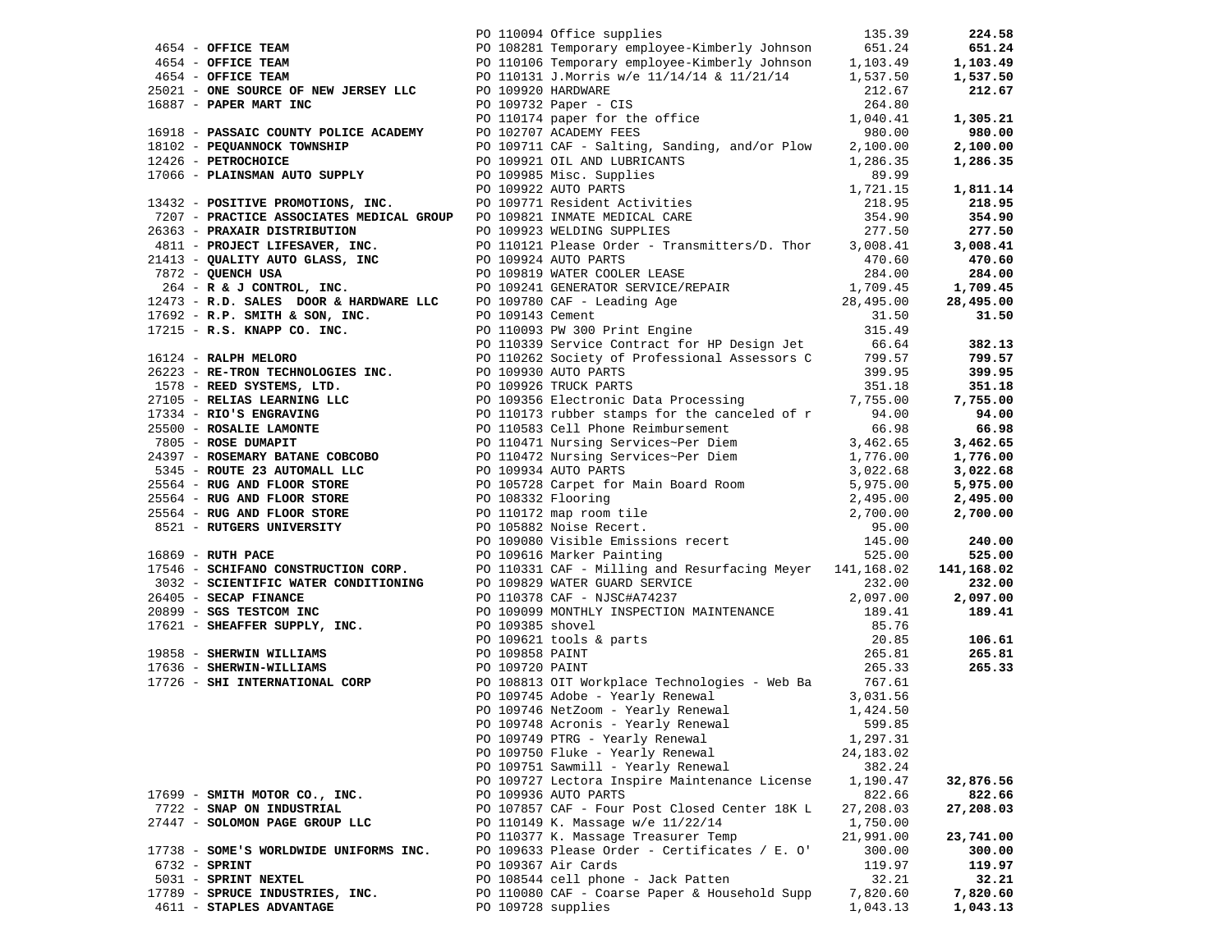| Vendor | PO / Description | Amount | Total |
|---|---|---|---|
| | PO 110094 Office supplies | 135.39 | **224.58** |
| 4654 - **OFFICE TEAM** | PO 108281 Temporary employee-Kimberly Johnson | 651.24 | **651.24** |
| 4654 - **OFFICE TEAM** | PO 110106 Temporary employee-Kimberly Johnson | 1,103.49 | **1,103.49** |
| 4654 - **OFFICE TEAM** | PO 110131 J.Morris w/e 11/14/14 & 11/21/14 | 1,537.50 | **1,537.50** |
| 25021 - **ONE SOURCE OF NEW JERSEY LLC** | PO 109920 HARDWARE | 212.67 | **212.67** |
| 16887 - **PAPER MART INC** | PO 109732 Paper - CIS | 264.80 | |
| | PO 110174 paper for the office | 1,040.41 | **1,305.21** |
| 16918 - **PASSAIC COUNTY POLICE ACADEMY** | PO 102707 ACADEMY FEES | 980.00 | **980.00** |
| 18102 - **PEQUANNOCK TOWNSHIP** | PO 109711 CAF - Salting, Sanding, and/or Plow | 2,100.00 | **2,100.00** |
| 12426 - **PETROCHOICE** | PO 109921 OIL AND LUBRICANTS | 1,286.35 | **1,286.35** |
| 17066 - **PLAINSMAN AUTO SUPPLY** | PO 109985 Misc. Supplies | 89.99 | |
| | PO 109922 AUTO PARTS | 1,721.15 | **1,811.14** |
| 13432 - **POSITIVE PROMOTIONS, INC.** | PO 109771 Resident Activities | 218.95 | **218.95** |
| 7207 - **PRACTICE ASSOCIATES MEDICAL GROUP** | PO 109821 INMATE MEDICAL CARE | 354.90 | **354.90** |
| 26363 - **PRAXAIR DISTRIBUTION** | PO 109923 WELDING SUPPLIES | 277.50 | **277.50** |
| 4811 - **PROJECT LIFESAVER, INC.** | PO 110121 Please Order - Transmitters/D. Thor | 3,008.41 | **3,008.41** |
| 21413 - **QUALITY AUTO GLASS, INC** | PO 109924 AUTO PARTS | 470.60 | **470.60** |
| 7872 - **QUENCH USA** | PO 109819 WATER COOLER LEASE | 284.00 | **284.00** |
| 264 - **R & J CONTROL, INC.** | PO 109241 GENERATOR SERVICE/REPAIR | 1,709.45 | **1,709.45** |
| 12473 - **R.D. SALES DOOR & HARDWARE LLC** | PO 109780 CAF - Leading Age | 28,495.00 | **28,495.00** |
| 17692 - **R.P. SMITH & SON, INC.** | PO 109143 Cement | 31.50 | **31.50** |
| 17215 - **R.S. KNAPP CO. INC.** | PO 110093 PW 300 Print Engine | 315.49 | |
| | PO 110339 Service Contract for HP Design Jet | 66.64 | **382.13** |
| 16124 - **RALPH MELORO** | PO 110262 Society of Professional Assessors C | 799.57 | **799.57** |
| 26223 - **RE-TRON TECHNOLOGIES INC.** | PO 109930 AUTO PARTS | 399.95 | **399.95** |
| 1578 - **REED SYSTEMS, LTD.** | PO 109926 TRUCK PARTS | 351.18 | **351.18** |
| 27105 - **RELIAS LEARNING LLC** | PO 109356 Electronic Data Processing | 7,755.00 | **7,755.00** |
| 17334 - **RIO'S ENGRAVING** | PO 110173 rubber stamps for the canceled of r | 94.00 | **94.00** |
| 25500 - **ROSALIE LAMONTE** | PO 110583 Cell Phone Reimbursement | 66.98 | **66.98** |
| 7805 - **ROSE DUMAPIT** | PO 110471 Nursing Services~Per Diem | 3,462.65 | **3,462.65** |
| 24397 - **ROSEMARY BATANE COBCOBO** | PO 110472 Nursing Services~Per Diem | 1,776.00 | **1,776.00** |
| 5345 - **ROUTE 23 AUTOMALL LLC** | PO 109934 AUTO PARTS | 3,022.68 | **3,022.68** |
| 25564 - **RUG AND FLOOR STORE** | PO 105728 Carpet for Main Board Room | 5,975.00 | **5,975.00** |
| 25564 - **RUG AND FLOOR STORE** | PO 108332 Flooring | 2,495.00 | **2,495.00** |
| 25564 - **RUG AND FLOOR STORE** | PO 110172 map room tile | 2,700.00 | **2,700.00** |
| 8521 - **RUTGERS UNIVERSITY** | PO 105882 Noise Recert. | 95.00 | |
| | PO 109080 Visible Emissions recert | 145.00 | **240.00** |
| 16869 - **RUTH PACE** | PO 109616 Marker Painting | 525.00 | **525.00** |
| 17546 - **SCHIFANO CONSTRUCTION CORP.** | PO 110331 CAF - Milling and Resurfacing Meyer | 141,168.02 | **141,168.02** |
| 3032 - **SCIENTIFIC WATER CONDITIONING** | PO 109829 WATER GUARD SERVICE | 232.00 | **232.00** |
| 26405 - **SECAP FINANCE** | PO 110378 CAF - NJSC#A74237 | 2,097.00 | **2,097.00** |
| 20899 - **SGS TESTCOM INC** | PO 109099 MONTHLY INSPECTION MAINTENANCE | 189.41 | **189.41** |
| 17621 - **SHEAFFER SUPPLY, INC.** | PO 109385 shovel | 85.76 | |
| | PO 109621 tools & parts | 20.85 | **106.61** |
| 19858 - **SHERWIN WILLIAMS** | PO 109858 PAINT | 265.81 | **265.81** |
| 17636 - **SHERWIN-WILLIAMS** | PO 109720 PAINT | 265.33 | **265.33** |
| 17726 - **SHI INTERNATIONAL CORP** | PO 108813 OIT Workplace Technologies - Web Ba | 767.61 | |
| | PO 109745 Adobe - Yearly Renewal | 3,031.56 | |
| | PO 109746 NetZoom - Yearly Renewal | 1,424.50 | |
| | PO 109748 Acronis - Yearly Renewal | 599.85 | |
| | PO 109749 PTRG - Yearly Renewal | 1,297.31 | |
| | PO 109750 Fluke - Yearly Renewal | 24,183.02 | |
| | PO 109751 Sawmill - Yearly Renewal | 382.24 | |
| | PO 109727 Lectora Inspire Maintenance License | 1,190.47 | **32,876.56** |
| 17699 - **SMITH MOTOR CO., INC.** | PO 109936 AUTO PARTS | 822.66 | **822.66** |
| 7722 - **SNAP ON INDUSTRIAL** | PO 107857 CAF - Four Post Closed Center 18K L | 27,208.03 | **27,208.03** |
| 27447 - **SOLOMON PAGE GROUP LLC** | PO 110149 K. Massage w/e 11/22/14 | 1,750.00 | |
| | PO 110377 K. Massage Treasurer Temp | 21,991.00 | **23,741.00** |
| 17738 - **SOME'S WORLDWIDE UNIFORMS INC.** | PO 109633 Please Order - Certificates / E. O' | 300.00 | **300.00** |
| 6732 - **SPRINT** | PO 109367 Air Cards | 119.97 | **119.97** |
| 5031 - **SPRINT NEXTEL** | PO 108544 cell phone - Jack Patten | 32.21 | **32.21** |
| 17789 - **SPRUCE INDUSTRIES, INC.** | PO 110080 CAF - Coarse Paper & Household Supp | 7,820.60 | **7,820.60** |
| 4611 - **STAPLES ADVANTAGE** | PO 109728 supplies | 1,043.13 | **1,043.13** |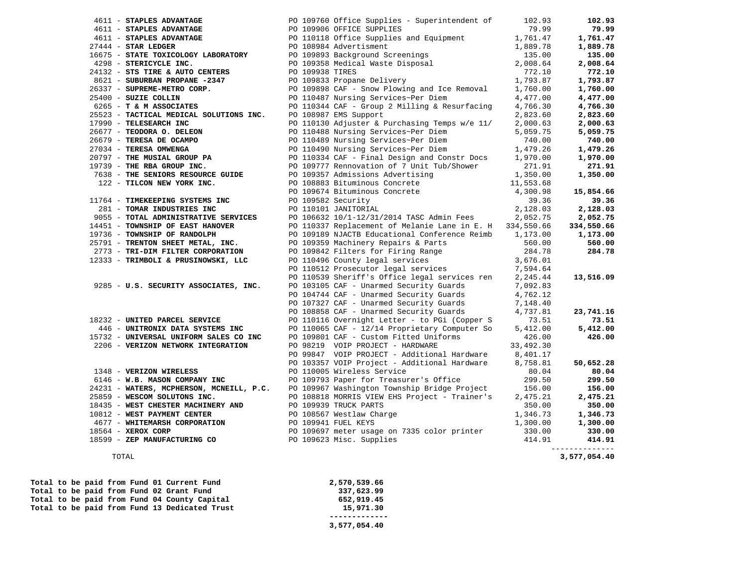| Vendor | PO / Description | Amount | Total |
|---|---|---|---|
| 4611 - **STAPLES ADVANTAGE** | PO 109760 Office Supplies - Superintendent of | 102.93 | **102.93** |
| 4611 - **STAPLES ADVANTAGE** | PO 109906 OFFICE SUPPLIES | 79.99 | **79.99** |
| 4611 - **STAPLES ADVANTAGE** | PO 110118 Office Supplies and Equipment | 1,761.47 | **1,761.47** |
| 27444 - **STAR LEDGER** | PO 108984 Advertisment | 1,889.78 | **1,889.78** |
| 16675 - **STATE TOXICOLOGY LABORATORY** | PO 109893 Background Screenings | 135.00 | **135.00** |
| 4298 - **STERICYCLE INC.** | PO 109358 Medical Waste Disposal | 2,008.64 | **2,008.64** |
| 24132 - **STS TIRE & AUTO CENTERS** | PO 109938 TIRES | 772.10 | **772.10** |
| 8621 - **SUBURBAN PROPANE -2347** | PO 109833 Propane Delivery | 1,793.87 | **1,793.87** |
| 26337 - **SUPREME-METRO CORP.** | PO 109898 CAF - Snow Plowing and Ice Removal | 1,760.00 | **1,760.00** |
| 25400 - **SUZIE COLLIN** | PO 110487 Nursing Services~Per Diem | 4,477.00 | **4,477.00** |
| 6265 - **T & M ASSOCIATES** | PO 110344 CAF - Group 2 Milling & Resurfacing | 4,766.30 | **4,766.30** |
| 25523 - **TACTICAL MEDICAL SOLUTIONS INC.** | PO 108987 EMS Support | 2,823.60 | **2,823.60** |
| 17990 - **TELESEARCH INC** | PO 110130 Adjuster & Purchasing Temps w/e 11/ | 2,000.63 | **2,000.63** |
| 26677 - **TEODORA O. DELEON** | PO 110488 Nursing Services~Per Diem | 5,059.75 | **5,059.75** |
| 26679 - **TERESA DE OCAMPO** | PO 110489 Nursing Services~Per Diem | 740.00 | **740.00** |
| 27034 - **TERESA OMWENGA** | PO 110490 Nursing Services~Per Diem | 1,479.26 | **1,479.26** |
| 20797 - **THE MUSIAL GROUP PA** | PO 110334 CAF - Final Design and Constr Docs | 1,970.00 | **1,970.00** |
| 19739 - **THE RBA GROUP INC.** | PO 109777 Rennovation of 7 Unit Tub/Shower | 271.91 | **271.91** |
| 7638 - **THE SENIORS RESOURCE GUIDE** | PO 109357 Admissions Advertising | 1,350.00 | **1,350.00** |
| 122 - **TILCON NEW YORK INC.** | PO 108883 Bituminous Concrete | 11,553.68 | |
| | PO 109674 Bituminous Concrete | 4,300.98 | **15,854.66** |
| 11764 - **TIMEKEEPING SYSTEMS INC** | PO 109582 Security | 39.36 | **39.36** |
| 281 - **TOMAR INDUSTRIES INC** | PO 110101 JANITORIAL | 2,128.03 | **2,128.03** |
| 9055 - **TOTAL ADMINISTRATIVE SERVICES** | PO 106632 10/1-12/31/2014 TASC Admin Fees | 2,052.75 | **2,052.75** |
| 14451 - **TOWNSHIP OF EAST HANOVER** | PO 110337 Replacement of Melanie Lane in E. H | 334,550.66 | **334,550.66** |
| 19736 - **TOWNSHIP OF RANDOLPH** | PO 109189 NJACTB Educational Conference Reimb | 1,173.00 | **1,173.00** |
| 25791 - **TRENTON SHEET METAL, INC.** | PO 109359 Machinery Repairs & Parts | 560.00 | **560.00** |
| 2773 - **TRI-DIM FILTER CORPORATION** | PO 109842 Filters for Firing Range | 284.78 | **284.78** |
| 12333 - **TRIMBOLI & PRUSINOWSKI, LLC** | PO 110496 County legal services | 3,676.01 | |
| | PO 110512 Prosecutor legal services | 7,594.64 | |
| | PO 110539 Sheriff's Office legal services ren | 2,245.44 | **13,516.09** |
| 9285 - **U.S. SECURITY ASSOCIATES, INC.** | PO 103105 CAF - Unarmed Security Guards | 7,092.83 | |
| | PO 104744 CAF - Unarmed Security Guards | 4,762.12 | |
| | PO 107327 CAF - Unarmed Security Guards | 7,148.40 | |
| | PO 108858 CAF - Unarmed Security Guards | 4,737.81 | **23,741.16** |
| 18232 - **UNITED PARCEL SERVICE** | PO 110116 Overnight Letter - to PGi (Copper S | 73.51 | **73.51** |
| 446 - **UNITRONIX DATA SYSTEMS INC** | PO 110065 CAF - 12/14 Proprietary Computer So | 5,412.00 | **5,412.00** |
| 15732 - **UNIVERSAL UNIFORM SALES CO INC** | PO 109801 CAF - Custom Fitted Uniforms | 426.00 | **426.00** |
| 2206 - **VERIZON NETWORK INTEGRATION** | PO 98219 VOIP PROJECT - HARDWARE | 33,492.30 | |
| | PO 99847 VOIP PROJECT - Additional Hardware | 8,401.17 | |
| | PO 103357 VOIP Project - Additional Hardware | 8,758.81 | **50,652.28** |
| 1348 - **VERIZON WIRELESS** | PO 110005 Wireless Service | 80.04 | **80.04** |
| 6146 - **W.B. MASON COMPANY INC** | PO 109793 Paper for Treasurer's Office | 299.50 | **299.50** |
| 24231 - **WATERS, MCPHERSON, MCNEILL, P.C.** | PO 109967 Washington Township Bridge Project | 156.00 | **156.00** |
| 25859 - **WESCOM SOLUTONS INC.** | PO 108818 MORRIS VIEW EHS Project - Trainer's | 2,475.21 | **2,475.21** |
| 18435 - **WEST CHESTER MACHINERY AND** | PO 109939 TRUCK PARTS | 350.00 | **350.00** |
| 10812 - **WEST PAYMENT CENTER** | PO 108567 Westlaw Charge | 1,346.73 | **1,346.73** |
| 4677 - **WHITEMARSH CORPORATION** | PO 109941 FUEL KEYS | 1,300.00 | **1,300.00** |
| 18564 - **XEROX CORP** | PO 109697 meter usage on 7335 color printer | 330.00 | **330.00** |
| 18599 - **ZEP MANUFACTURING CO** | PO 109623 Misc. Supplies | 414.91 | **414.91** |
| TOTAL | | | **3,577,054.40** |

| | |
|---|---|
| **Total to be paid from Fund 01 Current Fund** | **2,570,539.66** |
| **Total to be paid from Fund 02 Grant Fund** | **337,623.99** |
| **Total to be paid from Fund 04 County Capital** | **652,919.45** |
| **Total to be paid from Fund 13 Dedicated Trust** | **15,971.30** |
| | **3,577,054.40** |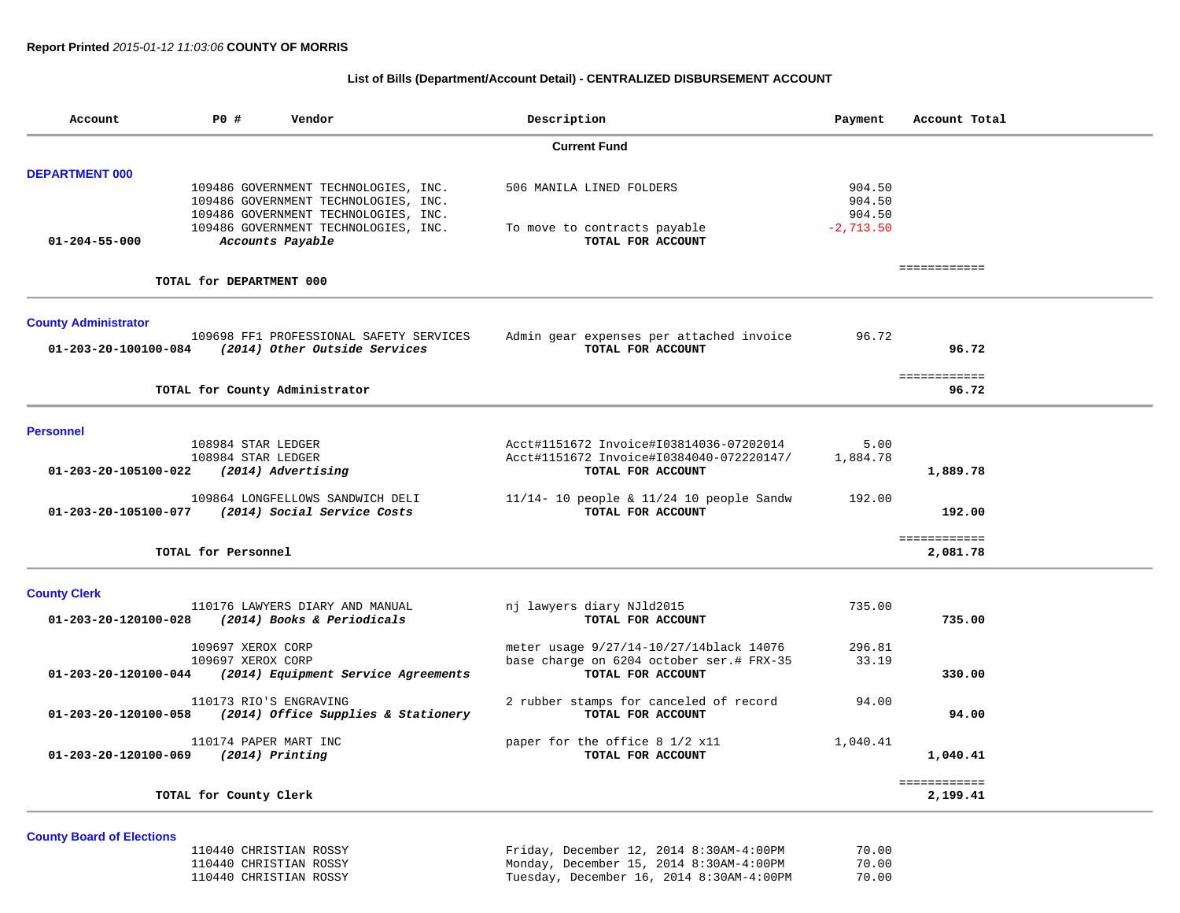**Report Printed** *2015-01-12 11:03:06* **COUNTY OF MORRIS**

**List of Bills (Department/Account Detail) - CENTRALIZED DISBURSEMENT ACCOUNT**

| Account | PO # | Vendor | Description | Payment | Account Total |
|---|---|---|---|---|---|
| | | **Current Fund** | | | |
| **DEPARTMENT 000** | | | | | |
| | 109486 | GOVERNMENT TECHNOLOGIES, INC. | 506 MANILA LINED FOLDERS | 904.50 | |
| | 109486 | GOVERNMENT TECHNOLOGIES, INC. | | 904.50 | |
| | 109486 | GOVERNMENT TECHNOLOGIES, INC. | | 904.50 | |
| | 109486 | GOVERNMENT TECHNOLOGIES, INC. | To move to contracts payable | -2,713.50 | |
| 01-204-55-000 | | *Accounts Payable* | **TOTAL FOR ACCOUNT** | | |
| | | | | | ============ |
| **TOTAL for DEPARTMENT 000** | | | | | |
| **County Administrator** | | | | | |
| | 109698 | FF1 PROFESSIONAL SAFETY SERVICES | Admin gear expenses per attached invoice | 96.72 | |
| 01-203-20-100100-084 | | *(2014) Other Outside Services* | **TOTAL FOR ACCOUNT** | | **96.72** |
| | | | | | ============ |
| **TOTAL for County Administrator** | | | | | **96.72** |
| **Personnel** | | | | | |
| | 108984 | STAR LEDGER | Acct#1151672 Invoice#I03814036-07202014 | 5.00 | |
| | 108984 | STAR LEDGER | Acct#1151672 Invoice#I0384040-072220147/ | 1,884.78 | |
| 01-203-20-105100-022 | | *(2014) Advertising* | **TOTAL FOR ACCOUNT** | | **1,889.78** |
| | 109864 | LONGFELLOWS SANDWICH DELI | 11/14- 10 people & 11/24 10 people Sandw | 192.00 | |
| 01-203-20-105100-077 | | *(2014) Social Service Costs* | **TOTAL FOR ACCOUNT** | | **192.00** |
| | | | | | ============ |
| **TOTAL for Personnel** | | | | | **2,081.78** |
| **County Clerk** | | | | | |
| | 110176 | LAWYERS DIARY AND MANUAL | nj lawyers diary NJld2015 | 735.00 | |
| 01-203-20-120100-028 | | *(2014) Books & Periodicals* | **TOTAL FOR ACCOUNT** | | **735.00** |
| | 109697 | XEROX CORP | meter usage 9/27/14-10/27/14black 14076 | 296.81 | |
| | 109697 | XEROX CORP | base charge on 6204 october ser.# FRX-35 | 33.19 | |
| 01-203-20-120100-044 | | *(2014) Equipment Service Agreements* | **TOTAL FOR ACCOUNT** | | **330.00** |
| | 110173 | RIO'S ENGRAVING | 2 rubber stamps for canceled of record | 94.00 | |
| 01-203-20-120100-058 | | *(2014) Office Supplies & Stationery* | **TOTAL FOR ACCOUNT** | | **94.00** |
| | 110174 | PAPER MART INC | paper for the office 8 1/2 x11 | 1,040.41 | |
| 01-203-20-120100-069 | | *(2014) Printing* | **TOTAL FOR ACCOUNT** | | **1,040.41** |
| | | | | | ============ |
| **TOTAL for County Clerk** | | | | | **2,199.41** |
| **County Board of Elections** | | | | | |
| | 110440 | CHRISTIAN ROSSY | Friday, December 12, 2014 8:30AM-4:00PM | 70.00 | |
| | 110440 | CHRISTIAN ROSSY | Monday, December 15, 2014 8:30AM-4:00PM | 70.00 | |
| | 110440 | CHRISTIAN ROSSY | Tuesday, December 16, 2014 8:30AM-4:00PM | 70.00 | |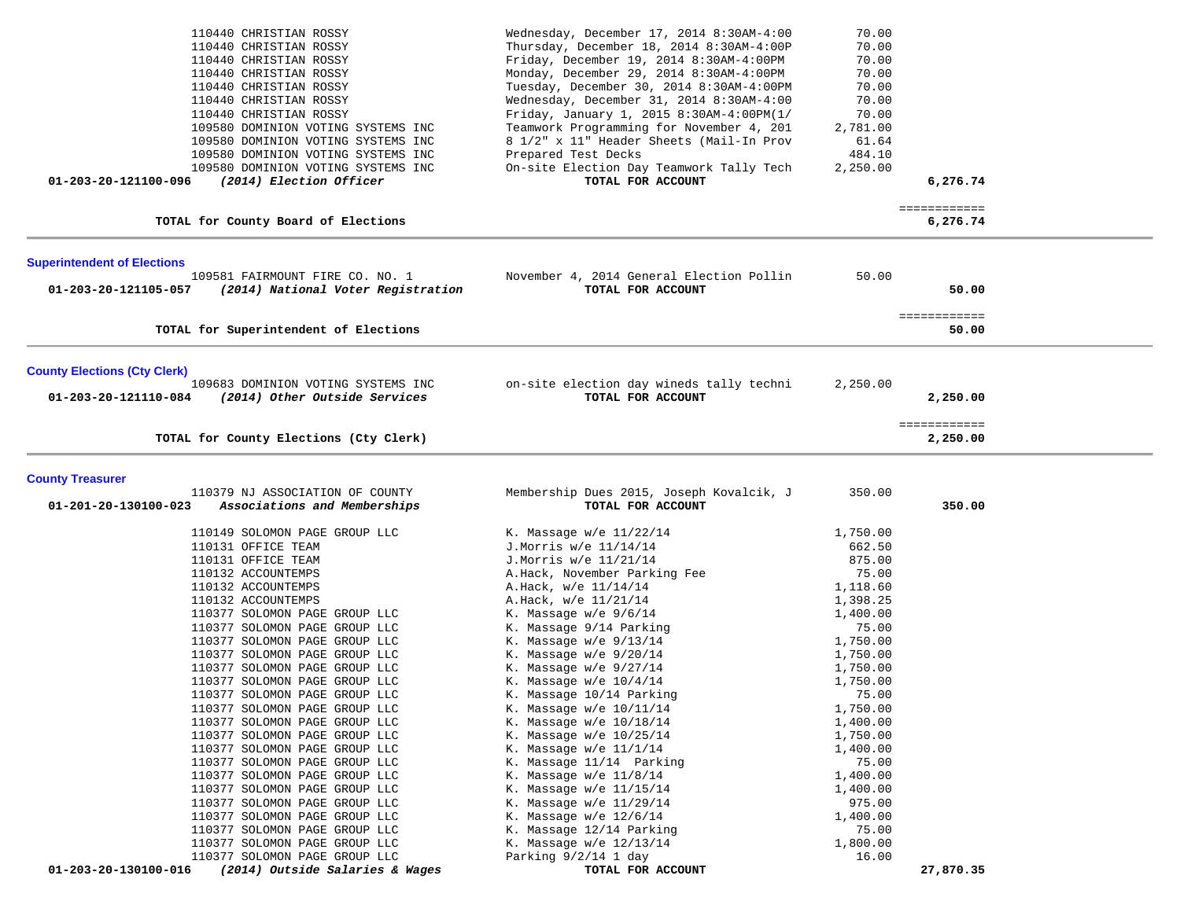| Account | Vendor / Description | Item Description | Amount | Total |
|---|---|---|---|---|
| | 110440 CHRISTIAN ROSSY | Wednesday, December 17, 2014 8:30AM-4:00 | 70.00 | |
| | 110440 CHRISTIAN ROSSY | Thursday, December 18, 2014 8:30AM-4:00P | 70.00 | |
| | 110440 CHRISTIAN ROSSY | Friday, December 19, 2014 8:30AM-4:00PM | 70.00 | |
| | 110440 CHRISTIAN ROSSY | Monday, December 29, 2014 8:30AM-4:00PM | 70.00 | |
| | 110440 CHRISTIAN ROSSY | Tuesday, December 30, 2014 8:30AM-4:00PM | 70.00 | |
| | 110440 CHRISTIAN ROSSY | Wednesday, December 31, 2014 8:30AM-4:00 | 70.00 | |
| | 110440 CHRISTIAN ROSSY | Friday, January 1, 2015 8:30AM-4:00PM(1/ | 70.00 | |
| | 109580 DOMINION VOTING SYSTEMS INC | Teamwork Programming for November 4, 201 | 2,781.00 | |
| | 109580 DOMINION VOTING SYSTEMS INC | 8 1/2" x 11" Header Sheets (Mail-In Prov | 61.64 | |
| | 109580 DOMINION VOTING SYSTEMS INC | Prepared Test Decks | 484.10 | |
| | 109580 DOMINION VOTING SYSTEMS INC | On-site Election Day Teamwork Tally Tech | 2,250.00 | |
| **01-203-20-121100-096** | ***(2014) Election Officer*** | **TOTAL FOR ACCOUNT** | | **6,276.74** |
| | **TOTAL for County Board of Elections** | | | ============ **6,276.74** |

## Superintendent of Elections

| Account | Vendor / Description | Item Description | Amount | Total |
|---|---|---|---|---|
| | 109581 FAIRMOUNT FIRE CO. NO. 1 | November 4, 2014 General Election Pollin | 50.00 | |
| **01-203-20-121105-057** | ***(2014) National Voter Registration*** | **TOTAL FOR ACCOUNT** | | **50.00** |
| | **TOTAL for Superintendent of Elections** | | | ============ **50.00** |

## County Elections (Cty Clerk)

| Account | Vendor / Description | Item Description | Amount | Total |
|---|---|---|---|---|
| | 109683 DOMINION VOTING SYSTEMS INC | on-site election day wineds tally techni | 2,250.00 | |
| **01-203-20-121110-084** | ***(2014) Other Outside Services*** | **TOTAL FOR ACCOUNT** | | **2,250.00** |
| | **TOTAL for County Elections (Cty Clerk)** | | | ============ **2,250.00** |

## County Treasurer

| Account | Vendor / Description | Item Description | Amount | Total |
|---|---|---|---|---|
| | 110379 NJ ASSOCIATION OF COUNTY | Membership Dues 2015, Joseph Kovalcik, J | 350.00 | |
| **01-201-20-130100-023** | ***Associations and Memberships*** | **TOTAL FOR ACCOUNT** | | **350.00** |
| | 110149 SOLOMON PAGE GROUP LLC | K. Massage w/e 11/22/14 | 1,750.00 | |
| | 110131 OFFICE TEAM | J.Morris w/e 11/14/14 | 662.50 | |
| | 110131 OFFICE TEAM | J.Morris w/e 11/21/14 | 875.00 | |
| | 110132 ACCOUNTEMPS | A.Hack, November Parking Fee | 75.00 | |
| | 110132 ACCOUNTEMPS | A.Hack, w/e 11/14/14 | 1,118.60 | |
| | 110132 ACCOUNTEMPS | A.Hack, w/e 11/21/14 | 1,398.25 | |
| | 110377 SOLOMON PAGE GROUP LLC | K. Massage w/e 9/6/14 | 1,400.00 | |
| | 110377 SOLOMON PAGE GROUP LLC | K. Massage 9/14 Parking | 75.00 | |
| | 110377 SOLOMON PAGE GROUP LLC | K. Massage w/e 9/13/14 | 1,750.00 | |
| | 110377 SOLOMON PAGE GROUP LLC | K. Massage w/e 9/20/14 | 1,750.00 | |
| | 110377 SOLOMON PAGE GROUP LLC | K. Massage w/e 9/27/14 | 1,750.00 | |
| | 110377 SOLOMON PAGE GROUP LLC | K. Massage w/e 10/4/14 | 1,750.00 | |
| | 110377 SOLOMON PAGE GROUP LLC | K. Massage 10/14 Parking | 75.00 | |
| | 110377 SOLOMON PAGE GROUP LLC | K. Massage w/e 10/11/14 | 1,750.00 | |
| | 110377 SOLOMON PAGE GROUP LLC | K. Massage w/e 10/18/14 | 1,400.00 | |
| | 110377 SOLOMON PAGE GROUP LLC | K. Massage w/e 10/25/14 | 1,750.00 | |
| | 110377 SOLOMON PAGE GROUP LLC | K. Massage w/e 11/1/14 | 1,400.00 | |
| | 110377 SOLOMON PAGE GROUP LLC | K. Massage 11/14 Parking | 75.00 | |
| | 110377 SOLOMON PAGE GROUP LLC | K. Massage w/e 11/8/14 | 1,400.00 | |
| | 110377 SOLOMON PAGE GROUP LLC | K. Massage w/e 11/15/14 | 1,400.00 | |
| | 110377 SOLOMON PAGE GROUP LLC | K. Massage w/e 11/29/14 | 975.00 | |
| | 110377 SOLOMON PAGE GROUP LLC | K. Massage w/e 12/6/14 | 1,400.00 | |
| | 110377 SOLOMON PAGE GROUP LLC | K. Massage 12/14 Parking | 75.00 | |
| | 110377 SOLOMON PAGE GROUP LLC | K. Massage w/e 12/13/14 | 1,800.00 | |
| | 110377 SOLOMON PAGE GROUP LLC | Parking 9/2/14 1 day | 16.00 | |
| **01-203-20-130100-016** | ***(2014) Outside Salaries & Wages*** | **TOTAL FOR ACCOUNT** | | **27,870.35** |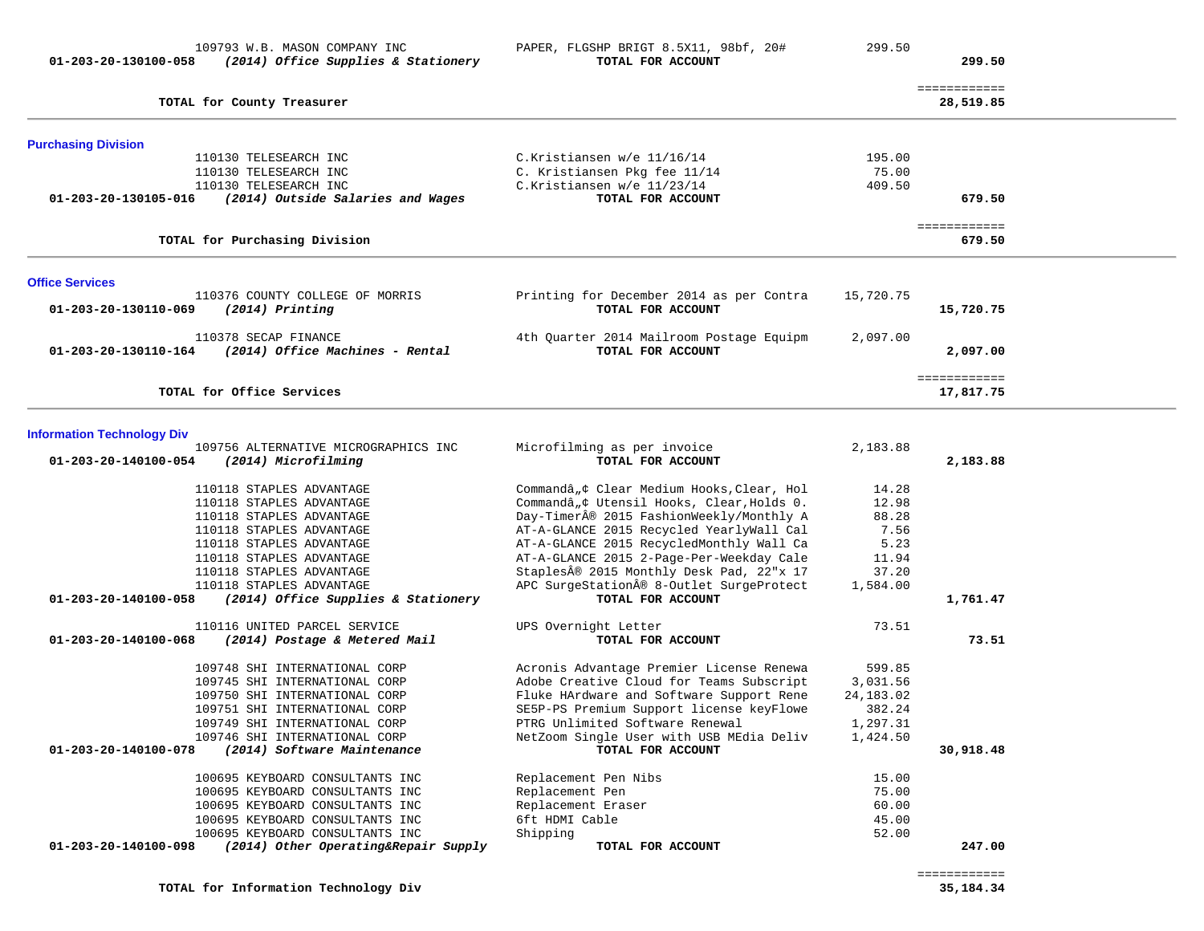| Account | Vendor | Description | Amount | Total |
|---|---|---|---|---|
| | 109793 W.B. MASON COMPANY INC | PAPER, FLGSHP BRIGT 8.5X11, 98bf, 20# | 299.50 | |
| **01-203-20-130100-058** | ***(2014) Office Supplies & Stationery*** | **TOTAL FOR ACCOUNT** | | **299.50** |
| | | | | ============ |
| | **TOTAL for County Treasurer** | | | **28,519.85** |

**Purchasing Division**

| Account | Vendor | Description | Amount | Total |
|---|---|---|---|---|
| | 110130 TELESEARCH INC | C.Kristiansen w/e 11/16/14 | 195.00 | |
| | 110130 TELESEARCH INC | C. Kristiansen Pkg fee 11/14 | 75.00 | |
| | 110130 TELESEARCH INC | C.Kristiansen w/e 11/23/14 | 409.50 | |
| **01-203-20-130105-016** | ***(2014) Outside Salaries and Wages*** | **TOTAL FOR ACCOUNT** | | **679.50** |
| | | | | ============ |
| | **TOTAL for Purchasing Division** | | | **679.50** |

**Office Services**

| Account | Vendor | Description | Amount | Total |
|---|---|---|---|---|
| | 110376 COUNTY COLLEGE OF MORRIS | Printing for December 2014 as per Contra | 15,720.75 | |
| **01-203-20-130110-069** | ***(2014) Printing*** | **TOTAL FOR ACCOUNT** | | **15,720.75** |
| | 110378 SECAP FINANCE | 4th Quarter 2014 Mailroom Postage Equipm | 2,097.00 | |
| **01-203-20-130110-164** | ***(2014) Office Machines - Rental*** | **TOTAL FOR ACCOUNT** | | **2,097.00** |
| | | | | ============ |
| | **TOTAL for Office Services** | | | **17,817.75** |

**Information Technology Div**

| Account | Vendor | Description | Amount | Total |
|---|---|---|---|---|
| | 109756 ALTERNATIVE MICROGRAPHICS INC | Microfilming as per invoice | 2,183.88 | |
| **01-203-20-140100-054** | ***(2014) Microfilming*** | **TOTAL FOR ACCOUNT** | | **2,183.88** |
| | 110118 STAPLES ADVANTAGE | Commandâ„¢ Clear Medium Hooks,Clear, Hol | 14.28 | |
| | 110118 STAPLES ADVANTAGE | Commandâ„¢ Utensil Hooks, Clear,Holds 0. | 12.98 | |
| | 110118 STAPLES ADVANTAGE | Day-TimerÂ® 2015 FashionWeekly/Monthly A | 88.28 | |
| | 110118 STAPLES ADVANTAGE | AT-A-GLANCE 2015 Recycled YearlyWall Cal | 7.56 | |
| | 110118 STAPLES ADVANTAGE | AT-A-GLANCE 2015 RecycledMonthly Wall Ca | 5.23 | |
| | 110118 STAPLES ADVANTAGE | AT-A-GLANCE 2015 2-Page-Per-Weekday Cale | 11.94 | |
| | 110118 STAPLES ADVANTAGE | StaplesÂ® 2015 Monthly Desk Pad, 22"x 17 | 37.20 | |
| | 110118 STAPLES ADVANTAGE | APC SurgeStationÂ® 8-Outlet SurgeProtect | 1,584.00 | |
| **01-203-20-140100-058** | ***(2014) Office Supplies & Stationery*** | **TOTAL FOR ACCOUNT** | | **1,761.47** |
| | 110116 UNITED PARCEL SERVICE | UPS Overnight Letter | 73.51 | |
| **01-203-20-140100-068** | ***(2014) Postage & Metered Mail*** | **TOTAL FOR ACCOUNT** | | **73.51** |
| | 109748 SHI INTERNATIONAL CORP | Acronis Advantage Premier License Renewa | 599.85 | |
| | 109745 SHI INTERNATIONAL CORP | Adobe Creative Cloud for Teams Subscript | 3,031.56 | |
| | 109750 SHI INTERNATIONAL CORP | Fluke HArdware and Software Support Rene | 24,183.02 | |
| | 109751 SHI INTERNATIONAL CORP | SE5P-PS Premium Support license keyFlowe | 382.24 | |
| | 109749 SHI INTERNATIONAL CORP | PTRG Unlimited Software Renewal | 1,297.31 | |
| | 109746 SHI INTERNATIONAL CORP | NetZoom Single User with USB MEdia Deliv | 1,424.50 | |
| **01-203-20-140100-078** | ***(2014) Software Maintenance*** | **TOTAL FOR ACCOUNT** | | **30,918.48** |
| | 100695 KEYBOARD CONSULTANTS INC | Replacement Pen Nibs | 15.00 | |
| | 100695 KEYBOARD CONSULTANTS INC | Replacement Pen | 75.00 | |
| | 100695 KEYBOARD CONSULTANTS INC | Replacement Eraser | 60.00 | |
| | 100695 KEYBOARD CONSULTANTS INC | 6ft HDMI Cable | 45.00 | |
| | 100695 KEYBOARD CONSULTANTS INC | Shipping | 52.00 | |
| **01-203-20-140100-098** | ***(2014) Other Operating&Repair Supply*** | **TOTAL FOR ACCOUNT** | | **247.00** |
| | | | | ============ |
| | **TOTAL for Information Technology Div** | | | **35,184.34** |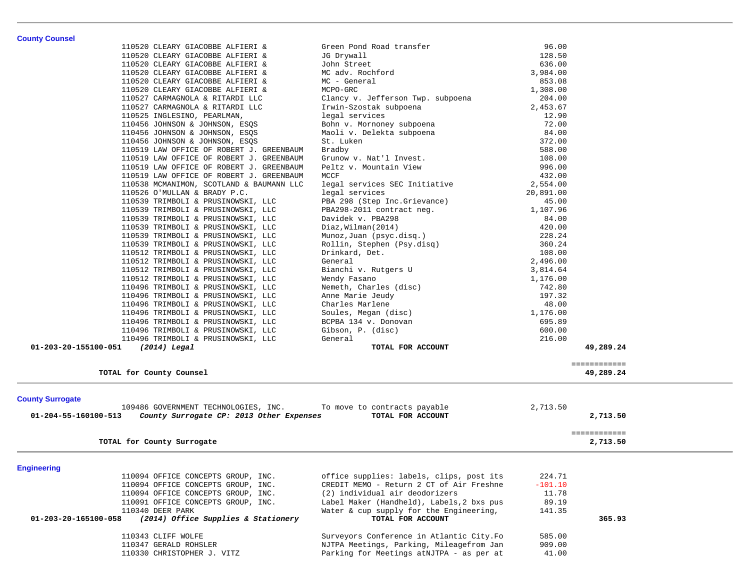## County Counsel

| Account | PO # / Vendor | Description | Amount | Total |
|---|---|---|---|---|
| | 110520 CLEARY GIACOBBE ALFIERI & | Green Pond Road transfer | 96.00 | |
| | 110520 CLEARY GIACOBBE ALFIERI & | JG Drywall | 128.50 | |
| | 110520 CLEARY GIACOBBE ALFIERI & | John Street | 636.00 | |
| | 110520 CLEARY GIACOBBE ALFIERI & | MC adv. Rochford | 3,984.00 | |
| | 110520 CLEARY GIACOBBE ALFIERI & | MC - General | 853.08 | |
| | 110520 CLEARY GIACOBBE ALFIERI & | MCPO-GRC | 1,308.00 | |
| | 110527 CARMAGNOLA & RITARDI LLC | Clancy v. Jefferson Twp. subpoena | 204.00 | |
| | 110527 CARMAGNOLA & RITARDI LLC | Irwin-Szostak subpoena | 2,453.67 | |
| | 110525 INGLESINO, PEARLMAN, | legal services | 12.90 | |
| | 110456 JOHNSON & JOHNSON, ESQS | Bohn v. Mornoney subpoena | 72.00 | |
| | 110456 JOHNSON & JOHNSON, ESQS | Maoli v. Delekta subpoena | 84.00 | |
| | 110456 JOHNSON & JOHNSON, ESQS | St. Luken | 372.00 | |
| | 110519 LAW OFFICE OF ROBERT J. GREENBAUM | Bradby | 588.00 | |
| | 110519 LAW OFFICE OF ROBERT J. GREENBAUM | Grunow v. Nat'l Invest. | 108.00 | |
| | 110519 LAW OFFICE OF ROBERT J. GREENBAUM | Peltz v. Mountain View | 996.00 | |
| | 110519 LAW OFFICE OF ROBERT J. GREENBAUM | MCCF | 432.00 | |
| | 110538 MCMANIMON, SCOTLAND & BAUMANN LLC | legal services SEC Initiative | 2,554.00 | |
| | 110526 O'MULLAN & BRADY P.C. | legal services | 20,891.00 | |
| | 110539 TRIMBOLI & PRUSINOWSKI, LLC | PBA 298 (Step Inc.Grievance) | 45.00 | |
| | 110539 TRIMBOLI & PRUSINOWSKI, LLC | PBA298-2011 contract neg. | 1,107.96 | |
| | 110539 TRIMBOLI & PRUSINOWSKI, LLC | Davidek v. PBA298 | 84.00 | |
| | 110539 TRIMBOLI & PRUSINOWSKI, LLC | Diaz,Wilman(2014) | 420.00 | |
| | 110539 TRIMBOLI & PRUSINOWSKI, LLC | Munoz,Juan (psyc.disq.) | 228.24 | |
| | 110539 TRIMBOLI & PRUSINOWSKI, LLC | Rollin, Stephen (Psy.disq) | 360.24 | |
| | 110512 TRIMBOLI & PRUSINOWSKI, LLC | Drinkard, Det. | 108.00 | |
| | 110512 TRIMBOLI & PRUSINOWSKI, LLC | General | 2,496.00 | |
| | 110512 TRIMBOLI & PRUSINOWSKI, LLC | Bianchi v. Rutgers U | 3,814.64 | |
| | 110512 TRIMBOLI & PRUSINOWSKI, LLC | Wendy Fasano | 1,176.00 | |
| | 110496 TRIMBOLI & PRUSINOWSKI, LLC | Nemeth, Charles (disc) | 742.80 | |
| | 110496 TRIMBOLI & PRUSINOWSKI, LLC | Anne Marie Jeudy | 197.32 | |
| | 110496 TRIMBOLI & PRUSINOWSKI, LLC | Charles Marlene | 48.00 | |
| | 110496 TRIMBOLI & PRUSINOWSKI, LLC | Soules, Megan (disc) | 1,176.00 | |
| | 110496 TRIMBOLI & PRUSINOWSKI, LLC | BCPBA 134 v. Donovan | 695.89 | |
| | 110496 TRIMBOLI & PRUSINOWSKI, LLC | Gibson, P. (disc) | 600.00 | |
| | 110496 TRIMBOLI & PRUSINOWSKI, LLC | General | 216.00 | |
| **01-203-20-155100-051** | ***(2014) Legal*** | **TOTAL FOR ACCOUNT** | | **49,289.24** |

**TOTAL for County Counsel** ============ **49,289.24**

## County Surrogate

| Account | PO # / Vendor | Description | Amount | Total |
|---|---|---|---|---|
| | 109486 GOVERNMENT TECHNOLOGIES, INC. | To move to contracts payable | 2,713.50 | |
| **01-204-55-160100-513** | ***County Surrogate CP: 2013 Other Expenses*** | **TOTAL FOR ACCOUNT** | | **2,713.50** |

**TOTAL for County Surrogate** ============ **2,713.50**

## Engineering

| Account | PO # / Vendor | Description | Amount | Total |
|---|---|---|---|---|
| | 110094 OFFICE CONCEPTS GROUP, INC. | office supplies: labels, clips, post its | 224.71 | |
| | 110094 OFFICE CONCEPTS GROUP, INC. | CREDIT MEMO - Return 2 CT of Air Freshne | -101.10 | |
| | 110094 OFFICE CONCEPTS GROUP, INC. | (2) individual air deodorizers | 11.78 | |
| | 110091 OFFICE CONCEPTS GROUP, INC. | Label Maker (Handheld), Labels,2 bxs pus | 89.19 | |
| | 110340 DEER PARK | Water & cup supply for the Engineering, | 141.35 | |
| **01-203-20-165100-058** | ***(2014) Office Supplies & Stationery*** | **TOTAL FOR ACCOUNT** | | **365.93** |
| | 110343 CLIFF WOLFE | Surveyors Conference in Atlantic City.Fo | 585.00 | |
| | 110347 GERALD ROHSLER | NJTPA Meetings, Parking, Mileagefrom Jan | 909.00 | |
| | 110330 CHRISTOPHER J. VITZ | Parking for Meetings atNJTPA - as per at | 41.00 | |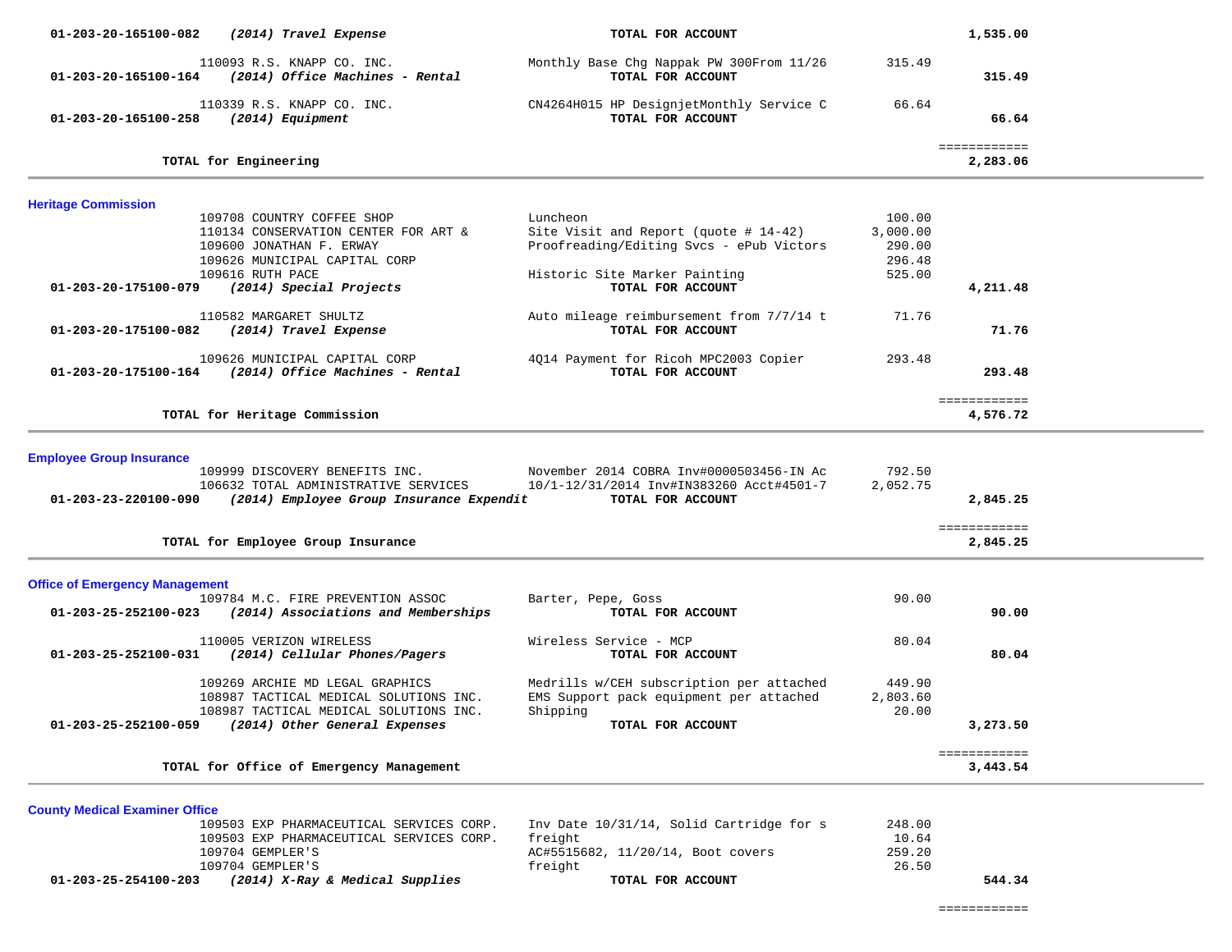**01-203-20-165100-082** *(2014) Travel Expense* **TOTAL FOR ACCOUNT** **1,535.00**

| Vendor | Description | Amount | Total |
|---|---|---|---|
| 110093 R.S. KNAPP CO. INC. | Monthly Base Chg Nappak PW 300From 11/26 | 315.49 | |
| **01-203-20-165100-164** *(2014) Office Machines - Rental* | **TOTAL FOR ACCOUNT** | | **315.49** |
| 110339 R.S. KNAPP CO. INC. | CN4264H015 HP DesignjetMonthly Service C | 66.64 | |
| **01-203-20-165100-258** *(2014) Equipment* | **TOTAL FOR ACCOUNT** | | **66.64** |

============

**TOTAL for Engineering** **2,283.06**

---

### Heritage Commission

| Vendor | Description | Amount | Total |
|---|---|---|---|
| 109708 COUNTRY COFFEE SHOP | Luncheon | 100.00 | |
| 110134 CONSERVATION CENTER FOR ART & | Site Visit and Report (quote # 14-42) | 3,000.00 | |
| 109600 JONATHAN F. ERWAY | Proofreading/Editing Svcs - ePub Victors | 290.00 | |
| 109626 MUNICIPAL CAPITAL CORP | | 296.48 | |
| 109616 RUTH PACE | Historic Site Marker Painting | 525.00 | |
| **01-203-20-175100-079** *(2014) Special Projects* | **TOTAL FOR ACCOUNT** | | **4,211.48** |
| 110582 MARGARET SHULTZ | Auto mileage reimbursement from 7/7/14 t | 71.76 | |
| **01-203-20-175100-082** *(2014) Travel Expense* | **TOTAL FOR ACCOUNT** | | **71.76** |
| 109626 MUNICIPAL CAPITAL CORP | 4Q14 Payment for Ricoh MPC2003 Copier | 293.48 | |
| **01-203-20-175100-164** *(2014) Office Machines - Rental* | **TOTAL FOR ACCOUNT** | | **293.48** |

============

**TOTAL for Heritage Commission** **4,576.72**

---

### Employee Group Insurance

| Vendor | Description | Amount | Total |
|---|---|---|---|
| 109999 DISCOVERY BENEFITS INC. | November 2014 COBRA Inv#0000503456-IN Ac | 792.50 | |
| 106632 TOTAL ADMINISTRATIVE SERVICES | 10/1-12/31/2014 Inv#IN383260 Acct#4501-7 | 2,052.75 | |
| **01-203-23-220100-090** *(2014) Employee Group Insurance Expendit* | **TOTAL FOR ACCOUNT** | | **2,845.25** |

============

**TOTAL for Employee Group Insurance** **2,845.25**

---

### Office of Emergency Management

| Vendor | Description | Amount | Total |
|---|---|---|---|
| 109784 M.C. FIRE PREVENTION ASSOC | Barter, Pepe, Goss | 90.00 | |
| **01-203-25-252100-023** *(2014) Associations and Memberships* | **TOTAL FOR ACCOUNT** | | **90.00** |
| 110005 VERIZON WIRELESS | Wireless Service - MCP | 80.04 | |
| **01-203-25-252100-031** *(2014) Cellular Phones/Pagers* | **TOTAL FOR ACCOUNT** | | **80.04** |
| 109269 ARCHIE MD LEGAL GRAPHICS | Medrills w/CEH subscription per attached | 449.90 | |
| 108987 TACTICAL MEDICAL SOLUTIONS INC. | EMS Support pack equipment per attached | 2,803.60 | |
| 108987 TACTICAL MEDICAL SOLUTIONS INC. | Shipping | 20.00 | |
| **01-203-25-252100-059** *(2014) Other General Expenses* | **TOTAL FOR ACCOUNT** | | **3,273.50** |

============

**TOTAL for Office of Emergency Management** **3,443.54**

---

### County Medical Examiner Office

| Vendor | Description | Amount | Total |
|---|---|---|---|
| 109503 EXP PHARMACEUTICAL SERVICES CORP. | Inv Date 10/31/14, Solid Cartridge for s | 248.00 | |
| 109503 EXP PHARMACEUTICAL SERVICES CORP. | freight | 10.64 | |
| 109704 GEMPLER'S | AC#5515682, 11/20/14, Boot covers | 259.20 | |
| 109704 GEMPLER'S | freight | 26.50 | |
| **01-203-25-254100-203** *(2014) X-Ray & Medical Supplies* | **TOTAL FOR ACCOUNT** | | **544.34** |

============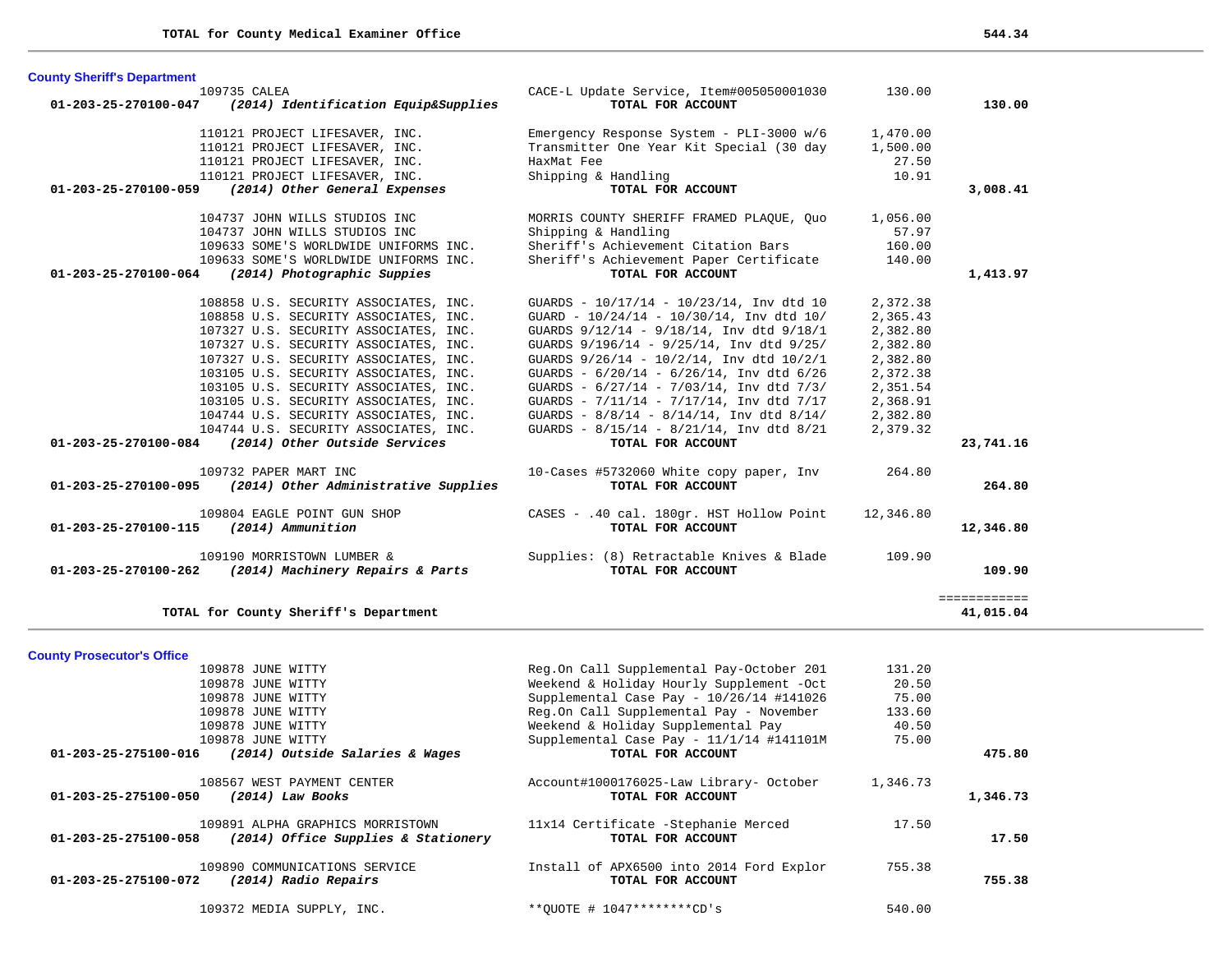**TOTAL for County Medical Examiner Office** **544.34**

## County Sheriff's Department

| Account | Vendor | Description | Amount | Total |
|---|---|---|---|---|
| | 109735 CALEA | CACE-L Update Service, Item#005050001030 | 130.00 | |
| **01-203-25-270100-047** | ***(2014) Identification Equip&Supplies*** | **TOTAL FOR ACCOUNT** | | **130.00** |
| | 110121 PROJECT LIFESAVER, INC. | Emergency Response System - PLI-3000 w/6 | 1,470.00 | |
| | 110121 PROJECT LIFESAVER, INC. | Transmitter One Year Kit Special (30 day | 1,500.00 | |
| | 110121 PROJECT LIFESAVER, INC. | HaxMat Fee | 27.50 | |
| | 110121 PROJECT LIFESAVER, INC. | Shipping & Handling | 10.91 | |
| **01-203-25-270100-059** | ***(2014) Other General Expenses*** | **TOTAL FOR ACCOUNT** | | **3,008.41** |
| | 104737 JOHN WILLS STUDIOS INC | MORRIS COUNTY SHERIFF FRAMED PLAQUE, Quo | 1,056.00 | |
| | 104737 JOHN WILLS STUDIOS INC | Shipping & Handling | 57.97 | |
| | 109633 SOME'S WORLDWIDE UNIFORMS INC. | Sheriff's Achievement Citation Bars | 160.00 | |
| | 109633 SOME'S WORLDWIDE UNIFORMS INC. | Sheriff's Achievement Paper Certificate | 140.00 | |
| **01-203-25-270100-064** | ***(2014) Photographic Suppies*** | **TOTAL FOR ACCOUNT** | | **1,413.97** |
| | 108858 U.S. SECURITY ASSOCIATES, INC. | GUARDS - 10/17/14 - 10/23/14, Inv dtd 10 | 2,372.38 | |
| | 108858 U.S. SECURITY ASSOCIATES, INC. | GUARD - 10/24/14 - 10/30/14, Inv dtd 10/ | 2,365.43 | |
| | 107327 U.S. SECURITY ASSOCIATES, INC. | GUARDS 9/12/14 - 9/18/14, Inv dtd 9/18/1 | 2,382.80 | |
| | 107327 U.S. SECURITY ASSOCIATES, INC. | GUARDS 9/196/14 - 9/25/14, Inv dtd 9/25/ | 2,382.80 | |
| | 107327 U.S. SECURITY ASSOCIATES, INC. | GUARDS 9/26/14 - 10/2/14, Inv dtd 10/2/1 | 2,382.80 | |
| | 103105 U.S. SECURITY ASSOCIATES, INC. | GUARDS - 6/20/14 - 6/26/14, Inv dtd 6/26 | 2,372.38 | |
| | 103105 U.S. SECURITY ASSOCIATES, INC. | GUARDS - 6/27/14 - 7/03/14, Inv dtd 7/3/ | 2,351.54 | |
| | 103105 U.S. SECURITY ASSOCIATES, INC. | GUARDS - 7/11/14 - 7/17/14, Inv dtd 7/17 | 2,368.91 | |
| | 104744 U.S. SECURITY ASSOCIATES, INC. | GUARDS - 8/8/14 - 8/14/14, Inv dtd 8/14/ | 2,382.80 | |
| | 104744 U.S. SECURITY ASSOCIATES, INC. | GUARDS - 8/15/14 - 8/21/14, Inv dtd 8/21 | 2,379.32 | |
| **01-203-25-270100-084** | ***(2014) Other Outside Services*** | **TOTAL FOR ACCOUNT** | | **23,741.16** |
| | 109732 PAPER MART INC | 10-Cases #5732060 White copy paper, Inv | 264.80 | |
| **01-203-25-270100-095** | ***(2014) Other Administrative Supplies*** | **TOTAL FOR ACCOUNT** | | **264.80** |
| | 109804 EAGLE POINT GUN SHOP | CASES - .40 cal. 180gr. HST Hollow Point | 12,346.80 | |
| **01-203-25-270100-115** | ***(2014) Ammunition*** | **TOTAL FOR ACCOUNT** | | **12,346.80** |
| | 109190 MORRISTOWN LUMBER & | Supplies: (8) Retractable Knives & Blade | 109.90 | |
| **01-203-25-270100-262** | ***(2014) Machinery Repairs & Parts*** | **TOTAL FOR ACCOUNT** | | **109.90** |

**TOTAL for County Sheriff's Department** **41,015.04**

## County Prosecutor's Office

| Account | Vendor | Description | Amount | Total |
|---|---|---|---|---|
| | 109878 JUNE WITTY | Reg.On Call Supplemental Pay-October 201 | 131.20 | |
| | 109878 JUNE WITTY | Weekend & Holiday Hourly Supplement -Oct | 20.50 | |
| | 109878 JUNE WITTY | Supplemental Case Pay - 10/26/14 #141026 | 75.00 | |
| | 109878 JUNE WITTY | Reg.On Call Supplemental Pay - November | 133.60 | |
| | 109878 JUNE WITTY | Weekend & Holiday Supplemental Pay | 40.50 | |
| | 109878 JUNE WITTY | Supplemental Case Pay - 11/1/14 #141101M | 75.00 | |
| **01-203-25-275100-016** | ***(2014) Outside Salaries & Wages*** | **TOTAL FOR ACCOUNT** | | **475.80** |
| | 108567 WEST PAYMENT CENTER | Account#1000176025-Law Library- October | 1,346.73 | |
| **01-203-25-275100-050** | ***(2014) Law Books*** | **TOTAL FOR ACCOUNT** | | **1,346.73** |
| | 109891 ALPHA GRAPHICS MORRISTOWN | 11x14 Certificate -Stephanie Merced | 17.50 | |
| **01-203-25-275100-058** | ***(2014) Office Supplies & Stationery*** | **TOTAL FOR ACCOUNT** | | **17.50** |
| | 109890 COMMUNICATIONS SERVICE | Install of APX6500 into 2014 Ford Explor | 755.38 | |
| **01-203-25-275100-072** | ***(2014) Radio Repairs*** | **TOTAL FOR ACCOUNT** | | **755.38** |
| | 109372 MEDIA SUPPLY, INC. | **QUOTE # 1047********CD's | 540.00 | |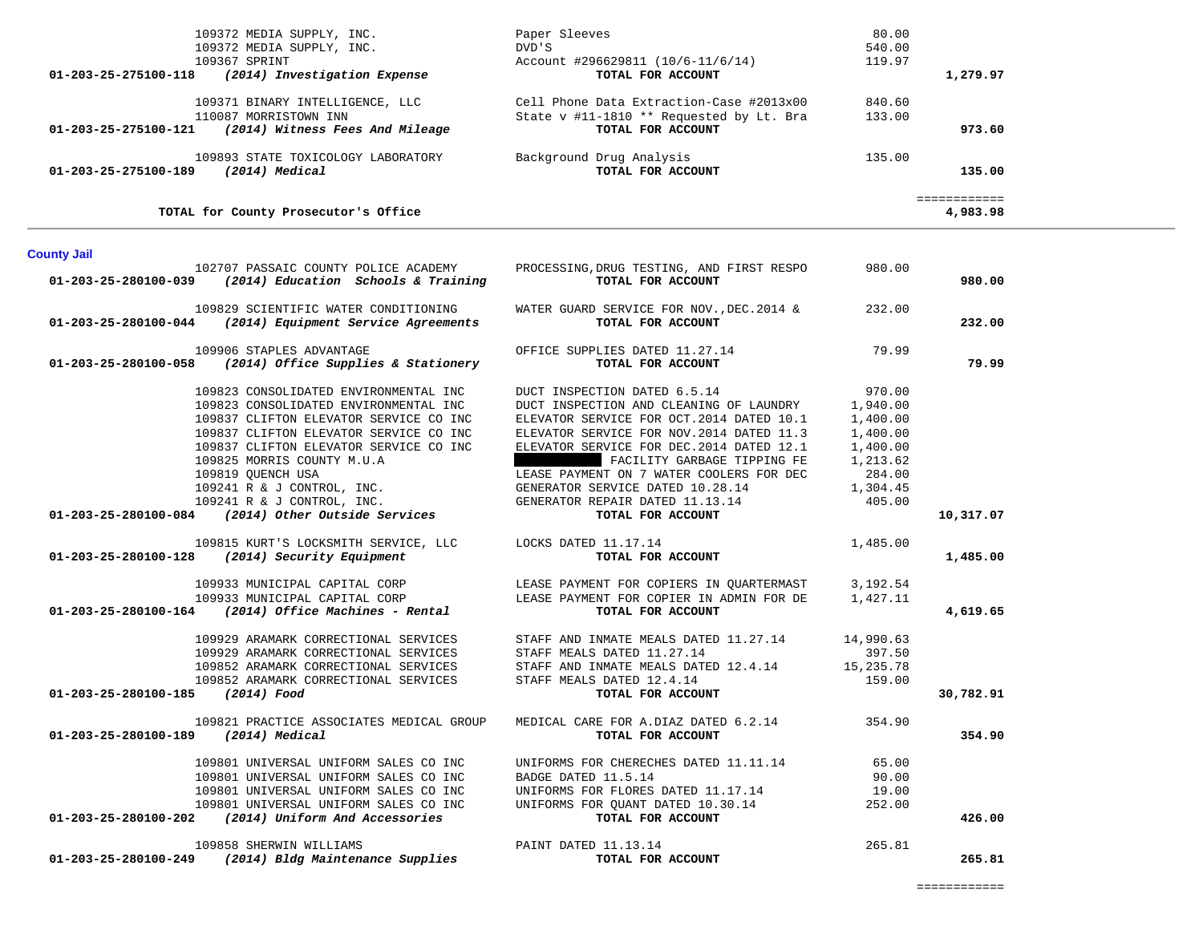| Account | Vendor | Description | Amount | Total |
|---|---|---|---|---|
| | 109372 MEDIA SUPPLY, INC. | Paper Sleeves | 80.00 | |
| | 109372 MEDIA SUPPLY, INC. | DVD'S | 540.00 | |
| | 109367 SPRINT | Account #296629811 (10/6-11/6/14) | 119.97 | |
| **01-203-25-275100-118** | ***(2014) Investigation Expense*** | **TOTAL FOR ACCOUNT** | | **1,279.97** |
| | 109371 BINARY INTELLIGENCE, LLC | Cell Phone Data Extraction-Case #2013x00 | 840.60 | |
| | 110087 MORRISTOWN INN | State v #11-1810 ** Requested by Lt. Bra | 133.00 | |
| **01-203-25-275100-121** | ***(2014) Witness Fees And Mileage*** | **TOTAL FOR ACCOUNT** | | **973.60** |
| | 109893 STATE TOXICOLOGY LABORATORY | Background Drug Analysis | 135.00 | |
| **01-203-25-275100-189** | ***(2014) Medical*** | **TOTAL FOR ACCOUNT** | | **135.00** |
| | | | | ============ |
| | **TOTAL for County Prosecutor's Office** | | | **4,983.98** |

## County Jail

| Account | Vendor | Description | Amount | Total |
|---|---|---|---|---|
| | 102707 PASSAIC COUNTY POLICE ACADEMY | PROCESSING,DRUG TESTING, AND FIRST RESPO | 980.00 | |
| **01-203-25-280100-039** | ***(2014) Education Schools & Training*** | **TOTAL FOR ACCOUNT** | | **980.00** |
| | 109829 SCIENTIFIC WATER CONDITIONING | WATER GUARD SERVICE FOR NOV.,DEC.2014 & | 232.00 | |
| **01-203-25-280100-044** | ***(2014) Equipment Service Agreements*** | **TOTAL FOR ACCOUNT** | | **232.00** |
| | 109906 STAPLES ADVANTAGE | OFFICE SUPPLIES DATED 11.27.14 | 79.99 | |
| **01-203-25-280100-058** | ***(2014) Office Supplies & Stationery*** | **TOTAL FOR ACCOUNT** | | **79.99** |
| | 109823 CONSOLIDATED ENVIRONMENTAL INC | DUCT INSPECTION DATED 6.5.14 | 970.00 | |
| | 109823 CONSOLIDATED ENVIRONMENTAL INC | DUCT INSPECTION AND CLEANING OF LAUNDRY | 1,940.00 | |
| | 109837 CLIFTON ELEVATOR SERVICE CO INC | ELEVATOR SERVICE FOR OCT.2014 DATED 10.1 | 1,400.00 | |
| | 109837 CLIFTON ELEVATOR SERVICE CO INC | ELEVATOR SERVICE FOR NOV.2014 DATED 11.3 | 1,400.00 | |
| | 109837 CLIFTON ELEVATOR SERVICE CO INC | ELEVATOR SERVICE FOR DEC.2014 DATED 12.1 | 1,400.00 | |
| | 109825 MORRIS COUNTY M.U.A | [REDACTED] FACILITY GARBAGE TIPPING FE | 1,213.62 | |
| | 109819 QUENCH USA | LEASE PAYMENT ON 7 WATER COOLERS FOR DEC | 284.00 | |
| | 109241 R & J CONTROL, INC. | GENERATOR SERVICE DATED 10.28.14 | 1,304.45 | |
| | 109241 R & J CONTROL, INC. | GENERATOR REPAIR DATED 11.13.14 | 405.00 | |
| **01-203-25-280100-084** | ***(2014) Other Outside Services*** | **TOTAL FOR ACCOUNT** | | **10,317.07** |
| | 109815 KURT'S LOCKSMITH SERVICE, LLC | LOCKS DATED 11.17.14 | 1,485.00 | |
| **01-203-25-280100-128** | ***(2014) Security Equipment*** | **TOTAL FOR ACCOUNT** | | **1,485.00** |
| | 109933 MUNICIPAL CAPITAL CORP | LEASE PAYMENT FOR COPIERS IN QUARTERMAST | 3,192.54 | |
| | 109933 MUNICIPAL CAPITAL CORP | LEASE PAYMENT FOR COPIER IN ADMIN FOR DE | 1,427.11 | |
| **01-203-25-280100-164** | ***(2014) Office Machines - Rental*** | **TOTAL FOR ACCOUNT** | | **4,619.65** |
| | 109929 ARAMARK CORRECTIONAL SERVICES | STAFF AND INMATE MEALS DATED 11.27.14 | 14,990.63 | |
| | 109929 ARAMARK CORRECTIONAL SERVICES | STAFF MEALS DATED 11.27.14 | 397.50 | |
| | 109852 ARAMARK CORRECTIONAL SERVICES | STAFF AND INMATE MEALS DATED 12.4.14 | 15,235.78 | |
| | 109852 ARAMARK CORRECTIONAL SERVICES | STAFF MEALS DATED 12.4.14 | 159.00 | |
| **01-203-25-280100-185** | ***(2014) Food*** | **TOTAL FOR ACCOUNT** | | **30,782.91** |
| | 109821 PRACTICE ASSOCIATES MEDICAL GROUP | MEDICAL CARE FOR A.DIAZ DATED 6.2.14 | 354.90 | |
| **01-203-25-280100-189** | ***(2014) Medical*** | **TOTAL FOR ACCOUNT** | | **354.90** |
| | 109801 UNIVERSAL UNIFORM SALES CO INC | UNIFORMS FOR CHERECHES DATED 11.11.14 | 65.00 | |
| | 109801 UNIVERSAL UNIFORM SALES CO INC | BADGE DATED 11.5.14 | 90.00 | |
| | 109801 UNIVERSAL UNIFORM SALES CO INC | UNIFORMS FOR FLORES DATED 11.17.14 | 19.00 | |
| | 109801 UNIVERSAL UNIFORM SALES CO INC | UNIFORMS FOR QUANT DATED 10.30.14 | 252.00 | |
| **01-203-25-280100-202** | ***(2014) Uniform And Accessories*** | **TOTAL FOR ACCOUNT** | | **426.00** |
| | 109858 SHERWIN WILLIAMS | PAINT DATED 11.13.14 | 265.81 | |
| **01-203-25-280100-249** | ***(2014) Bldg Maintenance Supplies*** | **TOTAL FOR ACCOUNT** | | **265.81** |
| | | | | ============ |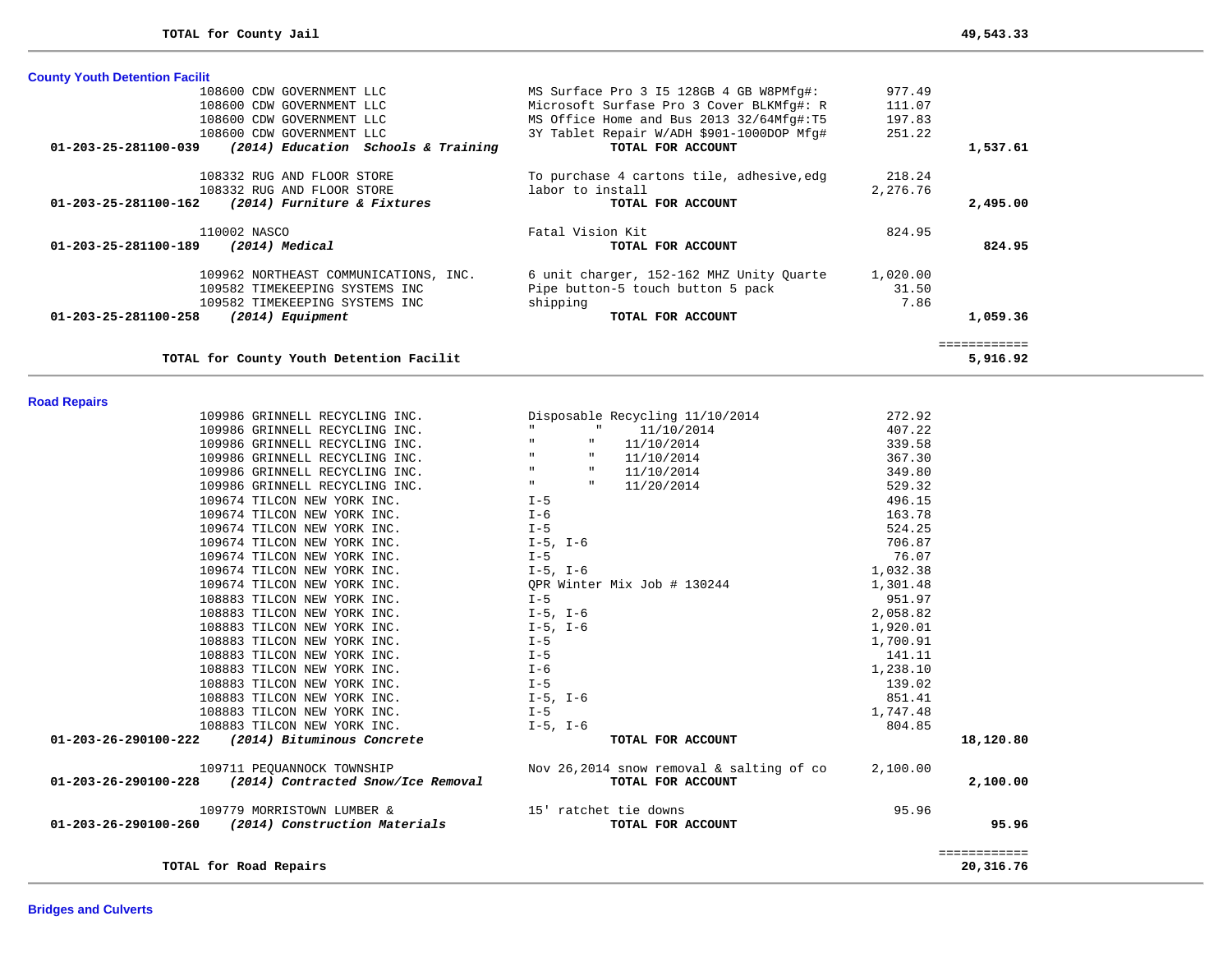**TOTAL for County Jail** **49,543.33**

---

### County Youth Detention Facilit

| Account | Vendor / Description | Item | Amount | Total |
|---|---|---|---|---|
| | 108600 CDW GOVERNMENT LLC | MS Surface Pro 3 I5 128GB 4 GB W8PMfg#: | 977.49 | |
| | 108600 CDW GOVERNMENT LLC | Microsoft Surfase Pro 3 Cover BLKMfg#: R | 111.07 | |
| | 108600 CDW GOVERNMENT LLC | MS Office Home and Bus 2013 32/64Mfg#:T5 | 197.83 | |
| | 108600 CDW GOVERNMENT LLC | 3Y Tablet Repair W/ADH $901-1000DOP Mfg# | 251.22 | |
| **01-203-25-281100-039** | ***(2014) Education Schools & Training*** | **TOTAL FOR ACCOUNT** | | **1,537.61** |
| | 108332 RUG AND FLOOR STORE | To purchase 4 cartons tile, adhesive,edg | 218.24 | |
| | 108332 RUG AND FLOOR STORE | labor to install | 2,276.76 | |
| **01-203-25-281100-162** | ***(2014) Furniture & Fixtures*** | **TOTAL FOR ACCOUNT** | | **2,495.00** |
| | 110002 NASCO | Fatal Vision Kit | 824.95 | |
| **01-203-25-281100-189** | ***(2014) Medical*** | **TOTAL FOR ACCOUNT** | | **824.95** |
| | 109962 NORTHEAST COMMUNICATIONS, INC. | 6 unit charger, 152-162 MHZ Unity Quarte | 1,020.00 | |
| | 109582 TIMEKEEPING SYSTEMS INC | Pipe button-5 touch button 5 pack | 31.50 | |
| | 109582 TIMEKEEPING SYSTEMS INC | shipping | 7.86 | |
| **01-203-25-281100-258** | ***(2014) Equipment*** | **TOTAL FOR ACCOUNT** | | **1,059.36** |

**TOTAL for County Youth Detention Facilit** **5,916.92**

---

### Road Repairs

| Account | Vendor / Description | Item | Amount | Total |
|---|---|---|---|---|
| | 109986 GRINNELL RECYCLING INC. | Disposable Recycling 11/10/2014 | 272.92 | |
| | 109986 GRINNELL RECYCLING INC. | " " 11/10/2014 | 407.22 | |
| | 109986 GRINNELL RECYCLING INC. | " " 11/10/2014 | 339.58 | |
| | 109986 GRINNELL RECYCLING INC. | " " 11/10/2014 | 367.30 | |
| | 109986 GRINNELL RECYCLING INC. | " " 11/10/2014 | 349.80 | |
| | 109986 GRINNELL RECYCLING INC. | " " 11/20/2014 | 529.32 | |
| | 109674 TILCON NEW YORK INC. | I-5 | 496.15 | |
| | 109674 TILCON NEW YORK INC. | I-6 | 163.78 | |
| | 109674 TILCON NEW YORK INC. | I-5 | 524.25 | |
| | 109674 TILCON NEW YORK INC. | I-5, I-6 | 706.87 | |
| | 109674 TILCON NEW YORK INC. | I-5 | 76.07 | |
| | 109674 TILCON NEW YORK INC. | I-5, I-6 | 1,032.38 | |
| | 109674 TILCON NEW YORK INC. | QPR Winter Mix Job # 130244 | 1,301.48 | |
| | 108883 TILCON NEW YORK INC. | I-5 | 951.97 | |
| | 108883 TILCON NEW YORK INC. | I-5, I-6 | 2,058.82 | |
| | 108883 TILCON NEW YORK INC. | I-5, I-6 | 1,920.01 | |
| | 108883 TILCON NEW YORK INC. | I-5 | 1,700.91 | |
| | 108883 TILCON NEW YORK INC. | I-5 | 141.11 | |
| | 108883 TILCON NEW YORK INC. | I-6 | 1,238.10 | |
| | 108883 TILCON NEW YORK INC. | I-5 | 139.02 | |
| | 108883 TILCON NEW YORK INC. | I-5, I-6 | 851.41 | |
| | 108883 TILCON NEW YORK INC. | I-5 | 1,747.48 | |
| | 108883 TILCON NEW YORK INC. | I-5, I-6 | 804.85 | |
| **01-203-26-290100-222** | ***(2014) Bituminous Concrete*** | **TOTAL FOR ACCOUNT** | | **18,120.80** |
| | 109711 PEQUANNOCK TOWNSHIP | Nov 26,2014 snow removal & salting of co | 2,100.00 | |
| **01-203-26-290100-228** | ***(2014) Contracted Snow/Ice Removal*** | **TOTAL FOR ACCOUNT** | | **2,100.00** |
| | 109779 MORRISTOWN LUMBER & | 15' ratchet tie downs | 95.96 | |
| **01-203-26-290100-260** | ***(2014) Construction Materials*** | **TOTAL FOR ACCOUNT** | | **95.96** |

**TOTAL for Road Repairs** **20,316.76**

---

### Bridges and Culverts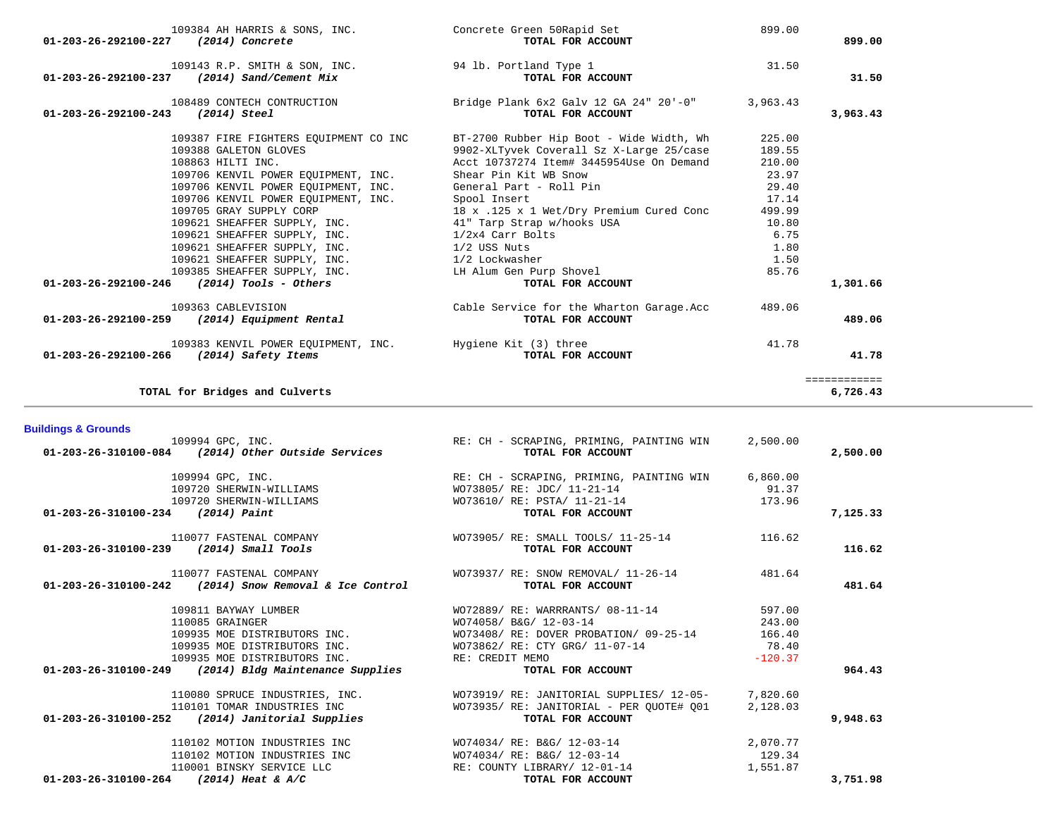| Account | Vendor | Description | Amount | Total |
|---|---|---|---|---|
| | 109384 AH HARRIS & SONS, INC. | Concrete Green 50Rapid Set | 899.00 | |
| 01-203-26-292100-227 | *(2014) Concrete* | **TOTAL FOR ACCOUNT** | | **899.00** |
| | 109143 R.P. SMITH & SON, INC. | 94 lb. Portland Type 1 | 31.50 | |
| 01-203-26-292100-237 | *(2014) Sand/Cement Mix* | **TOTAL FOR ACCOUNT** | | **31.50** |
| | 108489 CONTECH CONTRUCTION | Bridge Plank 6x2 Galv 12 GA 24" 20'-0" | 3,963.43 | |
| 01-203-26-292100-243 | *(2014) Steel* | **TOTAL FOR ACCOUNT** | | **3,963.43** |
| | 109387 FIRE FIGHTERS EQUIPMENT CO INC | BT-2700 Rubber Hip Boot - Wide Width, Wh | 225.00 | |
| | 109388 GALETON GLOVES | 9902-XLTyvek Coverall Sz X-Large 25/case | 189.55 | |
| | 108863 HILTI INC. | Acct 10737274 Item# 3445954Use On Demand | 210.00 | |
| | 109706 KENVIL POWER EQUIPMENT, INC. | Shear Pin Kit WB Snow | 23.97 | |
| | 109706 KENVIL POWER EQUIPMENT, INC. | General Part - Roll Pin | 29.40 | |
| | 109706 KENVIL POWER EQUIPMENT, INC. | Spool Insert | 17.14 | |
| | 109705 GRAY SUPPLY CORP | 18 x .125 x 1 Wet/Dry Premium Cured Conc | 499.99 | |
| | 109621 SHEAFFER SUPPLY, INC. | 41" Tarp Strap w/hooks USA | 10.80 | |
| | 109621 SHEAFFER SUPPLY, INC. | 1/2x4 Carr Bolts | 6.75 | |
| | 109621 SHEAFFER SUPPLY, INC. | 1/2 USS Nuts | 1.80 | |
| | 109621 SHEAFFER SUPPLY, INC. | 1/2 Lockwasher | 1.50 | |
| | 109385 SHEAFFER SUPPLY, INC. | LH Alum Gen Purp Shovel | 85.76 | |
| 01-203-26-292100-246 | *(2014) Tools - Others* | **TOTAL FOR ACCOUNT** | | **1,301.66** |
| | 109363 CABLEVISION | Cable Service for the Wharton Garage.Acc | 489.06 | |
| 01-203-26-292100-259 | *(2014) Equipment Rental* | **TOTAL FOR ACCOUNT** | | **489.06** |
| | 109383 KENVIL POWER EQUIPMENT, INC. | Hygiene Kit (3) three | 41.78 | |
| 01-203-26-292100-266 | *(2014) Safety Items* | **TOTAL FOR ACCOUNT** | | **41.78** |
| | | | | ============ |
| | **TOTAL for Bridges and Culverts** | | | **6,726.43** |

## Buildings & Grounds

| Account | Vendor | Description | Amount | Total |
|---|---|---|---|---|
| | 109994 GPC, INC. | RE: CH - SCRAPING, PRIMING, PAINTING WIN | 2,500.00 | |
| 01-203-26-310100-084 | *(2014) Other Outside Services* | **TOTAL FOR ACCOUNT** | | **2,500.00** |
| | 109994 GPC, INC. | RE: CH - SCRAPING, PRIMING, PAINTING WIN | 6,860.00 | |
| | 109720 SHERWIN-WILLIAMS | WO73805/ RE: JDC/ 11-21-14 | 91.37 | |
| | 109720 SHERWIN-WILLIAMS | WO73610/ RE: PSTA/ 11-21-14 | 173.96 | |
| 01-203-26-310100-234 | *(2014) Paint* | **TOTAL FOR ACCOUNT** | | **7,125.33** |
| | 110077 FASTENAL COMPANY | WO73905/ RE: SMALL TOOLS/ 11-25-14 | 116.62 | |
| 01-203-26-310100-239 | *(2014) Small Tools* | **TOTAL FOR ACCOUNT** | | **116.62** |
| | 110077 FASTENAL COMPANY | WO73937/ RE: SNOW REMOVAL/ 11-26-14 | 481.64 | |
| 01-203-26-310100-242 | *(2014) Snow Removal & Ice Control* | **TOTAL FOR ACCOUNT** | | **481.64** |
| | 109811 BAYWAY LUMBER | WO72889/ RE: WARRRANTS/ 08-11-14 | 597.00 | |
| | 110085 GRAINGER | WO74058/ B&G/ 12-03-14 | 243.00 | |
| | 109935 MOE DISTRIBUTORS INC. | WO73408/ RE: DOVER PROBATION/ 09-25-14 | 166.40 | |
| | 109935 MOE DISTRIBUTORS INC. | WO73862/ RE: CTY GRG/ 11-07-14 | 78.40 | |
| | 109935 MOE DISTRIBUTORS INC. | RE: CREDIT MEMO | -120.37 | |
| 01-203-26-310100-249 | *(2014) Bldg Maintenance Supplies* | **TOTAL FOR ACCOUNT** | | **964.43** |
| | 110080 SPRUCE INDUSTRIES, INC. | WO73919/ RE: JANITORIAL SUPPLIES/ 12-05- | 7,820.60 | |
| | 110101 TOMAR INDUSTRIES INC | WO73935/ RE: JANITORIAL - PER QUOTE# Q01 | 2,128.03 | |
| 01-203-26-310100-252 | *(2014) Janitorial Supplies* | **TOTAL FOR ACCOUNT** | | **9,948.63** |
| | 110102 MOTION INDUSTRIES INC | WO74034/ RE: B&G/ 12-03-14 | 2,070.77 | |
| | 110102 MOTION INDUSTRIES INC | WO74034/ RE: B&G/ 12-03-14 | 129.34 | |
| | 110001 BINSKY SERVICE LLC | RE: COUNTY LIBRARY/ 12-01-14 | 1,551.87 | |
| 01-203-26-310100-264 | *(2014) Heat & A/C* | **TOTAL FOR ACCOUNT** | | **3,751.98** |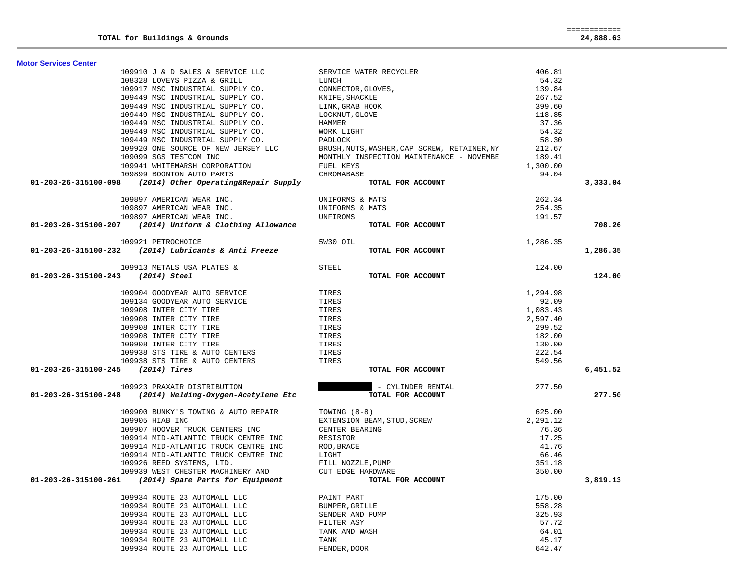| | | | | |
|---|---|---|---|---|
| **TOTAL for Buildings & Grounds** | | | | ============ **24,888.63** |

**Motor Services Center**

| Account | Vendor | Description | Amount | Total |
|---|---|---|---|---|
| | 109910 J & D SALES & SERVICE LLC | SERVICE WATER RECYCLER | 406.81 | |
| | 108328 LOVEYS PIZZA & GRILL | LUNCH | 54.32 | |
| | 109917 MSC INDUSTRIAL SUPPLY CO. | CONNECTOR,GLOVES, | 139.84 | |
| | 109449 MSC INDUSTRIAL SUPPLY CO. | KNIFE,SHACKLE | 267.52 | |
| | 109449 MSC INDUSTRIAL SUPPLY CO. | LINK,GRAB HOOK | 399.60 | |
| | 109449 MSC INDUSTRIAL SUPPLY CO. | LOCKNUT,GLOVE | 118.85 | |
| | 109449 MSC INDUSTRIAL SUPPLY CO. | HAMMER | 37.36 | |
| | 109449 MSC INDUSTRIAL SUPPLY CO. | WORK LIGHT | 54.32 | |
| | 109449 MSC INDUSTRIAL SUPPLY CO. | PADLOCK | 58.30 | |
| | 109920 ONE SOURCE OF NEW JERSEY LLC | BRUSH,NUTS,WASHER,CAP SCREW, RETAINER,NY | 212.67 | |
| | 109099 SGS TESTCOM INC | MONTHLY INSPECTION MAINTENANCE - NOVEMBE | 189.41 | |
| | 109941 WHITEMARSH CORPORATION | FUEL KEYS | 1,300.00 | |
| | 109899 BOONTON AUTO PARTS | CHROMABASE | 94.04 | |
| **01-203-26-315100-098** | ***(2014) Other Operating&Repair Supply*** | **TOTAL FOR ACCOUNT** | | **3,333.04** |
| | 109897 AMERICAN WEAR INC. | UNIFORMS & MATS | 262.34 | |
| | 109897 AMERICAN WEAR INC. | UNIFORMS & MATS | 254.35 | |
| | 109897 AMERICAN WEAR INC. | UNFIROMS | 191.57 | |
| **01-203-26-315100-207** | ***(2014) Uniform & Clothing Allowance*** | **TOTAL FOR ACCOUNT** | | **708.26** |
| | 109921 PETROCHOICE | 5W30 OIL | 1,286.35 | |
| **01-203-26-315100-232** | ***(2014) Lubricants & Anti Freeze*** | **TOTAL FOR ACCOUNT** | | **1,286.35** |
| | 109913 METALS USA PLATES & | STEEL | 124.00 | |
| **01-203-26-315100-243** | ***(2014) Steel*** | **TOTAL FOR ACCOUNT** | | **124.00** |
| | 109904 GOODYEAR AUTO SERVICE | TIRES | 1,294.98 | |
| | 109134 GOODYEAR AUTO SERVICE | TIRES | 92.09 | |
| | 109908 INTER CITY TIRE | TIRES | 1,083.43 | |
| | 109908 INTER CITY TIRE | TIRES | 2,597.40 | |
| | 109908 INTER CITY TIRE | TIRES | 299.52 | |
| | 109908 INTER CITY TIRE | TIRES | 182.00 | |
| | 109908 INTER CITY TIRE | TIRES | 130.00 | |
| | 109938 STS TIRE & AUTO CENTERS | TIRES | 222.54 | |
| | 109938 STS TIRE & AUTO CENTERS | TIRES | 549.56 | |
| **01-203-26-315100-245** | ***(2014) Tires*** | **TOTAL FOR ACCOUNT** | | **6,451.52** |
| | 109923 PRAXAIR DISTRIBUTION | [REDACTED] - CYLINDER RENTAL | 277.50 | |
| **01-203-26-315100-248** | ***(2014) Welding-Oxygen-Acetylene Etc*** | **TOTAL FOR ACCOUNT** | | **277.50** |
| | 109900 BUNKY'S TOWING & AUTO REPAIR | TOWING (8-8) | 625.00 | |
| | 109905 HIAB INC | EXTENSION BEAM,STUD,SCREW | 2,291.12 | |
| | 109907 HOOVER TRUCK CENTERS INC | CENTER BEARING | 76.36 | |
| | 109914 MID-ATLANTIC TRUCK CENTRE INC | RESISTOR | 17.25 | |
| | 109914 MID-ATLANTIC TRUCK CENTRE INC | ROD,BRACE | 41.76 | |
| | 109914 MID-ATLANTIC TRUCK CENTRE INC | LIGHT | 66.46 | |
| | 109926 REED SYSTEMS, LTD. | FILL NOZZLE,PUMP | 351.18 | |
| | 109939 WEST CHESTER MACHINERY AND | CUT EDGE HARDWARE | 350.00 | |
| **01-203-26-315100-261** | ***(2014) Spare Parts for Equipment*** | **TOTAL FOR ACCOUNT** | | **3,819.13** |
| | 109934 ROUTE 23 AUTOMALL LLC | PAINT PART | 175.00 | |
| | 109934 ROUTE 23 AUTOMALL LLC | BUMPER,GRILLE | 558.28 | |
| | 109934 ROUTE 23 AUTOMALL LLC | SENDER AND PUMP | 325.93 | |
| | 109934 ROUTE 23 AUTOMALL LLC | FILTER ASY | 57.72 | |
| | 109934 ROUTE 23 AUTOMALL LLC | TANK AND WASH | 64.01 | |
| | 109934 ROUTE 23 AUTOMALL LLC | TANK | 45.17 | |
| | 109934 ROUTE 23 AUTOMALL LLC | FENDER,DOOR | 642.47 | |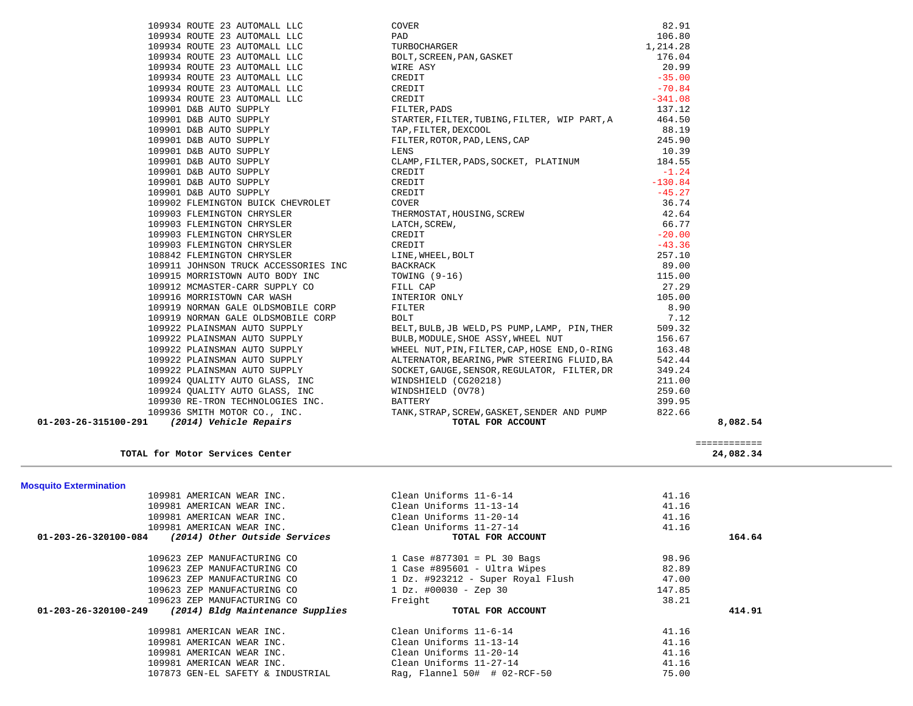| PO # | Vendor | Description | Amount | Total |
|---|---|---|---|---|
| 109934 | ROUTE 23 AUTOMALL LLC | COVER | 82.91 | |
| 109934 | ROUTE 23 AUTOMALL LLC | PAD | 106.80 | |
| 109934 | ROUTE 23 AUTOMALL LLC | TURBOCHARGER | 1,214.28 | |
| 109934 | ROUTE 23 AUTOMALL LLC | BOLT,SCREEN,PAN,GASKET | 176.04 | |
| 109934 | ROUTE 23 AUTOMALL LLC | WIRE ASY | 20.99 | |
| 109934 | ROUTE 23 AUTOMALL LLC | CREDIT | -35.00 | |
| 109934 | ROUTE 23 AUTOMALL LLC | CREDIT | -70.84 | |
| 109934 | ROUTE 23 AUTOMALL LLC | CREDIT | -341.08 | |
| 109901 | D&B AUTO SUPPLY | FILTER,PADS | 137.12 | |
| 109901 | D&B AUTO SUPPLY | STARTER,FILTER,TUBING,FILTER, WIP PART,A | 464.50 | |
| 109901 | D&B AUTO SUPPLY | TAP,FILTER,DEXCOOL | 88.19 | |
| 109901 | D&B AUTO SUPPLY | FILTER,ROTOR,PAD,LENS,CAP | 245.90 | |
| 109901 | D&B AUTO SUPPLY | LENS | 10.39 | |
| 109901 | D&B AUTO SUPPLY | CLAMP,FILTER,PADS,SOCKET, PLATINUM | 184.55 | |
| 109901 | D&B AUTO SUPPLY | CREDIT | -1.24 | |
| 109901 | D&B AUTO SUPPLY | CREDIT | -130.84 | |
| 109901 | D&B AUTO SUPPLY | CREDIT | -45.27 | |
| 109902 | FLEMINGTON BUICK CHEVROLET | COVER | 36.74 | |
| 109903 | FLEMINGTON CHRYSLER | THERMOSTAT,HOUSING,SCREW | 42.64 | |
| 109903 | FLEMINGTON CHRYSLER | LATCH,SCREW, | 66.77 | |
| 109903 | FLEMINGTON CHRYSLER | CREDIT | -20.00 | |
| 109903 | FLEMINGTON CHRYSLER | CREDIT | -43.36 | |
| 108842 | FLEMINGTON CHRYSLER | LINE,WHEEL,BOLT | 257.10 | |
| 109911 | JOHNSON TRUCK ACCESSORIES INC | BACKRACK | 89.00 | |
| 109915 | MORRISTOWN AUTO BODY INC | TOWING (9-16) | 115.00 | |
| 109912 | MCMASTER-CARR SUPPLY CO | FILL CAP | 27.29 | |
| 109916 | MORRISTOWN CAR WASH | INTERIOR ONLY | 105.00 | |
| 109919 | NORMAN GALE OLDSMOBILE CORP | FILTER | 8.90 | |
| 109919 | NORMAN GALE OLDSMOBILE CORP | BOLT | 7.12 | |
| 109922 | PLAINSMAN AUTO SUPPLY | BELT,BULB,JB WELD,PS PUMP,LAMP, PIN,THER | 509.32 | |
| 109922 | PLAINSMAN AUTO SUPPLY | BULB,MODULE,SHOE ASSY,WHEEL NUT | 156.67 | |
| 109922 | PLAINSMAN AUTO SUPPLY | WHEEL NUT,PIN,FILTER,CAP,HOSE END,O-RING | 163.48 | |
| 109922 | PLAINSMAN AUTO SUPPLY | ALTERNATOR,BEARING,PWR STEERING FLUID,BA | 542.44 | |
| 109922 | PLAINSMAN AUTO SUPPLY | SOCKET,GAUGE,SENSOR,REGULATOR, FILTER,DR | 349.24 | |
| 109924 | QUALITY AUTO GLASS, INC | WINDSHIELD (CG20218) | 211.00 | |
| 109924 | QUALITY AUTO GLASS, INC | WINDSHIELD (OV78) | 259.60 | |
| 109930 | RE-TRON TECHNOLOGIES INC. | BATTERY | 399.95 | |
| 109936 | SMITH MOTOR CO., INC. | TANK,STRAP,SCREW,GASKET,SENDER AND PUMP | 822.66 | |
| **01-203-26-315100-291** | ***(2014) Vehicle Repairs*** | **TOTAL FOR ACCOUNT** | | **8,082.54** |

| | | | | ============ |
|---|---|---|---|---|
| | **TOTAL for Motor Services Center** | | | **24,082.34** |

## Mosquito Extermination

| PO # | Vendor | Description | Amount | Total |
|---|---|---|---|---|
| 109981 | AMERICAN WEAR INC. | Clean Uniforms 11-6-14 | 41.16 | |
| 109981 | AMERICAN WEAR INC. | Clean Uniforms 11-13-14 | 41.16 | |
| 109981 | AMERICAN WEAR INC. | Clean Uniforms 11-20-14 | 41.16 | |
| 109981 | AMERICAN WEAR INC. | Clean Uniforms 11-27-14 | 41.16 | |
| **01-203-26-320100-084** | ***(2014) Other Outside Services*** | **TOTAL FOR ACCOUNT** | | **164.64** |
| 109623 | ZEP MANUFACTURING CO | 1 Case #877301 = PL 30 Bags | 98.96 | |
| 109623 | ZEP MANUFACTURING CO | 1 Case #895601 - Ultra Wipes | 82.89 | |
| 109623 | ZEP MANUFACTURING CO | 1 Dz. #923212 - Super Royal Flush | 47.00 | |
| 109623 | ZEP MANUFACTURING CO | 1 Dz. #00030 - Zep 30 | 147.85 | |
| 109623 | ZEP MANUFACTURING CO | Freight | 38.21 | |
| **01-203-26-320100-249** | ***(2014) Bldg Maintenance Supplies*** | **TOTAL FOR ACCOUNT** | | **414.91** |
| 109981 | AMERICAN WEAR INC. | Clean Uniforms 11-6-14 | 41.16 | |
| 109981 | AMERICAN WEAR INC. | Clean Uniforms 11-13-14 | 41.16 | |
| 109981 | AMERICAN WEAR INC. | Clean Uniforms 11-20-14 | 41.16 | |
| 109981 | AMERICAN WEAR INC. | Clean Uniforms 11-27-14 | 41.16 | |
| 107873 | GEN-EL SAFETY & INDUSTRIAL | Rag, Flannel 50# # 02-RCF-50 | 75.00 | |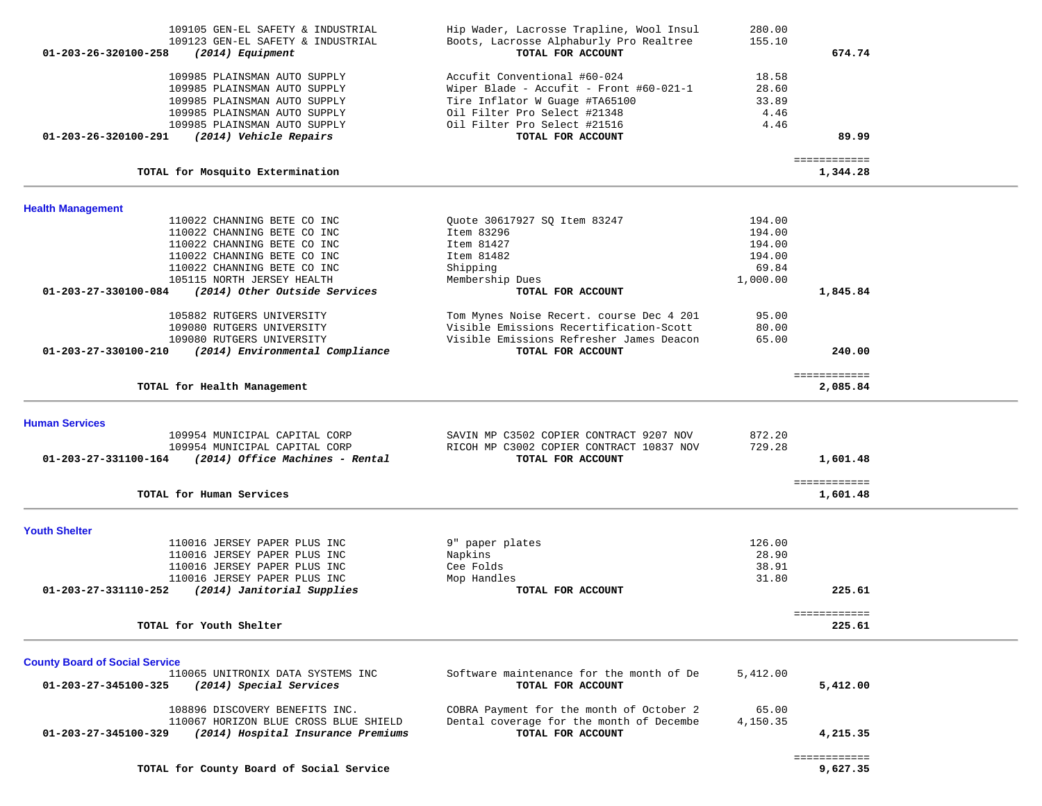| PO # / Vendor | Description | Amount | Total |
|---|---|---|---|
| 109105 GEN-EL SAFETY & INDUSTRIAL | Hip Wader, Lacrosse Trapline, Wool Insul | 280.00 | |
| 109123 GEN-EL SAFETY & INDUSTRIAL | Boots, Lacrosse Alphabury Pro Realtree | 155.10 | |
| **01-203-26-320100-258** ***(2014) Equipment*** | **TOTAL FOR ACCOUNT** | | **674.74** |
| 109985 PLAINSMAN AUTO SUPPLY | Accufit Conventional #60-024 | 18.58 | |
| 109985 PLAINSMAN AUTO SUPPLY | Wiper Blade - Accufit - Front #60-021-1 | 28.60 | |
| 109985 PLAINSMAN AUTO SUPPLY | Tire Inflator W Guage #TA65100 | 33.89 | |
| 109985 PLAINSMAN AUTO SUPPLY | Oil Filter Pro Select #21348 | 4.46 | |
| 109985 PLAINSMAN AUTO SUPPLY | Oil Filter Pro Select #21516 | 4.46 | |
| **01-203-26-320100-291** ***(2014) Vehicle Repairs*** | **TOTAL FOR ACCOUNT** | | **89.99** |
| **TOTAL for Mosquito Extermination** | | | **1,344.28** |

## Health Management

| PO # / Vendor | Description | Amount | Total |
|---|---|---|---|
| 110022 CHANNING BETE CO INC | Quote 30617927 SQ Item 83247 | 194.00 | |
| 110022 CHANNING BETE CO INC | Item 83296 | 194.00 | |
| 110022 CHANNING BETE CO INC | Item 81427 | 194.00 | |
| 110022 CHANNING BETE CO INC | Item 81482 | 194.00 | |
| 110022 CHANNING BETE CO INC | Shipping | 69.84 | |
| 105115 NORTH JERSEY HEALTH | Membership Dues | 1,000.00 | |
| **01-203-27-330100-084** ***(2014) Other Outside Services*** | **TOTAL FOR ACCOUNT** | | **1,845.84** |
| 105882 RUTGERS UNIVERSITY | Tom Mynes Noise Recert. course Dec 4 201 | 95.00 | |
| 109080 RUTGERS UNIVERSITY | Visible Emissions Recertification-Scott | 80.00 | |
| 109080 RUTGERS UNIVERSITY | Visible Emissions Refresher James Deacon | 65.00 | |
| **01-203-27-330100-210** ***(2014) Environmental Compliance*** | **TOTAL FOR ACCOUNT** | | **240.00** |
| **TOTAL for Health Management** | | | **2,085.84** |

## Human Services

| PO # / Vendor | Description | Amount | Total |
|---|---|---|---|
| 109954 MUNICIPAL CAPITAL CORP | SAVIN MP C3502 COPIER CONTRACT 9207 NOV | 872.20 | |
| 109954 MUNICIPAL CAPITAL CORP | RICOH MP C3002 COPIER CONTRACT 10837 NOV | 729.28 | |
| **01-203-27-331100-164** ***(2014) Office Machines - Rental*** | **TOTAL FOR ACCOUNT** | | **1,601.48** |
| **TOTAL for Human Services** | | | **1,601.48** |

## Youth Shelter

| PO # / Vendor | Description | Amount | Total |
|---|---|---|---|
| 110016 JERSEY PAPER PLUS INC | 9" paper plates | 126.00 | |
| 110016 JERSEY PAPER PLUS INC | Napkins | 28.90 | |
| 110016 JERSEY PAPER PLUS INC | Cee Folds | 38.91 | |
| 110016 JERSEY PAPER PLUS INC | Mop Handles | 31.80 | |
| **01-203-27-331110-252** ***(2014) Janitorial Supplies*** | **TOTAL FOR ACCOUNT** | | **225.61** |
| **TOTAL for Youth Shelter** | | | **225.61** |

## County Board of Social Service

| PO # / Vendor | Description | Amount | Total |
|---|---|---|---|
| 110065 UNITRONIX DATA SYSTEMS INC | Software maintenance for the month of De | 5,412.00 | |
| **01-203-27-345100-325** ***(2014) Special Services*** | **TOTAL FOR ACCOUNT** | | **5,412.00** |
| 108896 DISCOVERY BENEFITS INC. | COBRA Payment for the month of October 2 | 65.00 | |
| 110067 HORIZON BLUE CROSS BLUE SHIELD | Dental coverage for the month of Decembe | 4,150.35 | |
| **01-203-27-345100-329** ***(2014) Hospital Insurance Premiums*** | **TOTAL FOR ACCOUNT** | | **4,215.35** |
| **TOTAL for County Board of Social Service** | | | **9,627.35** |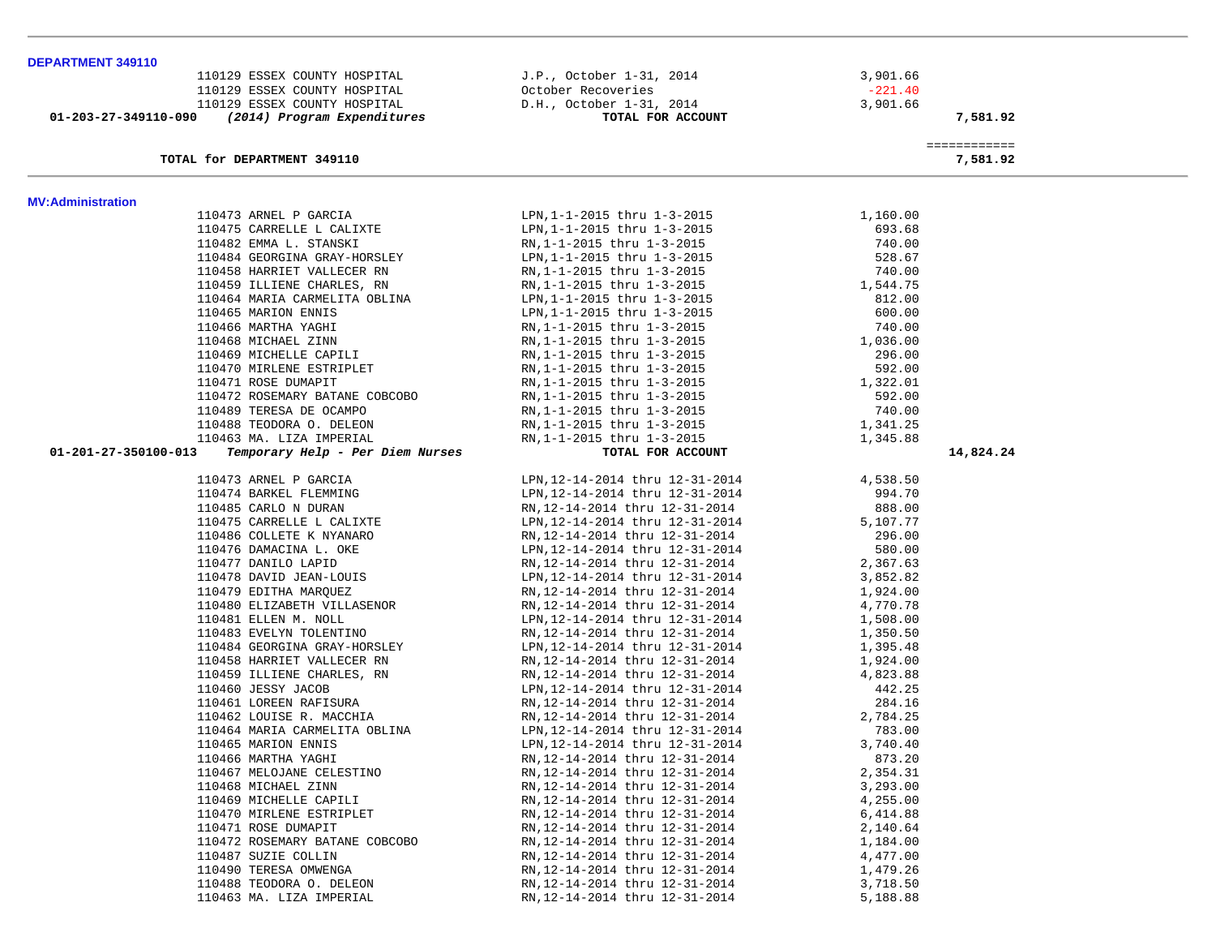**DEPARTMENT 349110**

| Account | Vendor | Description | Amount | Total |
|---|---|---|---|---|
| | 110129 ESSEX COUNTY HOSPITAL | J.P., October 1-31, 2014 | 3,901.66 | |
| | 110129 ESSEX COUNTY HOSPITAL | October Recoveries | -221.40 | |
| | 110129 ESSEX COUNTY HOSPITAL | D.H., October 1-31, 2014 | 3,901.66 | |
| 01-203-27-349110-090 | *(2014) Program Expenditures* | TOTAL FOR ACCOUNT | | 7,581.92 |

| | | | | ============ |
|---|---|---|---|---|
| | TOTAL for DEPARTMENT 349110 | | | 7,581.92 |

**MV:Administration**

| Account | Vendor | Description | Amount | Total |
|---|---|---|---|---|
| | 110473 ARNEL P GARCIA | LPN,1-1-2015 thru 1-3-2015 | 1,160.00 | |
| | 110475 CARRELLE L CALIXTE | LPN,1-1-2015 thru 1-3-2015 | 693.68 | |
| | 110482 EMMA L. STANSKI | RN,1-1-2015 thru 1-3-2015 | 740.00 | |
| | 110484 GEORGINA GRAY-HORSLEY | LPN,1-1-2015 thru 1-3-2015 | 528.67 | |
| | 110458 HARRIET VALLECER RN | RN,1-1-2015 thru 1-3-2015 | 740.00 | |
| | 110459 ILLIENE CHARLES, RN | RN,1-1-2015 thru 1-3-2015 | 1,544.75 | |
| | 110464 MARIA CARMELITA OBLINA | LPN,1-1-2015 thru 1-3-2015 | 812.00 | |
| | 110465 MARION ENNIS | LPN,1-1-2015 thru 1-3-2015 | 600.00 | |
| | 110466 MARTHA YAGHI | RN,1-1-2015 thru 1-3-2015 | 740.00 | |
| | 110468 MICHAEL ZINN | RN,1-1-2015 thru 1-3-2015 | 1,036.00 | |
| | 110469 MICHELLE CAPILI | RN,1-1-2015 thru 1-3-2015 | 296.00 | |
| | 110470 MIRLENE ESTRIPLET | RN,1-1-2015 thru 1-3-2015 | 592.00 | |
| | 110471 ROSE DUMAPIT | RN,1-1-2015 thru 1-3-2015 | 1,322.01 | |
| | 110472 ROSEMARY BATANE COBCOBO | RN,1-1-2015 thru 1-3-2015 | 592.00 | |
| | 110489 TERESA DE OCAMPO | RN,1-1-2015 thru 1-3-2015 | 740.00 | |
| | 110488 TEODORA O. DELEON | RN,1-1-2015 thru 1-3-2015 | 1,341.25 | |
| | 110463 MA. LIZA IMPERIAL | RN,1-1-2015 thru 1-3-2015 | 1,345.88 | |
| 01-201-27-350100-013 | *Temporary Help - Per Diem Nurses* | TOTAL FOR ACCOUNT | | 14,824.24 |
| | 110473 ARNEL P GARCIA | LPN,12-14-2014 thru 12-31-2014 | 4,538.50 | |
| | 110474 BARKEL FLEMMING | LPN,12-14-2014 thru 12-31-2014 | 994.70 | |
| | 110485 CARLO N DURAN | RN,12-14-2014 thru 12-31-2014 | 888.00 | |
| | 110475 CARRELLE L CALIXTE | LPN,12-14-2014 thru 12-31-2014 | 5,107.77 | |
| | 110486 COLLETE K NYANARO | RN,12-14-2014 thru 12-31-2014 | 296.00 | |
| | 110476 DAMACINA L. OKE | LPN,12-14-2014 thru 12-31-2014 | 580.00 | |
| | 110477 DANILO LAPID | RN,12-14-2014 thru 12-31-2014 | 2,367.63 | |
| | 110478 DAVID JEAN-LOUIS | LPN,12-14-2014 thru 12-31-2014 | 3,852.82 | |
| | 110479 EDITHA MARQUEZ | RN,12-14-2014 thru 12-31-2014 | 1,924.00 | |
| | 110480 ELIZABETH VILLASENOR | RN,12-14-2014 thru 12-31-2014 | 4,770.78 | |
| | 110481 ELLEN M. NOLL | LPN,12-14-2014 thru 12-31-2014 | 1,508.00 | |
| | 110483 EVELYN TOLENTINO | RN,12-14-2014 thru 12-31-2014 | 1,350.50 | |
| | 110484 GEORGINA GRAY-HORSLEY | LPN,12-14-2014 thru 12-31-2014 | 1,395.48 | |
| | 110458 HARRIET VALLECER RN | RN,12-14-2014 thru 12-31-2014 | 1,924.00 | |
| | 110459 ILLIENE CHARLES, RN | RN,12-14-2014 thru 12-31-2014 | 4,823.88 | |
| | 110460 JESSY JACOB | LPN,12-14-2014 thru 12-31-2014 | 442.25 | |
| | 110461 LOREEN RAFISURA | RN,12-14-2014 thru 12-31-2014 | 284.16 | |
| | 110462 LOUISE R. MACCHIA | RN,12-14-2014 thru 12-31-2014 | 2,784.25 | |
| | 110464 MARIA CARMELITA OBLINA | LPN,12-14-2014 thru 12-31-2014 | 783.00 | |
| | 110465 MARION ENNIS | LPN,12-14-2014 thru 12-31-2014 | 3,740.40 | |
| | 110466 MARTHA YAGHI | RN,12-14-2014 thru 12-31-2014 | 873.20 | |
| | 110467 MELOJANE CELESTINO | RN,12-14-2014 thru 12-31-2014 | 2,354.31 | |
| | 110468 MICHAEL ZINN | RN,12-14-2014 thru 12-31-2014 | 3,293.00 | |
| | 110469 MICHELLE CAPILI | RN,12-14-2014 thru 12-31-2014 | 4,255.00 | |
| | 110470 MIRLENE ESTRIPLET | RN,12-14-2014 thru 12-31-2014 | 6,414.88 | |
| | 110471 ROSE DUMAPIT | RN,12-14-2014 thru 12-31-2014 | 2,140.64 | |
| | 110472 ROSEMARY BATANE COBCOBO | RN,12-14-2014 thru 12-31-2014 | 1,184.00 | |
| | 110487 SUZIE COLLIN | RN,12-14-2014 thru 12-31-2014 | 4,477.00 | |
| | 110490 TERESA OMWENGA | RN,12-14-2014 thru 12-31-2014 | 1,479.26 | |
| | 110488 TEODORA O. DELEON | RN,12-14-2014 thru 12-31-2014 | 3,718.50 | |
| | 110463 MA. LIZA IMPERIAL | RN,12-14-2014 thru 12-31-2014 | 5,188.88 | |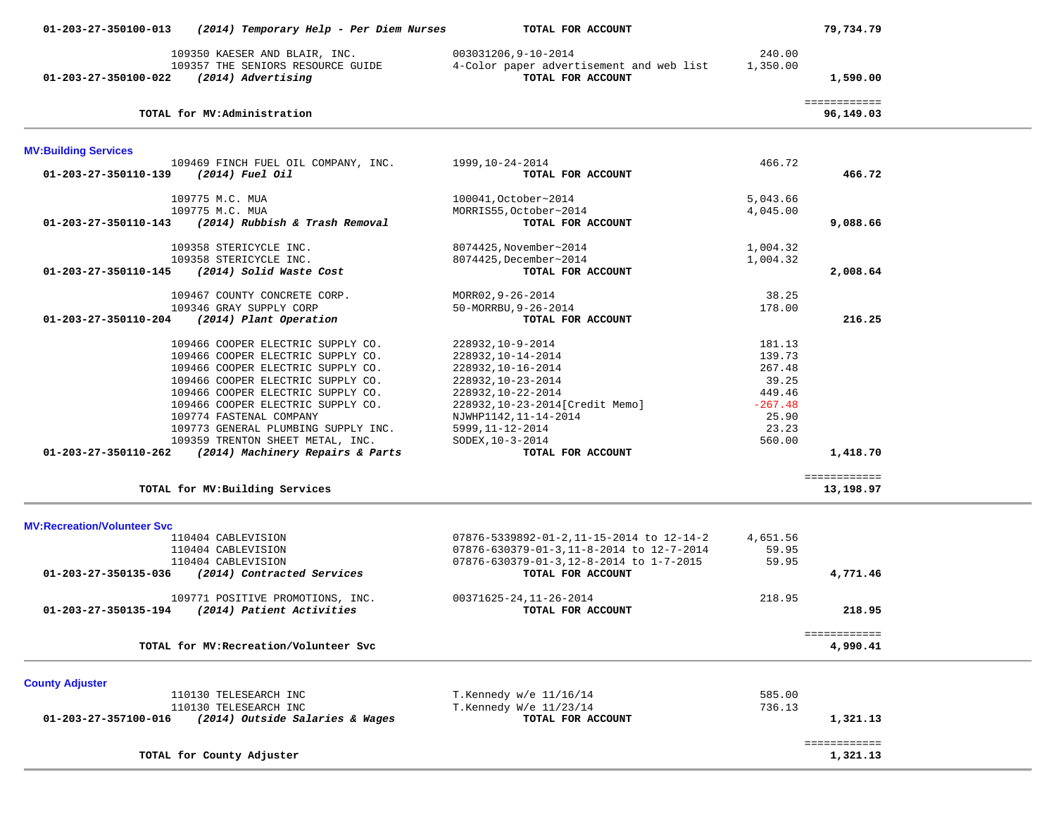| Account | Vendor / Description | Reference | Amount | Total |
|---|---|---|---|---|
| **01-203-27-350100-013** | ***(2014) Temporary Help - Per Diem Nurses*** | **TOTAL FOR ACCOUNT** | | **79,734.79** |
| | 109350 KAESER AND BLAIR, INC. | 003031206,9-10-2014 | 240.00 | |
| | 109357 THE SENIORS RESOURCE GUIDE | 4-Color paper advertisement and web list | 1,350.00 | |
| **01-203-27-350100-022** | ***(2014) Advertising*** | **TOTAL FOR ACCOUNT** | | **1,590.00** |
| | | | | ============ |
| | **TOTAL for MV:Administration** | | | **96,149.03** |

**MV:Building Services**

| Account | Vendor / Description | Reference | Amount | Total |
|---|---|---|---|---|
| | 109469 FINCH FUEL OIL COMPANY, INC. | 1999,10-24-2014 | 466.72 | |
| **01-203-27-350110-139** | ***(2014) Fuel Oil*** | **TOTAL FOR ACCOUNT** | | **466.72** |
| | 109775 M.C. MUA | 100041,October~2014 | 5,043.66 | |
| | 109775 M.C. MUA | MORRIS55,October~2014 | 4,045.00 | |
| **01-203-27-350110-143** | ***(2014) Rubbish & Trash Removal*** | **TOTAL FOR ACCOUNT** | | **9,088.66** |
| | 109358 STERICYCLE INC. | 8074425,November~2014 | 1,004.32 | |
| | 109358 STERICYCLE INC. | 8074425,December~2014 | 1,004.32 | |
| **01-203-27-350110-145** | ***(2014) Solid Waste Cost*** | **TOTAL FOR ACCOUNT** | | **2,008.64** |
| | 109467 COUNTY CONCRETE CORP. | MORR02,9-26-2014 | 38.25 | |
| | 109346 GRAY SUPPLY CORP | 50-MORRBU,9-26-2014 | 178.00 | |
| **01-203-27-350110-204** | ***(2014) Plant Operation*** | **TOTAL FOR ACCOUNT** | | **216.25** |
| | 109466 COOPER ELECTRIC SUPPLY CO. | 228932,10-9-2014 | 181.13 | |
| | 109466 COOPER ELECTRIC SUPPLY CO. | 228932,10-14-2014 | 139.73 | |
| | 109466 COOPER ELECTRIC SUPPLY CO. | 228932,10-16-2014 | 267.48 | |
| | 109466 COOPER ELECTRIC SUPPLY CO. | 228932,10-23-2014 | 39.25 | |
| | 109466 COOPER ELECTRIC SUPPLY CO. | 228932,10-22-2014 | 449.46 | |
| | 109466 COOPER ELECTRIC SUPPLY CO. | 228932,10-23-2014[Credit Memo] | -267.48 | |
| | 109774 FASTENAL COMPANY | NJWHP1142,11-14-2014 | 25.90 | |
| | 109773 GENERAL PLUMBING SUPPLY INC. | 5999,11-12-2014 | 23.23 | |
| | 109359 TRENTON SHEET METAL, INC. | SODEX,10-3-2014 | 560.00 | |
| **01-203-27-350110-262** | ***(2014) Machinery Repairs & Parts*** | **TOTAL FOR ACCOUNT** | | **1,418.70** |
| | | | | ============ |
| | **TOTAL for MV:Building Services** | | | **13,198.97** |

**MV:Recreation/Volunteer Svc**

| Account | Vendor / Description | Reference | Amount | Total |
|---|---|---|---|---|
| | 110404 CABLEVISION | 07876-5339892-01-2,11-15-2014 to 12-14-2 | 4,651.56 | |
| | 110404 CABLEVISION | 07876-630379-01-3,11-8-2014 to 12-7-2014 | 59.95 | |
| | 110404 CABLEVISION | 07876-630379-01-3,12-8-2014 to 1-7-2015 | 59.95 | |
| **01-203-27-350135-036** | ***(2014) Contracted Services*** | **TOTAL FOR ACCOUNT** | | **4,771.46** |
| | 109771 POSITIVE PROMOTIONS, INC. | 00371625-24,11-26-2014 | 218.95 | |
| **01-203-27-350135-194** | ***(2014) Patient Activities*** | **TOTAL FOR ACCOUNT** | | **218.95** |
| | | | | ============ |
| | **TOTAL for MV:Recreation/Volunteer Svc** | | | **4,990.41** |

**County Adjuster**

| Account | Vendor / Description | Reference | Amount | Total |
|---|---|---|---|---|
| | 110130 TELESEARCH INC | T.Kennedy w/e 11/16/14 | 585.00 | |
| | 110130 TELESEARCH INC | T.Kennedy W/e 11/23/14 | 736.13 | |
| **01-203-27-357100-016** | ***(2014) Outside Salaries & Wages*** | **TOTAL FOR ACCOUNT** | | **1,321.13** |
| | | | | ============ |
| | **TOTAL for County Adjuster** | | | **1,321.13** |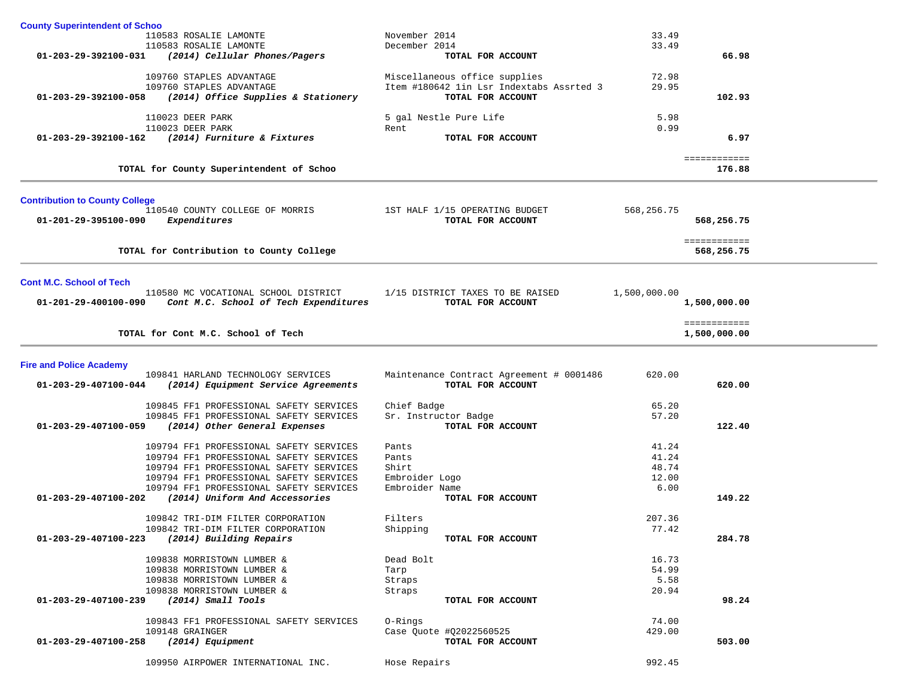## County Superintendent of Schoo

| Account | Vendor | Description | Amount | Total |
|---|---|---|---|---|
| | 110583 ROSALIE LAMONTE | November 2014 | 33.49 | |
| | 110583 ROSALIE LAMONTE | December 2014 | 33.49 | |
| **01-203-29-392100-031** | ***(2014) Cellular Phones/Pagers*** | **TOTAL FOR ACCOUNT** | | **66.98** |
| | 109760 STAPLES ADVANTAGE | Miscellaneous office supplies | 72.98 | |
| | 109760 STAPLES ADVANTAGE | Item #180642 1in Lsr Indextabs Assrted 3 | 29.95 | |
| **01-203-29-392100-058** | ***(2014) Office Supplies & Stationery*** | **TOTAL FOR ACCOUNT** | | **102.93** |
| | 110023 DEER PARK | 5 gal Nestle Pure Life | 5.98 | |
| | 110023 DEER PARK | Rent | 0.99 | |
| **01-203-29-392100-162** | ***(2014) Furniture & Fixtures*** | **TOTAL FOR ACCOUNT** | | **6.97** |
| | | | | ============ |
| | **TOTAL for County Superintendent of Schoo** | | | **176.88** |

## Contribution to County College

| Account | Vendor | Description | Amount | Total |
|---|---|---|---|---|
| | 110540 COUNTY COLLEGE OF MORRIS | 1ST HALF 1/15 OPERATING BUDGET | 568,256.75 | |
| **01-201-29-395100-090** | ***Expenditures*** | **TOTAL FOR ACCOUNT** | | **568,256.75** |
| | | | | ============ |
| | **TOTAL for Contribution to County College** | | | **568,256.75** |

## Cont M.C. School of Tech

| Account | Vendor | Description | Amount | Total |
|---|---|---|---|---|
| | 110580 MC VOCATIONAL SCHOOL DISTRICT | 1/15 DISTRICT TAXES TO BE RAISED | 1,500,000.00 | |
| **01-201-29-400100-090** | ***Cont M.C. School of Tech Expenditures*** | **TOTAL FOR ACCOUNT** | | **1,500,000.00** |
| | | | | ============ |
| | **TOTAL for Cont M.C. School of Tech** | | | **1,500,000.00** |

## Fire and Police Academy

| Account | Vendor | Description | Amount | Total |
|---|---|---|---|---|
| | 109841 HARLAND TECHNOLOGY SERVICES | Maintenance Contract Agreement # 0001486 | 620.00 | |
| **01-203-29-407100-044** | ***(2014) Equipment Service Agreements*** | **TOTAL FOR ACCOUNT** | | **620.00** |
| | 109845 FF1 PROFESSIONAL SAFETY SERVICES | Chief Badge | 65.20 | |
| | 109845 FF1 PROFESSIONAL SAFETY SERVICES | Sr. Instructor Badge | 57.20 | |
| **01-203-29-407100-059** | ***(2014) Other General Expenses*** | **TOTAL FOR ACCOUNT** | | **122.40** |
| | 109794 FF1 PROFESSIONAL SAFETY SERVICES | Pants | 41.24 | |
| | 109794 FF1 PROFESSIONAL SAFETY SERVICES | Pants | 41.24 | |
| | 109794 FF1 PROFESSIONAL SAFETY SERVICES | Shirt | 48.74 | |
| | 109794 FF1 PROFESSIONAL SAFETY SERVICES | Embroider Logo | 12.00 | |
| | 109794 FF1 PROFESSIONAL SAFETY SERVICES | Embroider Name | 6.00 | |
| **01-203-29-407100-202** | ***(2014) Uniform And Accessories*** | **TOTAL FOR ACCOUNT** | | **149.22** |
| | 109842 TRI-DIM FILTER CORPORATION | Filters | 207.36 | |
| | 109842 TRI-DIM FILTER CORPORATION | Shipping | 77.42 | |
| **01-203-29-407100-223** | ***(2014) Building Repairs*** | **TOTAL FOR ACCOUNT** | | **284.78** |
| | 109838 MORRISTOWN LUMBER & | Dead Bolt | 16.73 | |
| | 109838 MORRISTOWN LUMBER & | Tarp | 54.99 | |
| | 109838 MORRISTOWN LUMBER & | Straps | 5.58 | |
| | 109838 MORRISTOWN LUMBER & | Straps | 20.94 | |
| **01-203-29-407100-239** | ***(2014) Small Tools*** | **TOTAL FOR ACCOUNT** | | **98.24** |
| | 109843 FF1 PROFESSIONAL SAFETY SERVICES | O-Rings | 74.00 | |
| | 109148 GRAINGER | Case Quote #Q2022560525 | 429.00 | |
| **01-203-29-407100-258** | ***(2014) Equipment*** | **TOTAL FOR ACCOUNT** | | **503.00** |
| | 109950 AIRPOWER INTERNATIONAL INC. | Hose Repairs | 992.45 | |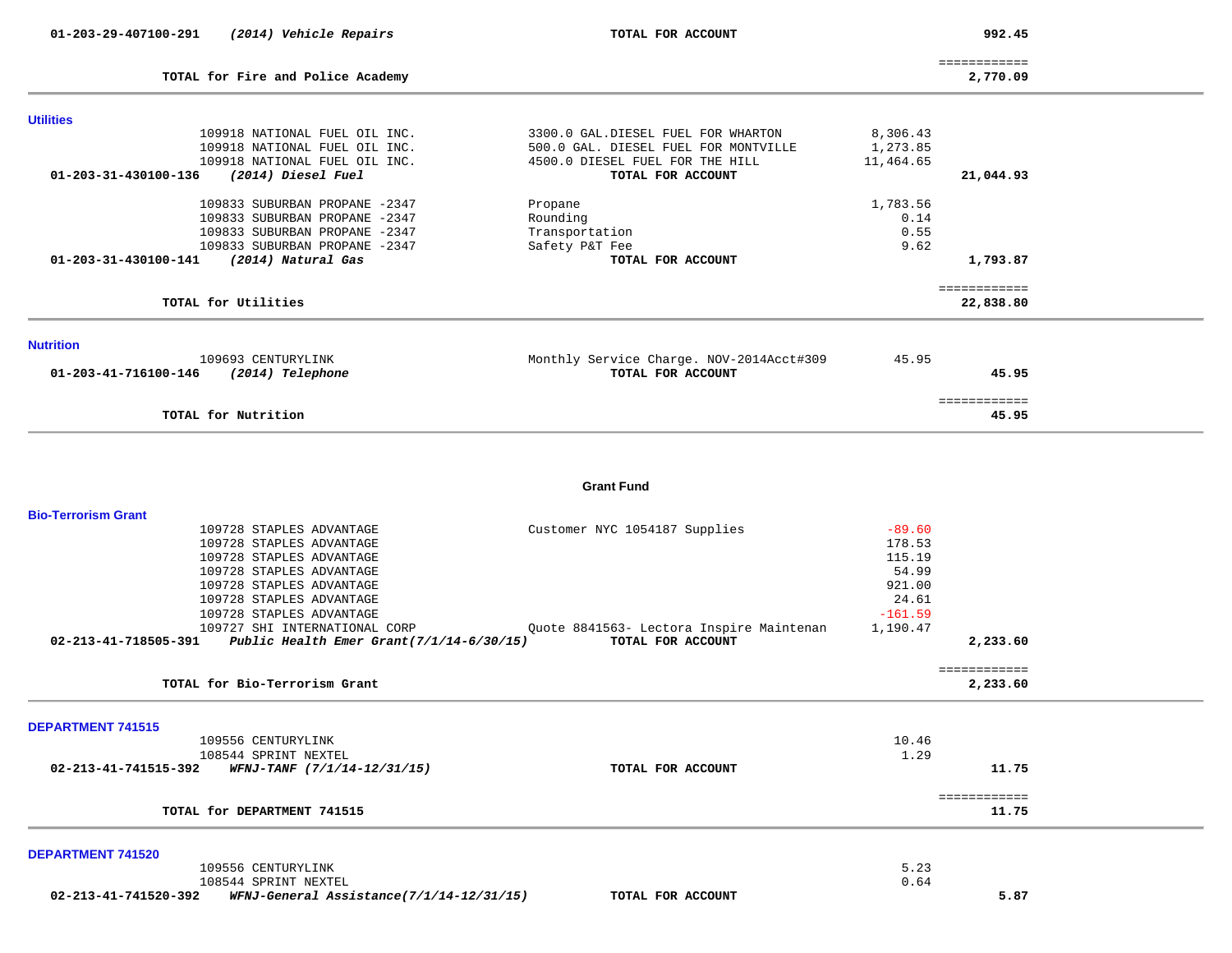| | | | | |
|---|---|---|---|---|
| **01-203-29-407100-291** | ***(2014) Vehicle Repairs*** | **TOTAL FOR ACCOUNT** | | **992.45** |
| | | | | ============ |
| | **TOTAL for Fire and Police Academy** | | | **2,770.09** |

## Utilities

| | | | | |
|---|---|---|---|---|
| | 109918 NATIONAL FUEL OIL INC. | 3300.0 GAL.DIESEL FUEL FOR WHARTON | 8,306.43 | |
| | 109918 NATIONAL FUEL OIL INC. | 500.0 GAL. DIESEL FUEL FOR MONTVILLE | 1,273.85 | |
| | 109918 NATIONAL FUEL OIL INC. | 4500.0 DIESEL FUEL FOR THE HILL | 11,464.65 | |
| **01-203-31-430100-136** | ***(2014) Diesel Fuel*** | **TOTAL FOR ACCOUNT** | | **21,044.93** |
| | 109833 SUBURBAN PROPANE -2347 | Propane | 1,783.56 | |
| | 109833 SUBURBAN PROPANE -2347 | Rounding | 0.14 | |
| | 109833 SUBURBAN PROPANE -2347 | Transportation | 0.55 | |
| | 109833 SUBURBAN PROPANE -2347 | Safety P&T Fee | 9.62 | |
| **01-203-31-430100-141** | ***(2014) Natural Gas*** | **TOTAL FOR ACCOUNT** | | **1,793.87** |
| | | | | ============ |
| | **TOTAL for Utilities** | | | **22,838.80** |

## Nutrition

| | | | | |
|---|---|---|---|---|
| | 109693 CENTURYLINK | Monthly Service Charge. NOV-2014Acct#309 | 45.95 | |
| **01-203-41-716100-146** | ***(2014) Telephone*** | **TOTAL FOR ACCOUNT** | | **45.95** |
| | | | | ============ |
| | **TOTAL for Nutrition** | | | **45.95** |

# Grant Fund

## Bio-Terrorism Grant

| | | | | |
|---|---|---|---|---|
| | 109728 STAPLES ADVANTAGE | Customer NYC 1054187 Supplies | -89.60 | |
| | 109728 STAPLES ADVANTAGE | | 178.53 | |
| | 109728 STAPLES ADVANTAGE | | 115.19 | |
| | 109728 STAPLES ADVANTAGE | | 54.99 | |
| | 109728 STAPLES ADVANTAGE | | 921.00 | |
| | 109728 STAPLES ADVANTAGE | | 24.61 | |
| | 109728 STAPLES ADVANTAGE | | -161.59 | |
| | 109727 SHI INTERNATIONAL CORP | Quote 8841563- Lectora Inspire Maintenan | 1,190.47 | |
| **02-213-41-718505-391** | ***Public Health Emer Grant(7/1/14-6/30/15)*** | **TOTAL FOR ACCOUNT** | | **2,233.60** |
| | | | | ============ |
| | **TOTAL for Bio-Terrorism Grant** | | | **2,233.60** |

## DEPARTMENT 741515

| | | | | |
|---|---|---|---|---|
| | 109556 CENTURYLINK | | 10.46 | |
| | 108544 SPRINT NEXTEL | | 1.29 | |
| **02-213-41-741515-392** | ***WFNJ-TANF (7/1/14-12/31/15)*** | **TOTAL FOR ACCOUNT** | | **11.75** |
| | | | | ============ |
| | **TOTAL for DEPARTMENT 741515** | | | **11.75** |

## DEPARTMENT 741520

| | | | | |
|---|---|---|---|---|
| | 109556 CENTURYLINK | | 5.23 | |
| | 108544 SPRINT NEXTEL | | 0.64 | |
| **02-213-41-741520-392** | ***WFNJ-General Assistance(7/1/14-12/31/15)*** | **TOTAL FOR ACCOUNT** | | **5.87** |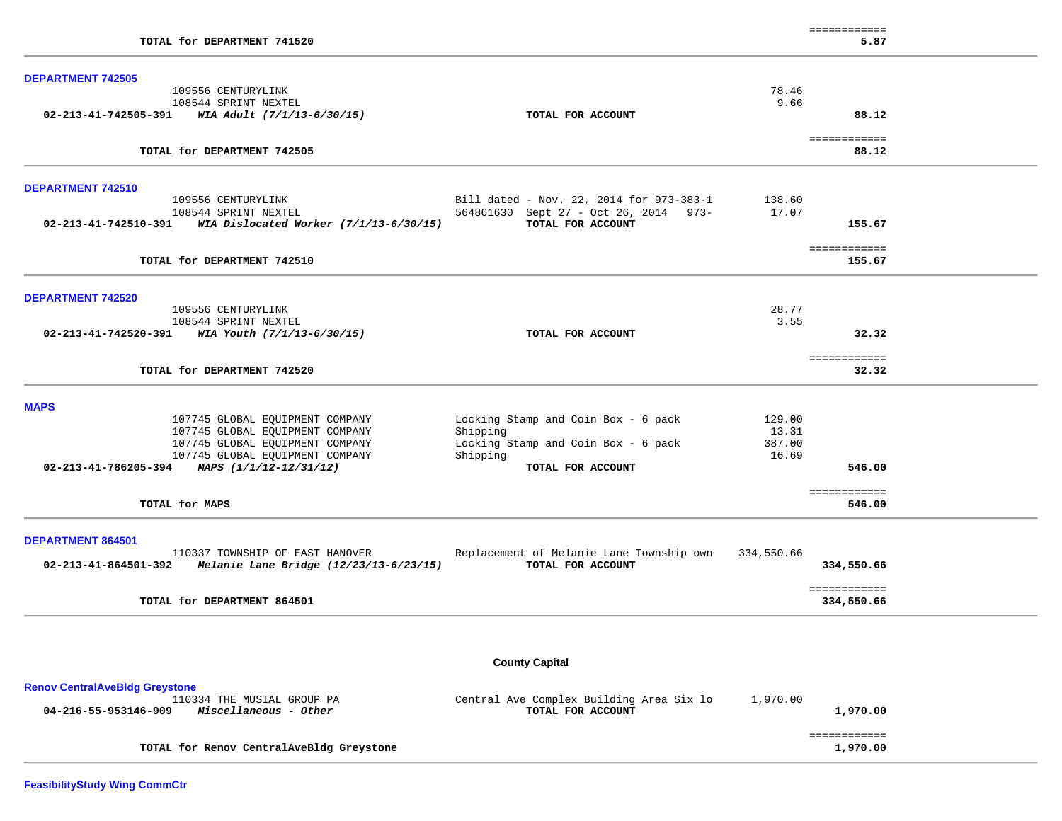| | | | | |
|---|---|---|---|---|
| | **TOTAL for DEPARTMENT 741520** | | | **5.87** |

**DEPARTMENT 742505**

| Account | Vendor | Description | Amount | Total |
|---|---|---|---|---|
| | 109556 CENTURYLINK | | 78.46 | |
| | 108544 SPRINT NEXTEL | | 9.66 | |
| **02-213-41-742505-391** | ***WIA Adult (7/1/13-6/30/15)*** | **TOTAL FOR ACCOUNT** | | **88.12** |
| | **TOTAL for DEPARTMENT 742505** | | | **88.12** |

**DEPARTMENT 742510**

| Account | Vendor | Description | Amount | Total |
|---|---|---|---|---|
| | 109556 CENTURYLINK | Bill dated - Nov. 22, 2014 for 973-383-1 | 138.60 | |
| | 108544 SPRINT NEXTEL | 564861630 Sept 27 - Oct 26, 2014 973- | 17.07 | |
| **02-213-41-742510-391** | ***WIA Dislocated Worker (7/1/13-6/30/15)*** | **TOTAL FOR ACCOUNT** | | **155.67** |
| | **TOTAL for DEPARTMENT 742510** | | | **155.67** |

**DEPARTMENT 742520**

| Account | Vendor | Description | Amount | Total |
|---|---|---|---|---|
| | 109556 CENTURYLINK | | 28.77 | |
| | 108544 SPRINT NEXTEL | | 3.55 | |
| **02-213-41-742520-391** | ***WIA Youth (7/1/13-6/30/15)*** | **TOTAL FOR ACCOUNT** | | **32.32** |
| | **TOTAL for DEPARTMENT 742520** | | | **32.32** |

**MAPS**

| Account | Vendor | Description | Amount | Total |
|---|---|---|---|---|
| | 107745 GLOBAL EQUIPMENT COMPANY | Locking Stamp and Coin Box - 6 pack | 129.00 | |
| | 107745 GLOBAL EQUIPMENT COMPANY | Shipping | 13.31 | |
| | 107745 GLOBAL EQUIPMENT COMPANY | Locking Stamp and Coin Box - 6 pack | 387.00 | |
| | 107745 GLOBAL EQUIPMENT COMPANY | Shipping | 16.69 | |
| **02-213-41-786205-394** | ***MAPS (1/1/12-12/31/12)*** | **TOTAL FOR ACCOUNT** | | **546.00** |
| | **TOTAL for MAPS** | | | **546.00** |

**DEPARTMENT 864501**

| Account | Vendor | Description | Amount | Total |
|---|---|---|---|---|
| | 110337 TOWNSHIP OF EAST HANOVER | Replacement of Melanie Lane Township own | 334,550.66 | |
| **02-213-41-864501-392** | ***Melanie Lane Bridge (12/23/13-6/23/15)*** | **TOTAL FOR ACCOUNT** | | **334,550.66** |
| | **TOTAL for DEPARTMENT 864501** | | | **334,550.66** |

## County Capital

**Renov CentralAveBldg Greystone**

| Account | Vendor | Description | Amount | Total |
|---|---|---|---|---|
| | 110334 THE MUSIAL GROUP PA | Central Ave Complex Building Area Six lo | 1,970.00 | |
| **04-216-55-953146-909** | ***Miscellaneous - Other*** | **TOTAL FOR ACCOUNT** | | **1,970.00** |
| | **TOTAL for Renov CentralAveBldg Greystone** | | | **1,970.00** |

**FeasibilityStudy Wing CommCtr**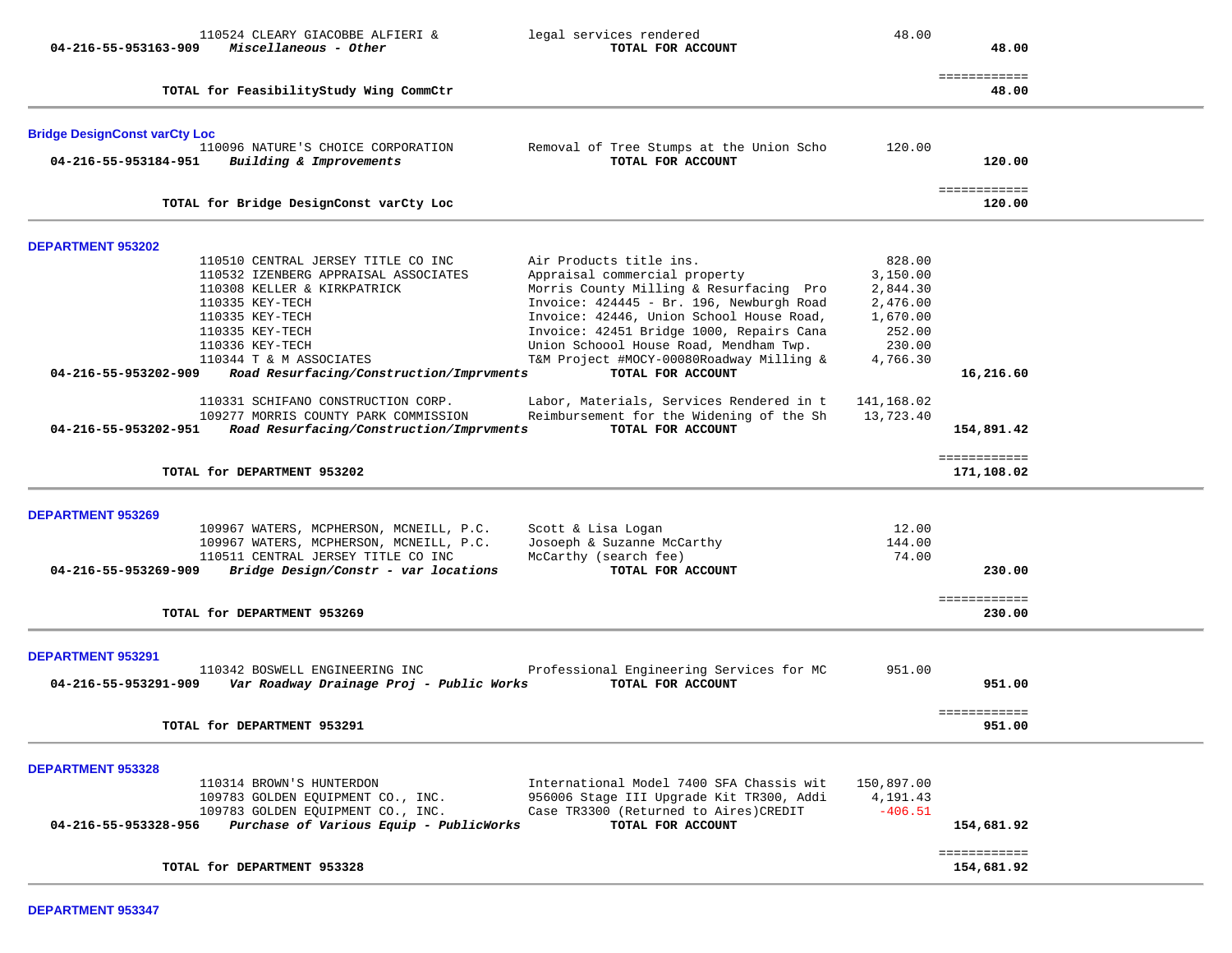| Account / Vendor | Description | Amount | Total |
|---|---|---|---|
| 110524 CLEARY GIACOBBE ALFIERI & | legal services rendered | 48.00 | |
| **04-216-55-953163-909** *Miscellaneous - Other* | **TOTAL FOR ACCOUNT** | | **48.00** |
| | | | ============ |
| **TOTAL for FeasibilityStudy Wing CommCtr** | | | **48.00** |

## Bridge DesignConst varCty Loc

| Account / Vendor | Description | Amount | Total |
|---|---|---|---|
| 110096 NATURE'S CHOICE CORPORATION | Removal of Tree Stumps at the Union Scho | 120.00 | |
| **04-216-55-953184-951** *Building & Improvements* | **TOTAL FOR ACCOUNT** | | **120.00** |
| | | | ============ |
| **TOTAL for Bridge DesignConst varCty Loc** | | | **120.00** |

## DEPARTMENT 953202

| Account / Vendor | Description | Amount | Total |
|---|---|---|---|
| 110510 CENTRAL JERSEY TITLE CO INC | Air Products title ins. | 828.00 | |
| 110532 IZENBERG APPRAISAL ASSOCIATES | Appraisal commercial property | 3,150.00 | |
| 110308 KELLER & KIRKPATRICK | Morris County Milling & Resurfacing Pro | 2,844.30 | |
| 110335 KEY-TECH | Invoice: 424445 - Br. 196, Newburgh Road | 2,476.00 | |
| 110335 KEY-TECH | Invoice: 42446, Union School House Road, | 1,670.00 | |
| 110335 KEY-TECH | Invoice: 42451 Bridge 1000, Repairs Cana | 252.00 | |
| 110336 KEY-TECH | Union Schoool House Road, Mendham Twp. | 230.00 | |
| 110344 T & M ASSOCIATES | T&M Project #MOCY-00080Roadway Milling & | 4,766.30 | |
| **04-216-55-953202-909** *Road Resurfacing/Construction/Imprvments* | **TOTAL FOR ACCOUNT** | | **16,216.60** |
| 110331 SCHIFANO CONSTRUCTION CORP. | Labor, Materials, Services Rendered in t | 141,168.02 | |
| 109277 MORRIS COUNTY PARK COMMISSION | Reimbursement for the Widening of the Sh | 13,723.40 | |
| **04-216-55-953202-951** *Road Resurfacing/Construction/Imprvments* | **TOTAL FOR ACCOUNT** | | **154,891.42** |
| | | | ============ |
| **TOTAL for DEPARTMENT 953202** | | | **171,108.02** |

## DEPARTMENT 953269

| Account / Vendor | Description | Amount | Total |
|---|---|---|---|
| 109967 WATERS, MCPHERSON, MCNEILL, P.C. | Scott & Lisa Logan | 12.00 | |
| 109967 WATERS, MCPHERSON, MCNEILL, P.C. | Josoeph & Suzanne McCarthy | 144.00 | |
| 110511 CENTRAL JERSEY TITLE CO INC | McCarthy (search fee) | 74.00 | |
| **04-216-55-953269-909** *Bridge Design/Constr - var locations* | **TOTAL FOR ACCOUNT** | | **230.00** |
| | | | ============ |
| **TOTAL for DEPARTMENT 953269** | | | **230.00** |

## DEPARTMENT 953291

| Account / Vendor | Description | Amount | Total |
|---|---|---|---|
| 110342 BOSWELL ENGINEERING INC | Professional Engineering Services for MC | 951.00 | |
| **04-216-55-953291-909** *Var Roadway Drainage Proj - Public Works* | **TOTAL FOR ACCOUNT** | | **951.00** |
| | | | ============ |
| **TOTAL for DEPARTMENT 953291** | | | **951.00** |

## DEPARTMENT 953328

| Account / Vendor | Description | Amount | Total |
|---|---|---|---|
| 110314 BROWN'S HUNTERDON | International Model 7400 SFA Chassis wit | 150,897.00 | |
| 109783 GOLDEN EQUIPMENT CO., INC. | 956006 Stage III Upgrade Kit TR300, Addi | 4,191.43 | |
| 109783 GOLDEN EQUIPMENT CO., INC. | Case TR3300 (Returned to Aires)CREDIT | -406.51 | |
| **04-216-55-953328-956** *Purchase of Various Equip - PublicWorks* | **TOTAL FOR ACCOUNT** | | **154,681.92** |
| | | | ============ |
| **TOTAL for DEPARTMENT 953328** | | | **154,681.92** |

## DEPARTMENT 953347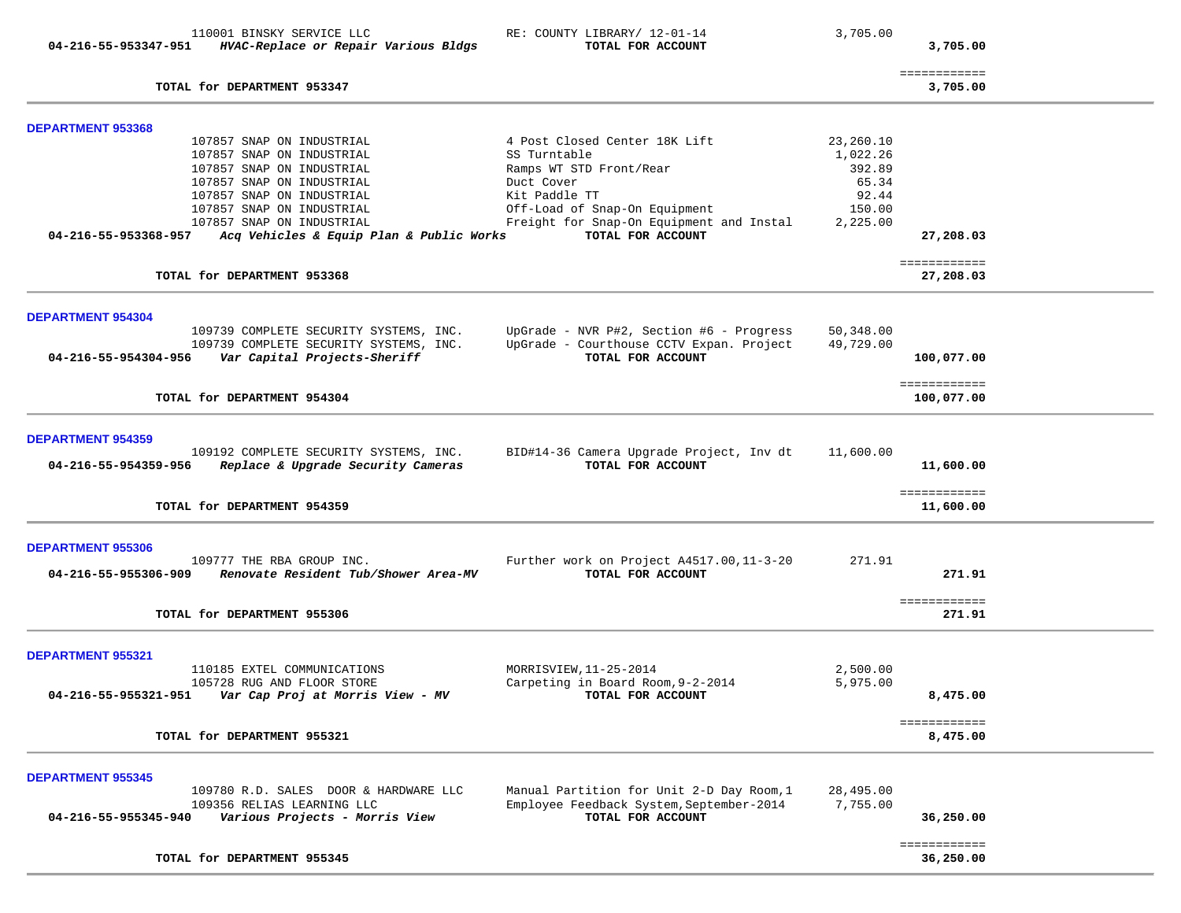| | | | |
|---|---|---|---|
| 110001 BINSKY SERVICE LLC | RE: COUNTY LIBRARY/ 12-01-14 | 3,705.00 | |
| **04-216-55-953347-951** *HVAC-Replace or Repair Various Bldgs* | **TOTAL FOR ACCOUNT** | | **3,705.00** |
| **TOTAL for DEPARTMENT 953347** | | | **3,705.00** |

**DEPARTMENT 953368**

| | | | |
|---|---|---|---|
| 107857 SNAP ON INDUSTRIAL | 4 Post Closed Center 18K Lift | 23,260.10 | |
| 107857 SNAP ON INDUSTRIAL | SS Turntable | 1,022.26 | |
| 107857 SNAP ON INDUSTRIAL | Ramps WT STD Front/Rear | 392.89 | |
| 107857 SNAP ON INDUSTRIAL | Duct Cover | 65.34 | |
| 107857 SNAP ON INDUSTRIAL | Kit Paddle TT | 92.44 | |
| 107857 SNAP ON INDUSTRIAL | Off-Load of Snap-On Equipment | 150.00 | |
| 107857 SNAP ON INDUSTRIAL | Freight for Snap-On Equipment and Instal | 2,225.00 | |
| **04-216-55-953368-957** *Acq Vehicles & Equip Plan & Public Works* | **TOTAL FOR ACCOUNT** | | **27,208.03** |
| **TOTAL for DEPARTMENT 953368** | | | **27,208.03** |

**DEPARTMENT 954304**

| | | | |
|---|---|---|---|
| 109739 COMPLETE SECURITY SYSTEMS, INC. | UpGrade - NVR P#2, Section #6 - Progress | 50,348.00 | |
| 109739 COMPLETE SECURITY SYSTEMS, INC. | UpGrade - Courthouse CCTV Expan. Project | 49,729.00 | |
| **04-216-55-954304-956** *Var Capital Projects-Sheriff* | **TOTAL FOR ACCOUNT** | | **100,077.00** |
| **TOTAL for DEPARTMENT 954304** | | | **100,077.00** |

**DEPARTMENT 954359**

| | | | |
|---|---|---|---|
| 109192 COMPLETE SECURITY SYSTEMS, INC. | BID#14-36 Camera Upgrade Project, Inv dt | 11,600.00 | |
| **04-216-55-954359-956** *Replace & Upgrade Security Cameras* | **TOTAL FOR ACCOUNT** | | **11,600.00** |
| **TOTAL for DEPARTMENT 954359** | | | **11,600.00** |

**DEPARTMENT 955306**

| | | | |
|---|---|---|---|
| 109777 THE RBA GROUP INC. | Further work on Project A4517.00,11-3-20 | 271.91 | |
| **04-216-55-955306-909** *Renovate Resident Tub/Shower Area-MV* | **TOTAL FOR ACCOUNT** | | **271.91** |
| **TOTAL for DEPARTMENT 955306** | | | **271.91** |

**DEPARTMENT 955321**

| | | | |
|---|---|---|---|
| 110185 EXTEL COMMUNICATIONS | MORRISVIEW,11-25-2014 | 2,500.00 | |
| 105728 RUG AND FLOOR STORE | Carpeting in Board Room,9-2-2014 | 5,975.00 | |
| **04-216-55-955321-951** *Var Cap Proj at Morris View - MV* | **TOTAL FOR ACCOUNT** | | **8,475.00** |
| **TOTAL for DEPARTMENT 955321** | | | **8,475.00** |

**DEPARTMENT 955345**

| | | | |
|---|---|---|---|
| 109780 R.D. SALES DOOR & HARDWARE LLC | Manual Partition for Unit 2-D Day Room,1 | 28,495.00 | |
| 109356 RELIAS LEARNING LLC | Employee Feedback System,September-2014 | 7,755.00 | |
| **04-216-55-955345-940** *Various Projects - Morris View* | **TOTAL FOR ACCOUNT** | | **36,250.00** |
| **TOTAL for DEPARTMENT 955345** | | | **36,250.00** |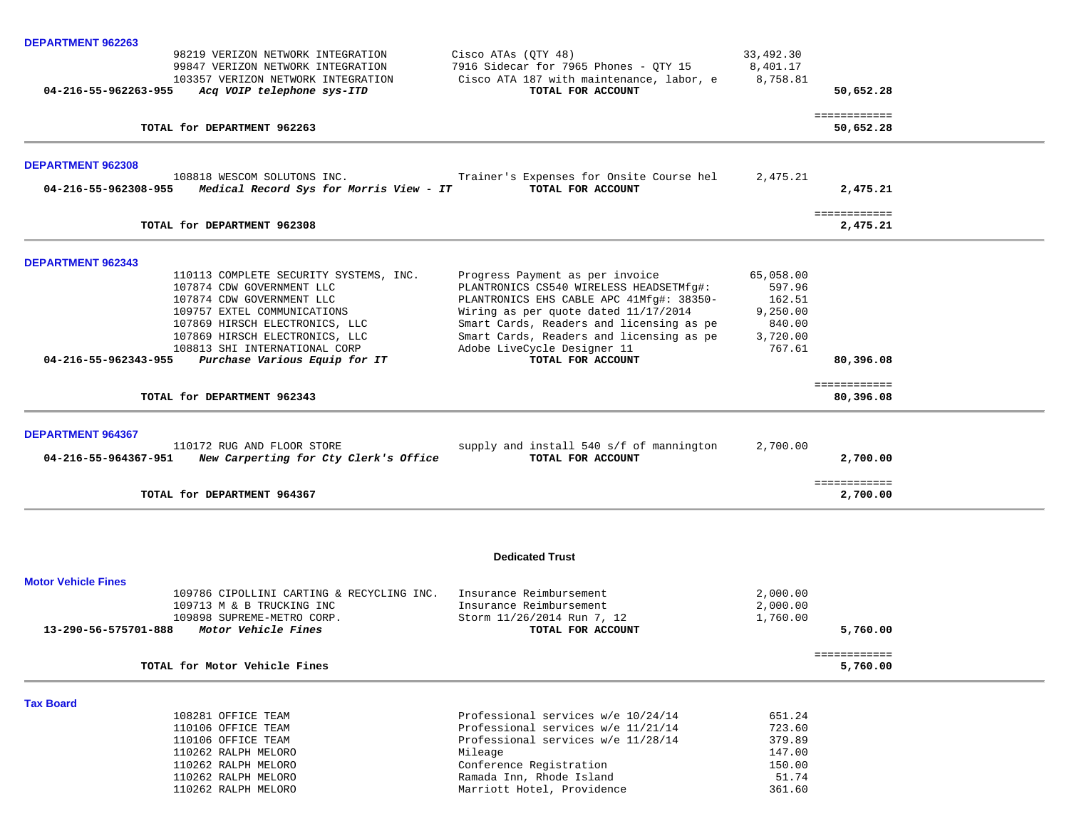**DEPARTMENT 962263**

| | | | | |
|---|---|---|---|---|
| | 98219 VERIZON NETWORK INTEGRATION | Cisco ATAs (QTY 48) | 33,492.30 | |
| | 99847 VERIZON NETWORK INTEGRATION | 7916 Sidecar for 7965 Phones - QTY 15 | 8,401.17 | |
| | 103357 VERIZON NETWORK INTEGRATION | Cisco ATA 187 with maintenance, labor, e | 8,758.81 | |
| **04-216-55-962263-955** | ***Acq VOIP telephone sys-ITD*** | **TOTAL FOR ACCOUNT** | | **50,652.28** |
| | **TOTAL for DEPARTMENT 962263** | | | **50,652.28** |

**DEPARTMENT 962308**

| | | | | |
|---|---|---|---|---|
| | 108818 WESCOM SOLUTONS INC. | Trainer's Expenses for Onsite Course hel | 2,475.21 | |
| **04-216-55-962308-955** | ***Medical Record Sys for Morris View - IT*** | **TOTAL FOR ACCOUNT** | | **2,475.21** |
| | **TOTAL for DEPARTMENT 962308** | | | **2,475.21** |

**DEPARTMENT 962343**

| | | | | |
|---|---|---|---|---|
| | 110113 COMPLETE SECURITY SYSTEMS, INC. | Progress Payment as per invoice | 65,058.00 | |
| | 107874 CDW GOVERNMENT LLC | PLANTRONICS CS540 WIRELESS HEADSETMfg#: | 597.96 | |
| | 107874 CDW GOVERNMENT LLC | PLANTRONICS EHS CABLE APC 41Mfg#: 38350- | 162.51 | |
| | 109757 EXTEL COMMUNICATIONS | Wiring as per quote dated 11/17/2014 | 9,250.00 | |
| | 107869 HIRSCH ELECTRONICS, LLC | Smart Cards, Readers and licensing as pe | 840.00 | |
| | 107869 HIRSCH ELECTRONICS, LLC | Smart Cards, Readers and licensing as pe | 3,720.00 | |
| | 108813 SHI INTERNATIONAL CORP | Adobe LiveCycle Designer 11 | 767.61 | |
| **04-216-55-962343-955** | ***Purchase Various Equip for IT*** | **TOTAL FOR ACCOUNT** | | **80,396.08** |
| | **TOTAL for DEPARTMENT 962343** | | | **80,396.08** |

**DEPARTMENT 964367**

| | | | | |
|---|---|---|---|---|
| | 110172 RUG AND FLOOR STORE | supply and install 540 s/f of mannington | 2,700.00 | |
| **04-216-55-964367-951** | ***New Carpeting for Cty Clerk's Office*** | **TOTAL FOR ACCOUNT** | | **2,700.00** |
| | **TOTAL for DEPARTMENT 964367** | | | **2,700.00** |

## Dedicated Trust

**Motor Vehicle Fines**

| | | | | |
|---|---|---|---|---|
| | 109786 CIPOLLINI CARTING & RECYCLING INC. | Insurance Reimbursement | 2,000.00 | |
| | 109713 M & B TRUCKING INC | Insurance Reimbursement | 2,000.00 | |
| | 109898 SUPREME-METRO CORP. | Storm 11/26/2014 Run 7, 12 | 1,760.00 | |
| **13-290-56-575701-888** | ***Motor Vehicle Fines*** | **TOTAL FOR ACCOUNT** | | **5,760.00** |
| | **TOTAL for Motor Vehicle Fines** | | | **5,760.00** |

**Tax Board**

| | | | | |
|---|---|---|---|---|
| | 108281 OFFICE TEAM | Professional services w/e 10/24/14 | 651.24 | |
| | 110106 OFFICE TEAM | Professional services w/e 11/21/14 | 723.60 | |
| | 110106 OFFICE TEAM | Professional services w/e 11/28/14 | 379.89 | |
| | 110262 RALPH MELORO | Mileage | 147.00 | |
| | 110262 RALPH MELORO | Conference Registration | 150.00 | |
| | 110262 RALPH MELORO | Ramada Inn, Rhode Island | 51.74 | |
| | 110262 RALPH MELORO | Marriott Hotel, Providence | 361.60 | |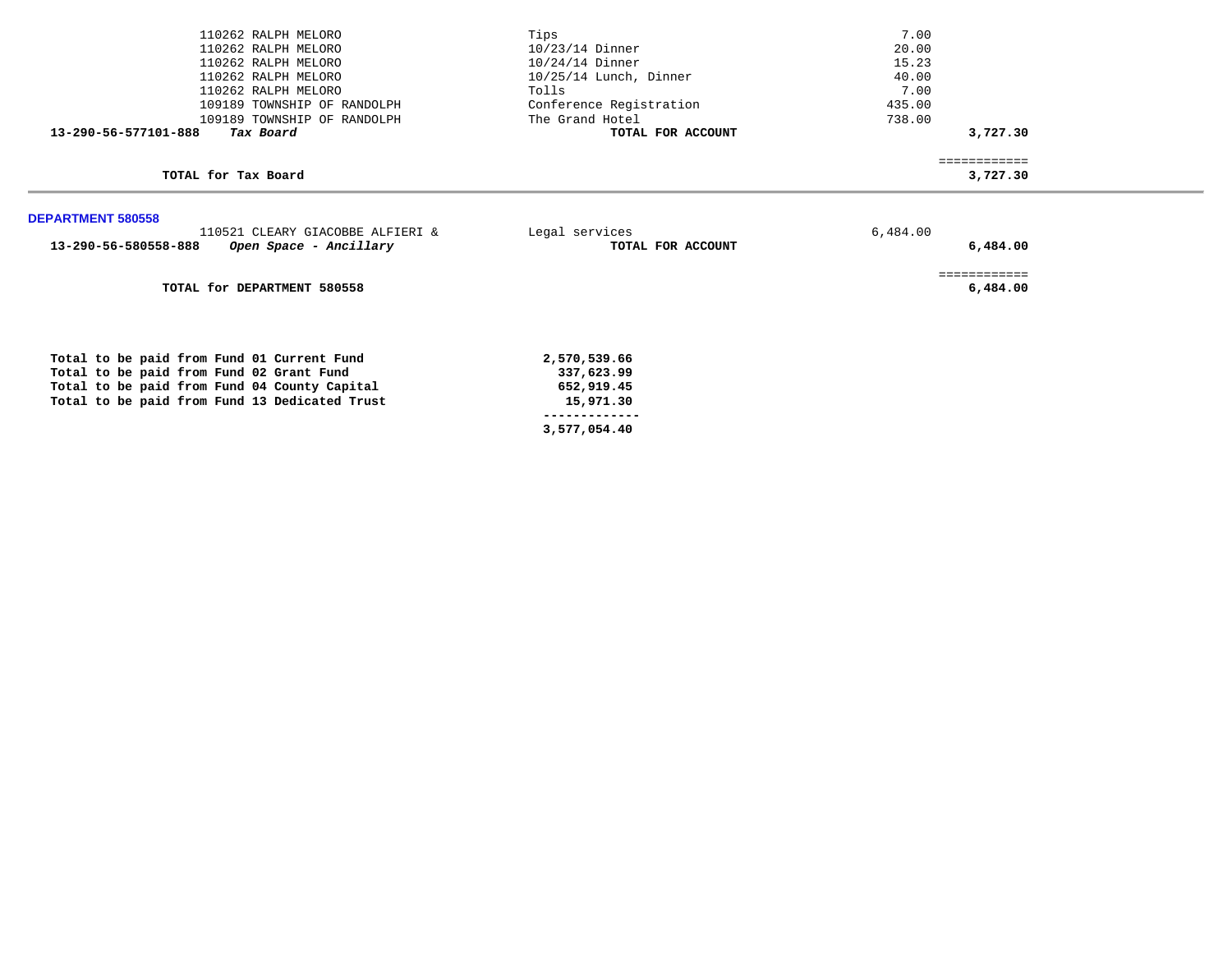| | | | | |
|---|---|---|---|---|
| | 110262 RALPH MELORO | Tips | 7.00 | |
| | 110262 RALPH MELORO | 10/23/14 Dinner | 20.00 | |
| | 110262 RALPH MELORO | 10/24/14 Dinner | 15.23 | |
| | 110262 RALPH MELORO | 10/25/14 Lunch, Dinner | 40.00 | |
| | 110262 RALPH MELORO | Tolls | 7.00 | |
| | 109189 TOWNSHIP OF RANDOLPH | Conference Registration | 435.00 | |
| | 109189 TOWNSHIP OF RANDOLPH | The Grand Hotel | 738.00 | |
| **13-290-56-577101-888** | ***Tax Board*** | **TOTAL FOR ACCOUNT** | | **3,727.30** |

============

**TOTAL for Tax Board** **3,727.30**

## DEPARTMENT 580558

| | | | | |
|---|---|---|---|---|
| | 110521 CLEARY GIACOBBE ALFIERI & | Legal services | 6,484.00 | |
| **13-290-56-580558-888** | ***Open Space - Ancillary*** | **TOTAL FOR ACCOUNT** | | **6,484.00** |

============

**TOTAL for DEPARTMENT 580558** **6,484.00**

| | |
|---|---|
| **Total to be paid from Fund 01 Current Fund** | **2,570,539.66** |
| **Total to be paid from Fund 02 Grant Fund** | **337,623.99** |
| **Total to be paid from Fund 04 County Capital** | **652,919.45** |
| **Total to be paid from Fund 13 Dedicated Trust** | **15,971.30** |
| | ------------- |
| | **3,577,054.40** |